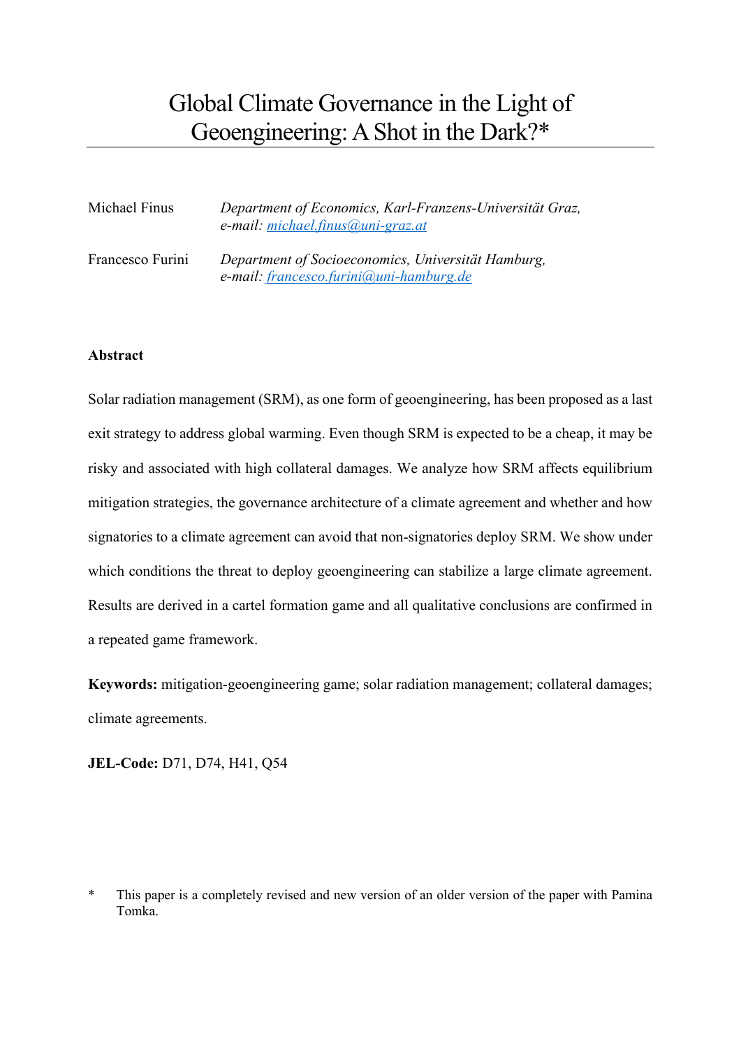# Global Climate Governance in the Light of Geoengineering: A Shot in the Dark?*

Michael Finus — *Department of Economics, Karl-Franzens-Universität Graz, e-mail: michael.finus@uni-graz.at*

Francesco Furini — *Department of Socioeconomics, Universität Hamburg, e-mail: francesco.furini@uni-hamburg.de*

**Abstract**

Solar radiation management (SRM), as one form of geoengineering, has been proposed as a last exit strategy to address global warming. Even though SRM is expected to be a cheap, it may be risky and associated with high collateral damages. We analyze how SRM affects equilibrium mitigation strategies, the governance architecture of a climate agreement and whether and how signatories to a climate agreement can avoid that non-signatories deploy SRM. We show under which conditions the threat to deploy geoengineering can stabilize a large climate agreement. Results are derived in a cartel formation game and all qualitative conclusions are confirmed in a repeated game framework.

**Keywords:** mitigation-geoengineering game; solar radiation management; collateral damages; climate agreements.

**JEL-Code:** D71, D74, H41, Q54

\* This paper is a completely revised and new version of an older version of the paper with Pamina Tomka.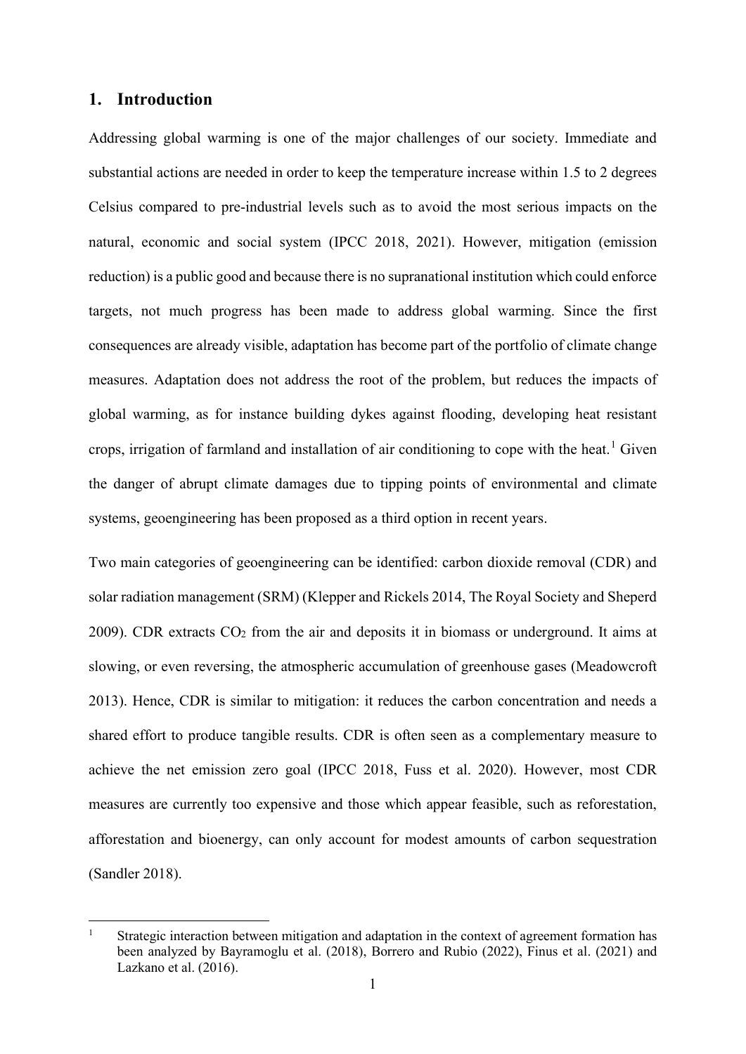## 1. Introduction

Addressing global warming is one of the major challenges of our society. Immediate and substantial actions are needed in order to keep the temperature increase within 1.5 to 2 degrees Celsius compared to pre-industrial levels such as to avoid the most serious impacts on the natural, economic and social system (IPCC 2018, 2021). However, mitigation (emission reduction) is a public good and because there is no supranational institution which could enforce targets, not much progress has been made to address global warming. Since the first consequences are already visible, adaptation has become part of the portfolio of climate change measures. Adaptation does not address the root of the problem, but reduces the impacts of global warming, as for instance building dykes against flooding, developing heat resistant crops, irrigation of farmland and installation of air conditioning to cope with the heat.[1] Given the danger of abrupt climate damages due to tipping points of environmental and climate systems, geoengineering has been proposed as a third option in recent years.

Two main categories of geoengineering can be identified: carbon dioxide removal (CDR) and solar radiation management (SRM) (Klepper and Rickels 2014, The Royal Society and Sheperd 2009). CDR extracts $CO_2$ from the air and deposits it in biomass or underground. It aims at slowing, or even reversing, the atmospheric accumulation of greenhouse gases (Meadowcroft 2013). Hence, CDR is similar to mitigation: it reduces the carbon concentration and needs a shared effort to produce tangible results. CDR is often seen as a complementary measure to achieve the net emission zero goal (IPCC 2018, Fuss et al. 2020). However, most CDR measures are currently too expensive and those which appear feasible, such as reforestation, afforestation and bioenergy, can only account for modest amounts of carbon sequestration (Sandler 2018).

[1] Strategic interaction between mitigation and adaptation in the context of agreement formation has been analyzed by Bayramoglu et al. (2018), Borrero and Rubio (2022), Finus et al. (2021) and Lazkano et al. (2016).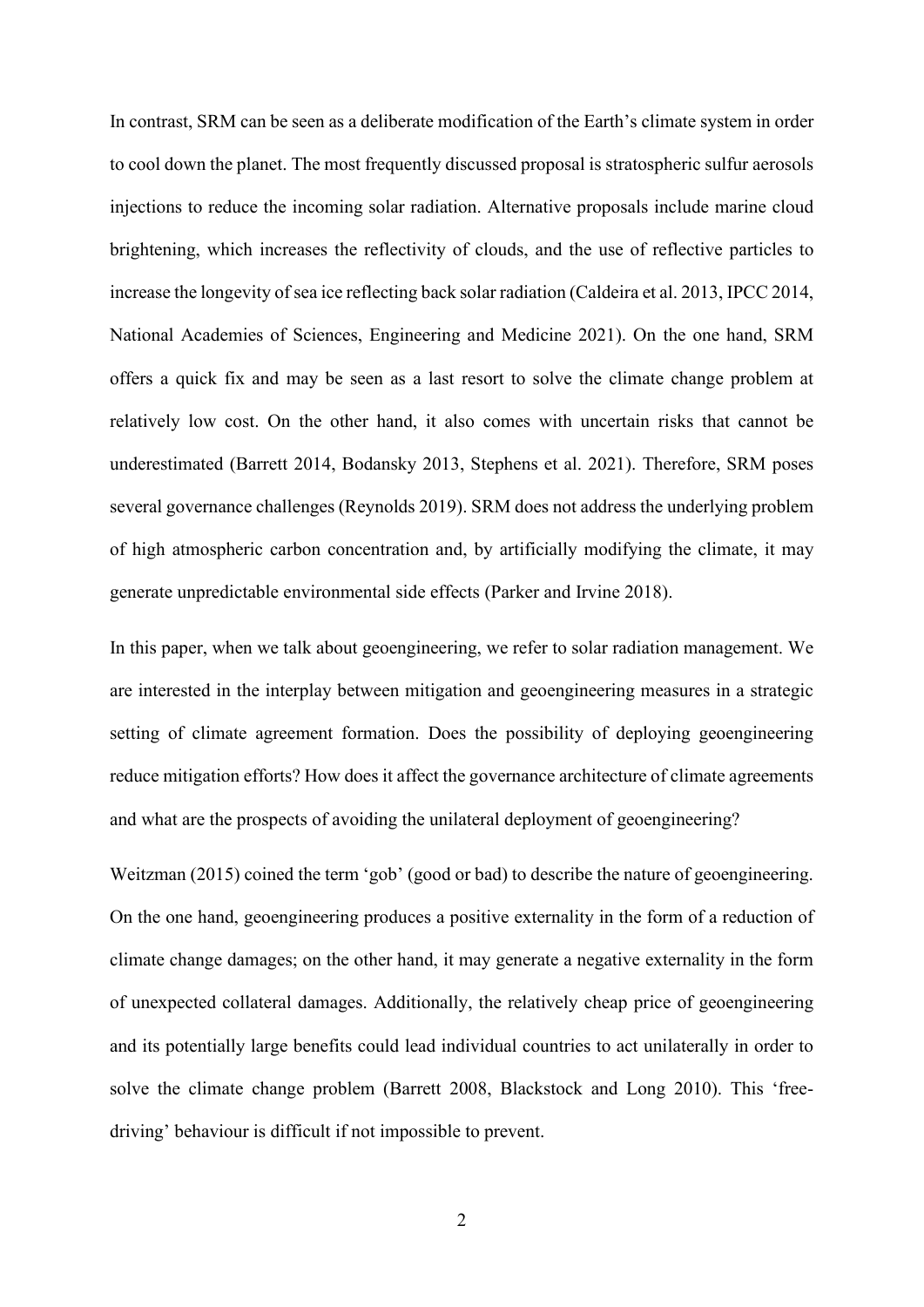In contrast, SRM can be seen as a deliberate modification of the Earth's climate system in order to cool down the planet. The most frequently discussed proposal is stratospheric sulfur aerosols injections to reduce the incoming solar radiation. Alternative proposals include marine cloud brightening, which increases the reflectivity of clouds, and the use of reflective particles to increase the longevity of sea ice reflecting back solar radiation (Caldeira et al. 2013, IPCC 2014, National Academies of Sciences, Engineering and Medicine 2021). On the one hand, SRM offers a quick fix and may be seen as a last resort to solve the climate change problem at relatively low cost. On the other hand, it also comes with uncertain risks that cannot be underestimated (Barrett 2014, Bodansky 2013, Stephens et al. 2021). Therefore, SRM poses several governance challenges (Reynolds 2019). SRM does not address the underlying problem of high atmospheric carbon concentration and, by artificially modifying the climate, it may generate unpredictable environmental side effects (Parker and Irvine 2018).

In this paper, when we talk about geoengineering, we refer to solar radiation management. We are interested in the interplay between mitigation and geoengineering measures in a strategic setting of climate agreement formation. Does the possibility of deploying geoengineering reduce mitigation efforts? How does it affect the governance architecture of climate agreements and what are the prospects of avoiding the unilateral deployment of geoengineering?

Weitzman (2015) coined the term 'gob' (good or bad) to describe the nature of geoengineering. On the one hand, geoengineering produces a positive externality in the form of a reduction of climate change damages; on the other hand, it may generate a negative externality in the form of unexpected collateral damages. Additionally, the relatively cheap price of geoengineering and its potentially large benefits could lead individual countries to act unilaterally in order to solve the climate change problem (Barrett 2008, Blackstock and Long 2010). This 'free-driving' behaviour is difficult if not impossible to prevent.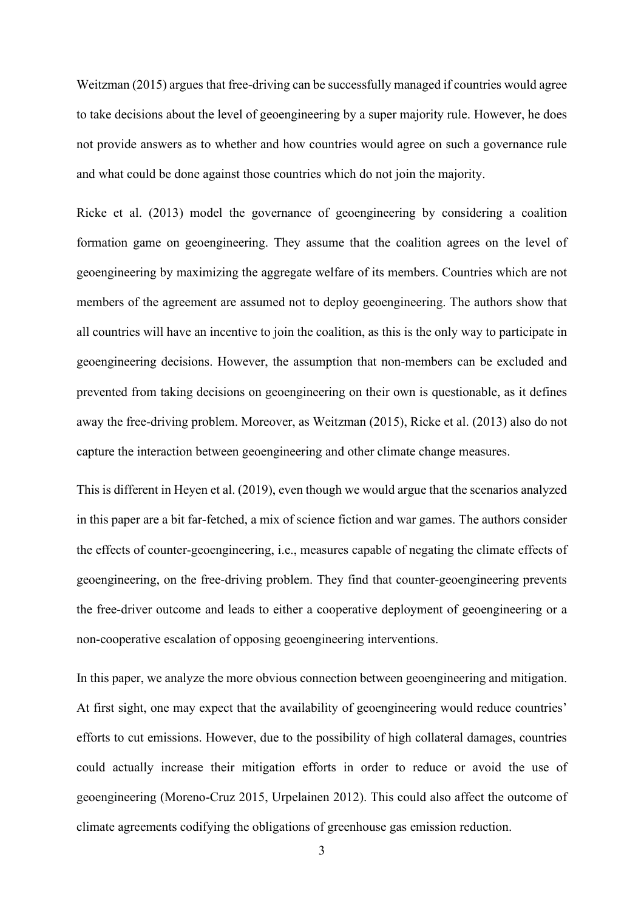Weitzman (2015) argues that free-driving can be successfully managed if countries would agree to take decisions about the level of geoengineering by a super majority rule. However, he does not provide answers as to whether and how countries would agree on such a governance rule and what could be done against those countries which do not join the majority.

Ricke et al. (2013) model the governance of geoengineering by considering a coalition formation game on geoengineering. They assume that the coalition agrees on the level of geoengineering by maximizing the aggregate welfare of its members. Countries which are not members of the agreement are assumed not to deploy geoengineering. The authors show that all countries will have an incentive to join the coalition, as this is the only way to participate in geoengineering decisions. However, the assumption that non-members can be excluded and prevented from taking decisions on geoengineering on their own is questionable, as it defines away the free-driving problem. Moreover, as Weitzman (2015), Ricke et al. (2013) also do not capture the interaction between geoengineering and other climate change measures.

This is different in Heyen et al. (2019), even though we would argue that the scenarios analyzed in this paper are a bit far-fetched, a mix of science fiction and war games. The authors consider the effects of counter-geoengineering, i.e., measures capable of negating the climate effects of geoengineering, on the free-driving problem. They find that counter-geoengineering prevents the free-driver outcome and leads to either a cooperative deployment of geoengineering or a non-cooperative escalation of opposing geoengineering interventions.

In this paper, we analyze the more obvious connection between geoengineering and mitigation. At first sight, one may expect that the availability of geoengineering would reduce countries' efforts to cut emissions. However, due to the possibility of high collateral damages, countries could actually increase their mitigation efforts in order to reduce or avoid the use of geoengineering (Moreno-Cruz 2015, Urpelainen 2012). This could also affect the outcome of climate agreements codifying the obligations of greenhouse gas emission reduction.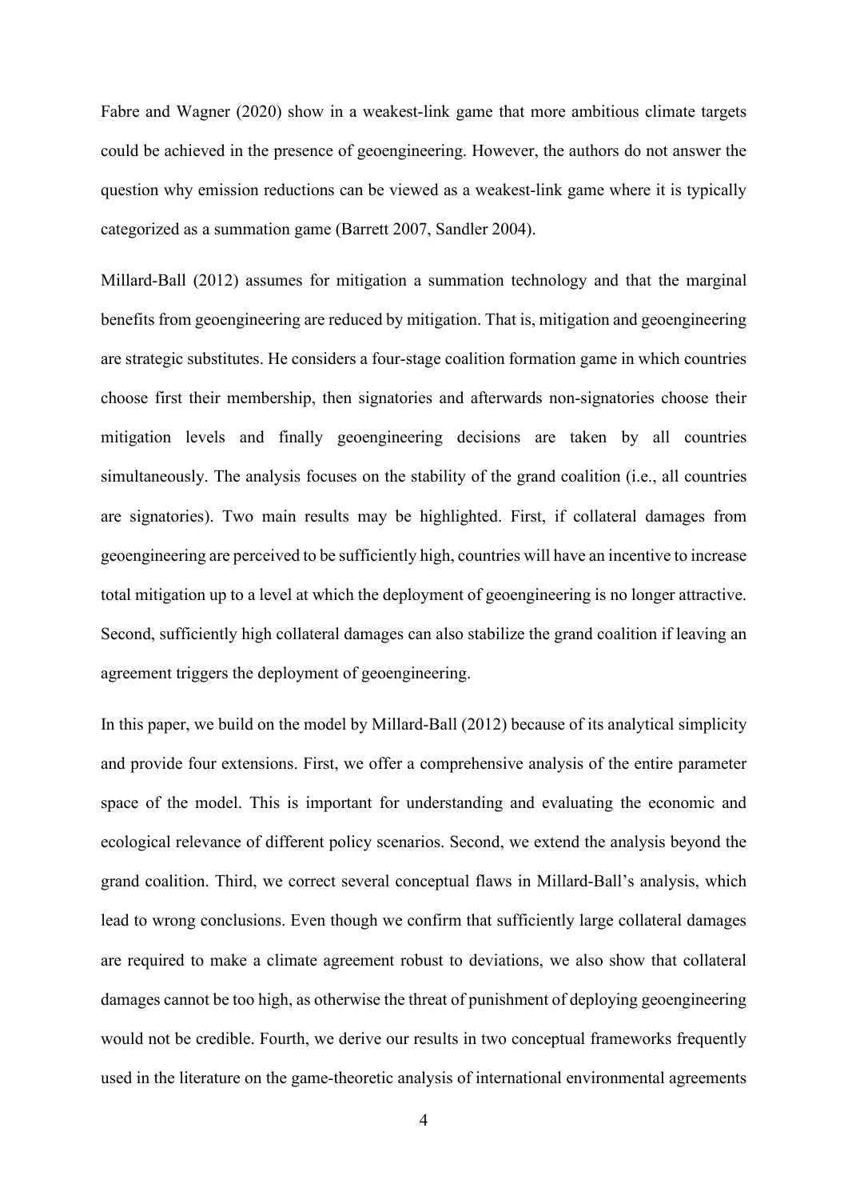Fabre and Wagner (2020) show in a weakest-link game that more ambitious climate targets could be achieved in the presence of geoengineering. However, the authors do not answer the question why emission reductions can be viewed as a weakest-link game where it is typically categorized as a summation game (Barrett 2007, Sandler 2004).

Millard-Ball (2012) assumes for mitigation a summation technology and that the marginal benefits from geoengineering are reduced by mitigation. That is, mitigation and geoengineering are strategic substitutes. He considers a four-stage coalition formation game in which countries choose first their membership, then signatories and afterwards non-signatories choose their mitigation levels and finally geoengineering decisions are taken by all countries simultaneously. The analysis focuses on the stability of the grand coalition (i.e., all countries are signatories). Two main results may be highlighted. First, if collateral damages from geoengineering are perceived to be sufficiently high, countries will have an incentive to increase total mitigation up to a level at which the deployment of geoengineering is no longer attractive. Second, sufficiently high collateral damages can also stabilize the grand coalition if leaving an agreement triggers the deployment of geoengineering.

In this paper, we build on the model by Millard-Ball (2012) because of its analytical simplicity and provide four extensions. First, we offer a comprehensive analysis of the entire parameter space of the model. This is important for understanding and evaluating the economic and ecological relevance of different policy scenarios. Second, we extend the analysis beyond the grand coalition. Third, we correct several conceptual flaws in Millard-Ball's analysis, which lead to wrong conclusions. Even though we confirm that sufficiently large collateral damages are required to make a climate agreement robust to deviations, we also show that collateral damages cannot be too high, as otherwise the threat of punishment of deploying geoengineering would not be credible. Fourth, we derive our results in two conceptual frameworks frequently used in the literature on the game-theoretic analysis of international environmental agreements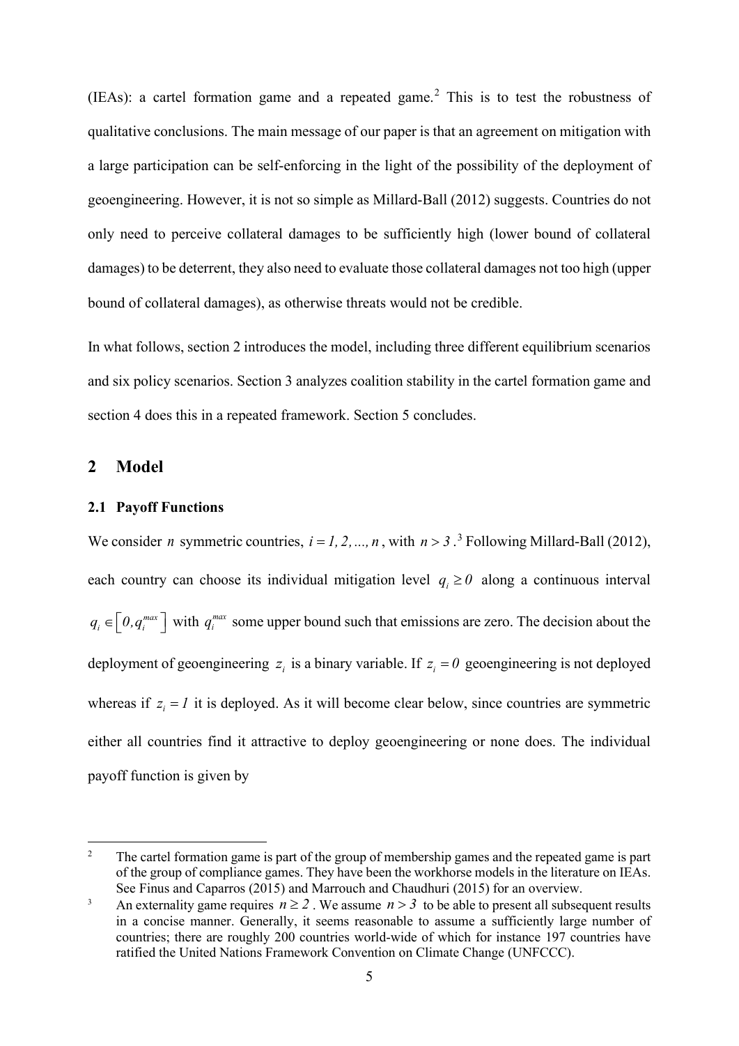(IEAs): a cartel formation game and a repeated game.[2] This is to test the robustness of qualitative conclusions. The main message of our paper is that an agreement on mitigation with a large participation can be self-enforcing in the light of the possibility of the deployment of geoengineering. However, it is not so simple as Millard-Ball (2012) suggests. Countries do not only need to perceive collateral damages to be sufficiently high (lower bound of collateral damages) to be deterrent, they also need to evaluate those collateral damages not too high (upper bound of collateral damages), as otherwise threats would not be credible.

In what follows, section 2 introduces the model, including three different equilibrium scenarios and six policy scenarios. Section 3 analyzes coalition stability in the cartel formation game and section 4 does this in a repeated framework. Section 5 concludes.

## 2 Model

### 2.1 Payoff Functions

We consider $n$ symmetric countries, $i = 1, 2, ..., n$, with $n > 3$.[3] Following Millard-Ball (2012), each country can choose its individual mitigation level $q_i \geq 0$ along a continuous interval $q_i \in \left[0, q_i^{max}\right]$ with $q_i^{max}$ some upper bound such that emissions are zero. The decision about the deployment of geoengineering $z_i$ is a binary variable. If $z_i = 0$ geoengineering is not deployed whereas if $z_i = 1$ it is deployed. As it will become clear below, since countries are symmetric either all countries find it attractive to deploy geoengineering or none does. The individual payoff function is given by

---

[2] The cartel formation game is part of the group of membership games and the repeated game is part of the group of compliance games. They have been the workhorse models in the literature on IEAs. See Finus and Caparros (2015) and Marrouch and Chaudhuri (2015) for an overview.

[3] An externality game requires $n \geq 2$. We assume $n > 3$ to be able to present all subsequent results in a concise manner. Generally, it seems reasonable to assume a sufficiently large number of countries; there are roughly 200 countries world-wide of which for instance 197 countries have ratified the United Nations Framework Convention on Climate Change (UNFCCC).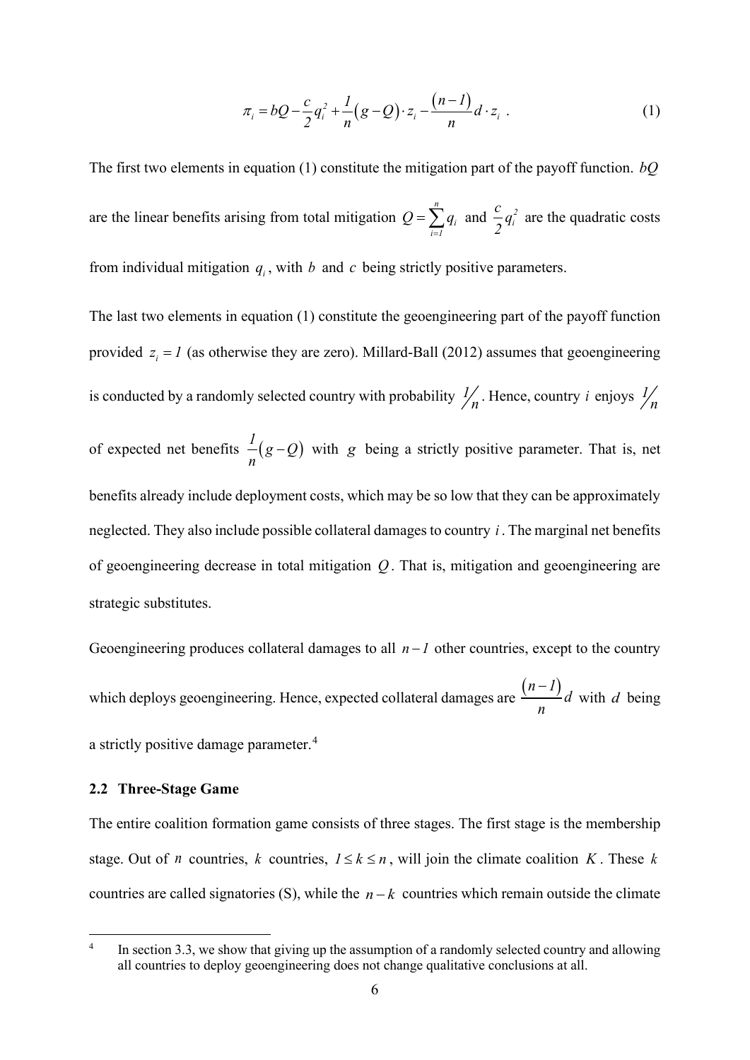$$\pi_i = bQ - \frac{c}{2}q_i^2 + \frac{1}{n}(g - Q)\cdot z_i - \frac{(n-1)}{n}d \cdot z_i \ . \tag{1}$$

The first two elements in equation (1) constitute the mitigation part of the payoff function. $bQ$ are the linear benefits arising from total mitigation $Q = \sum_{i=1}^{n} q_i$ and $\frac{c}{2}q_i^2$ are the quadratic costs from individual mitigation $q_i$, with $b$ and $c$ being strictly positive parameters.

The last two elements in equation (1) constitute the geoengineering part of the payoff function provided $z_i = 1$ (as otherwise they are zero). Millard-Ball (2012) assumes that geoengineering is conducted by a randomly selected country with probability $1/n$. Hence, country $i$ enjoys $1/n$ of expected net benefits $\frac{1}{n}(g - Q)$ with $g$ being a strictly positive parameter. That is, net benefits already include deployment costs, which may be so low that they can be approximately neglected. They also include possible collateral damages to country $i$. The marginal net benefits of geoengineering decrease in total mitigation $Q$. That is, mitigation and geoengineering are strategic substitutes.

Geoengineering produces collateral damages to all $n-1$ other countries, except to the country which deploys geoengineering. Hence, expected collateral damages are $\frac{(n-1)}{n}d$ with $d$ being a strictly positive damage parameter.[4]

### 2.2 Three-Stage Game

The entire coalition formation game consists of three stages. The first stage is the membership stage. Out of $n$ countries, $k$ countries, $1 \le k \le n$, will join the climate coalition $K$. These $k$ countries are called signatories (S), while the $n-k$ countries which remain outside the climate

[4] In section 3.3, we show that giving up the assumption of a randomly selected country and allowing all countries to deploy geoengineering does not change qualitative conclusions at all.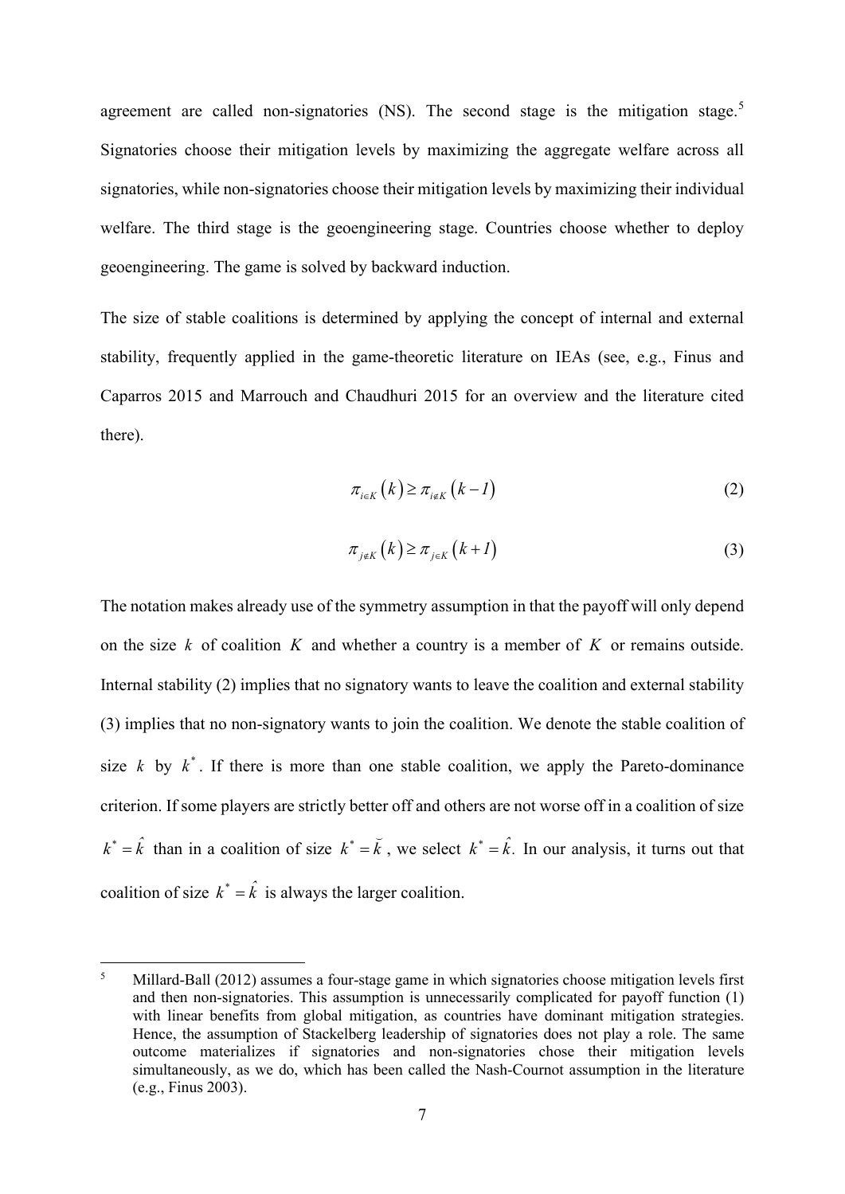agreement are called non-signatories (NS). The second stage is the mitigation stage.[5] Signatories choose their mitigation levels by maximizing the aggregate welfare across all signatories, while non-signatories choose their mitigation levels by maximizing their individual welfare. The third stage is the geoengineering stage. Countries choose whether to deploy geoengineering. The game is solved by backward induction.

The size of stable coalitions is determined by applying the concept of internal and external stability, frequently applied in the game-theoretic literature on IEAs (see, e.g., Finus and Caparros 2015 and Marrouch and Chaudhuri 2015 for an overview and the literature cited there).

$$\pi_{i \in K}\left(k\right) \geq \pi_{i \notin K}\left(k-1\right) \tag{2}$$

$$\pi_{j \notin K}\left(k\right) \geq \pi_{j \in K}\left(k+1\right) \tag{3}$$

The notation makes already use of the symmetry assumption in that the payoff will only depend on the size $k$ of coalition $K$ and whether a country is a member of $K$ or remains outside. Internal stability (2) implies that no signatory wants to leave the coalition and external stability (3) implies that no non-signatory wants to join the coalition. We denote the stable coalition of size $k$ by $k^*$. If there is more than one stable coalition, we apply the Pareto-dominance criterion. If some players are strictly better off and others are not worse off in a coalition of size $k^* = \hat{k}$ than in a coalition of size $k^* = \breve{k}$, we select $k^* = \hat{k}$. In our analysis, it turns out that coalition of size $k^* = \hat{k}$ is always the larger coalition.

[5] Millard-Ball (2012) assumes a four-stage game in which signatories choose mitigation levels first and then non-signatories. This assumption is unnecessarily complicated for payoff function (1) with linear benefits from global mitigation, as countries have dominant mitigation strategies. Hence, the assumption of Stackelberg leadership of signatories does not play a role. The same outcome materializes if signatories and non-signatories chose their mitigation levels simultaneously, as we do, which has been called the Nash-Cournot assumption in the literature (e.g., Finus 2003).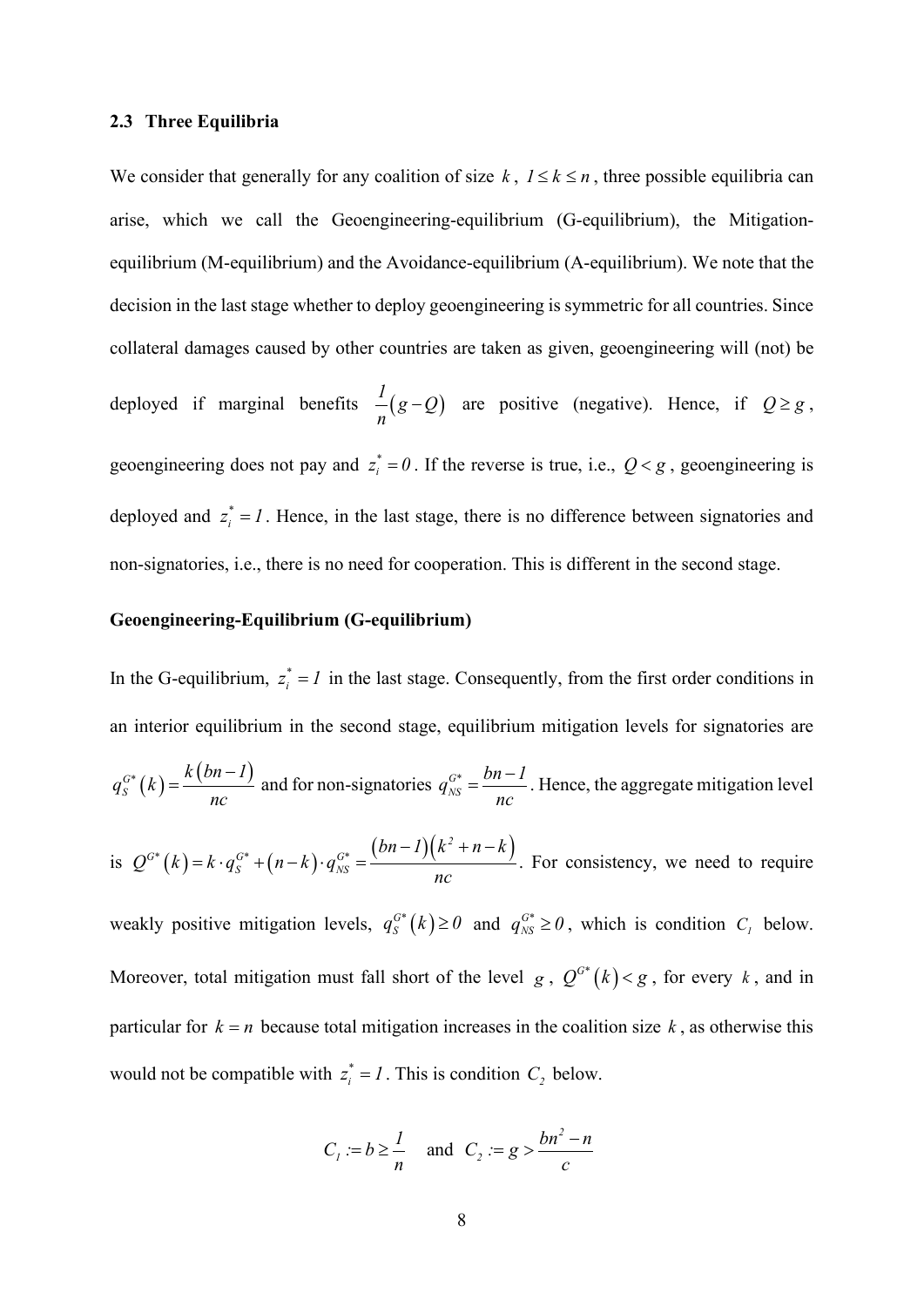### 2.3 Three Equilibria

We consider that generally for any coalition of size $k$, $1 \leq k \leq n$, three possible equilibria can arise, which we call the Geoengineering-equilibrium (G-equilibrium), the Mitigation-equilibrium (M-equilibrium) and the Avoidance-equilibrium (A-equilibrium). We note that the decision in the last stage whether to deploy geoengineering is symmetric for all countries. Since collateral damages caused by other countries are taken as given, geoengineering will (not) be deployed if marginal benefits $\frac{1}{n}(g-Q)$ are positive (negative). Hence, if $Q \geq g$, geoengineering does not pay and $z_i^* = 0$. If the reverse is true, i.e., $Q < g$, geoengineering is deployed and $z_i^* = 1$. Hence, in the last stage, there is no difference between signatories and non-signatories, i.e., there is no need for cooperation. This is different in the second stage.

**Geoengineering-Equilibrium (G-equilibrium)**

In the G-equilibrium, $z_i^* = 1$ in the last stage. Consequently, from the first order conditions in an interior equilibrium in the second stage, equilibrium mitigation levels for signatories are $q_S^{G*}(k) = \frac{k(bn-1)}{nc}$ and for non-signatories $q_{NS}^{G*} = \frac{bn-1}{nc}$. Hence, the aggregate mitigation level is $Q^{G*}(k) = k \cdot q_S^{G*} + (n-k) \cdot q_{NS}^{G*} = \frac{(bn-1)(k^2+n-k)}{nc}$. For consistency, we need to require weakly positive mitigation levels, $q_S^{G*}(k) \geq 0$ and $q_{NS}^{G*} \geq 0$, which is condition $C_1$ below. Moreover, total mitigation must fall short of the level $g$, $Q^{G*}(k) < g$, for every $k$, and in particular for $k = n$ because total mitigation increases in the coalition size $k$, as otherwise this would not be compatible with $z_i^* = 1$. This is condition $C_2$ below.

$$C_1 := b \geq \frac{1}{n} \quad \text{and} \quad C_2 := g > \frac{bn^2 - n}{c}$$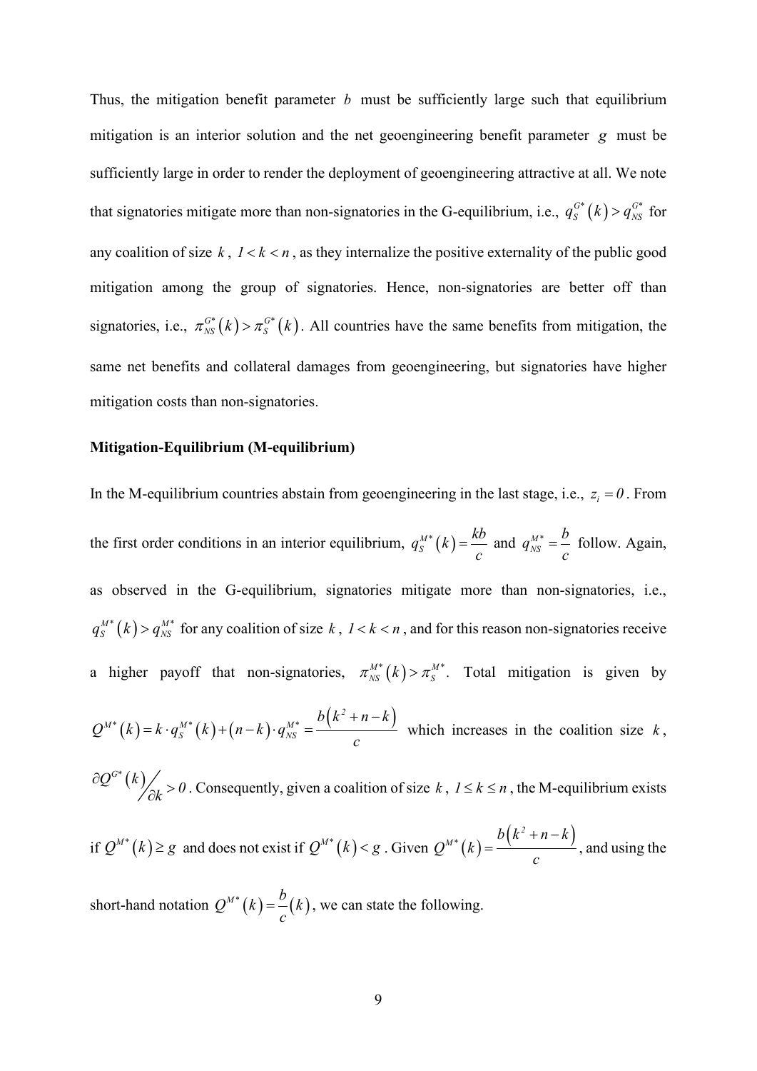Thus, the mitigation benefit parameter $b$ must be sufficiently large such that equilibrium mitigation is an interior solution and the net geoengineering benefit parameter $g$ must be sufficiently large in order to render the deployment of geoengineering attractive at all. We note that signatories mitigate more than non-signatories in the G-equilibrium, i.e., $q_S^{G*}(k) > q_{NS}^{G*}$ for any coalition of size $k$, $1 < k < n$, as they internalize the positive externality of the public good mitigation among the group of signatories. Hence, non-signatories are better off than signatories, i.e., $\pi_{NS}^{G*}(k) > \pi_S^{G*}(k)$. All countries have the same benefits from mitigation, the same net benefits and collateral damages from geoengineering, but signatories have higher mitigation costs than non-signatories.

**Mitigation-Equilibrium (M-equilibrium)**

In the M-equilibrium countries abstain from geoengineering in the last stage, i.e., $z_i = 0$. From the first order conditions in an interior equilibrium, $q_S^{M*}(k) = \frac{kb}{c}$ and $q_{NS}^{M*} = \frac{b}{c}$ follow. Again, as observed in the G-equilibrium, signatories mitigate more than non-signatories, i.e., $q_S^{M*}(k) > q_{NS}^{M*}$ for any coalition of size $k$, $1 < k < n$, and for this reason non-signatories receive a higher payoff that non-signatories, $\pi_{NS}^{M*}(k) > \pi_S^{M*}$. Total mitigation is given by $Q^{M*}(k) = k \cdot q_S^{M*}(k) + (n-k) \cdot q_{NS}^{M*} = \frac{b\left(k^2 + n - k\right)}{c}$ which increases in the coalition size $k$, $\partial Q^{G*}(k) / \partial k > 0$. Consequently, given a coalition of size $k$, $1 \leq k \leq n$, the M-equilibrium exists if $Q^{M*}(k) \geq g$ and does not exist if $Q^{M*}(k) < g$. Given $Q^{M*}(k) = \frac{b\left(k^2 + n - k\right)}{c}$, and using the short-hand notation $Q^{M*}(k) = \frac{b}{c}(k)$, we can state the following.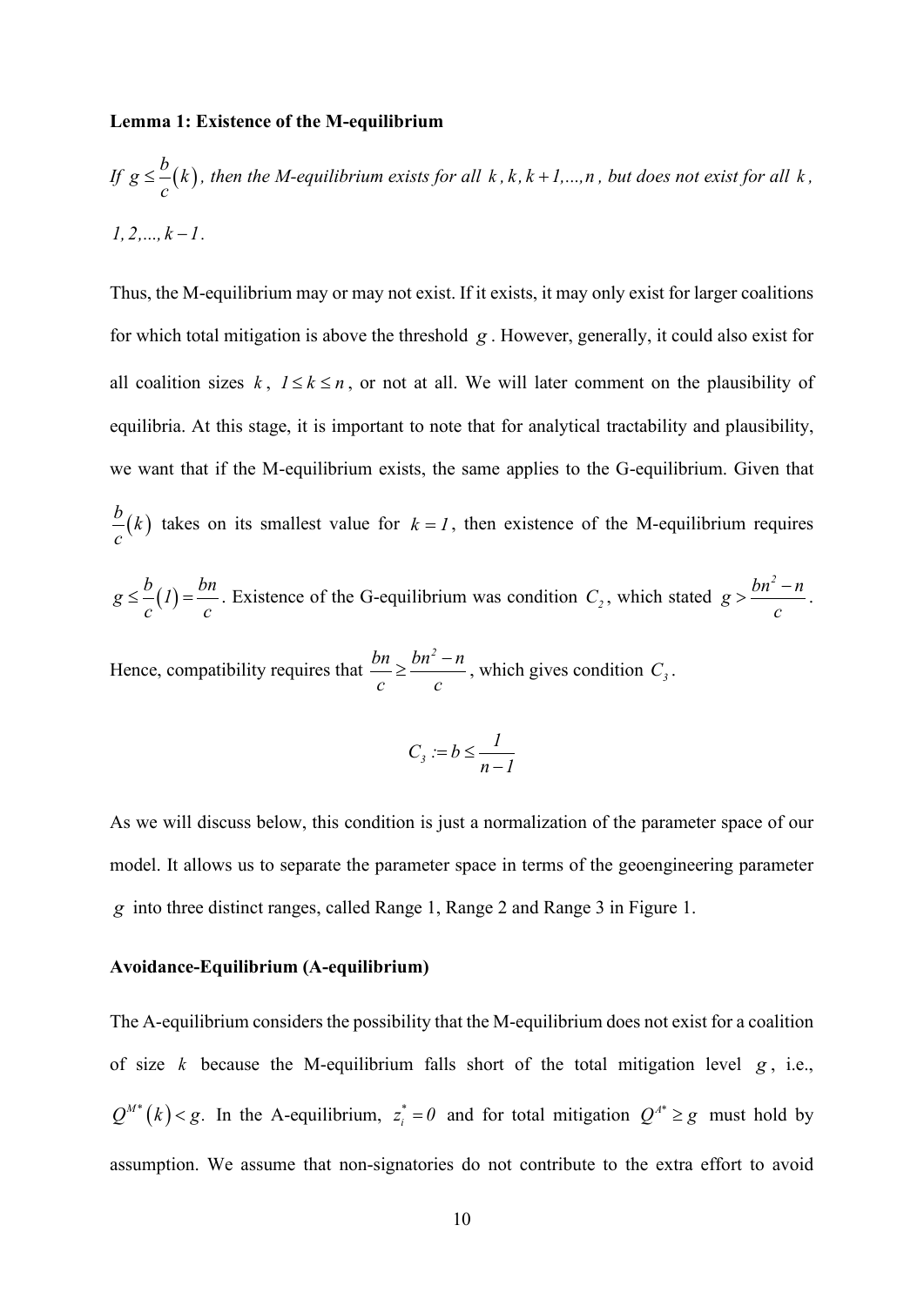**Lemma 1: Existence of the M-equilibrium**

*If* $g \le \frac{b}{c}(k)$*, then the M-equilibrium exists for all* $k$*,* $k, k+1,...,n$*, but does not exist for all* $k$*,* $1, 2,..., k-1$.

Thus, the M-equilibrium may or may not exist. If it exists, it may only exist for larger coalitions for which total mitigation is above the threshold $g$. However, generally, it could also exist for all coalition sizes $k$, $1 \le k \le n$, or not at all. We will later comment on the plausibility of equilibria. At this stage, it is important to note that for analytical tractability and plausibility, we want that if the M-equilibrium exists, the same applies to the G-equilibrium. Given that $\frac{b}{c}(k)$ takes on its smallest value for $k = 1$, then existence of the M-equilibrium requires $g \le \frac{b}{c}(1) = \frac{bn}{c}$. Existence of the G-equilibrium was condition $C_2$, which stated $g > \frac{bn^2 - n}{c}$. Hence, compatibility requires that $\frac{bn}{c} \ge \frac{bn^2 - n}{c}$, which gives condition $C_3$.

$$C_3 := b \le \frac{1}{n-1}$$

As we will discuss below, this condition is just a normalization of the parameter space of our model. It allows us to separate the parameter space in terms of the geoengineering parameter $g$ into three distinct ranges, called Range 1, Range 2 and Range 3 in Figure 1.

**Avoidance-Equilibrium (A-equilibrium)**

The A-equilibrium considers the possibility that the M-equilibrium does not exist for a coalition of size $k$ because the M-equilibrium falls short of the total mitigation level $g$, i.e., $Q^{M^*}(k) < g$. In the A-equilibrium, $z_i^* = 0$ and for total mitigation $Q^{A^*} \ge g$ must hold by assumption. We assume that non-signatories do not contribute to the extra effort to avoid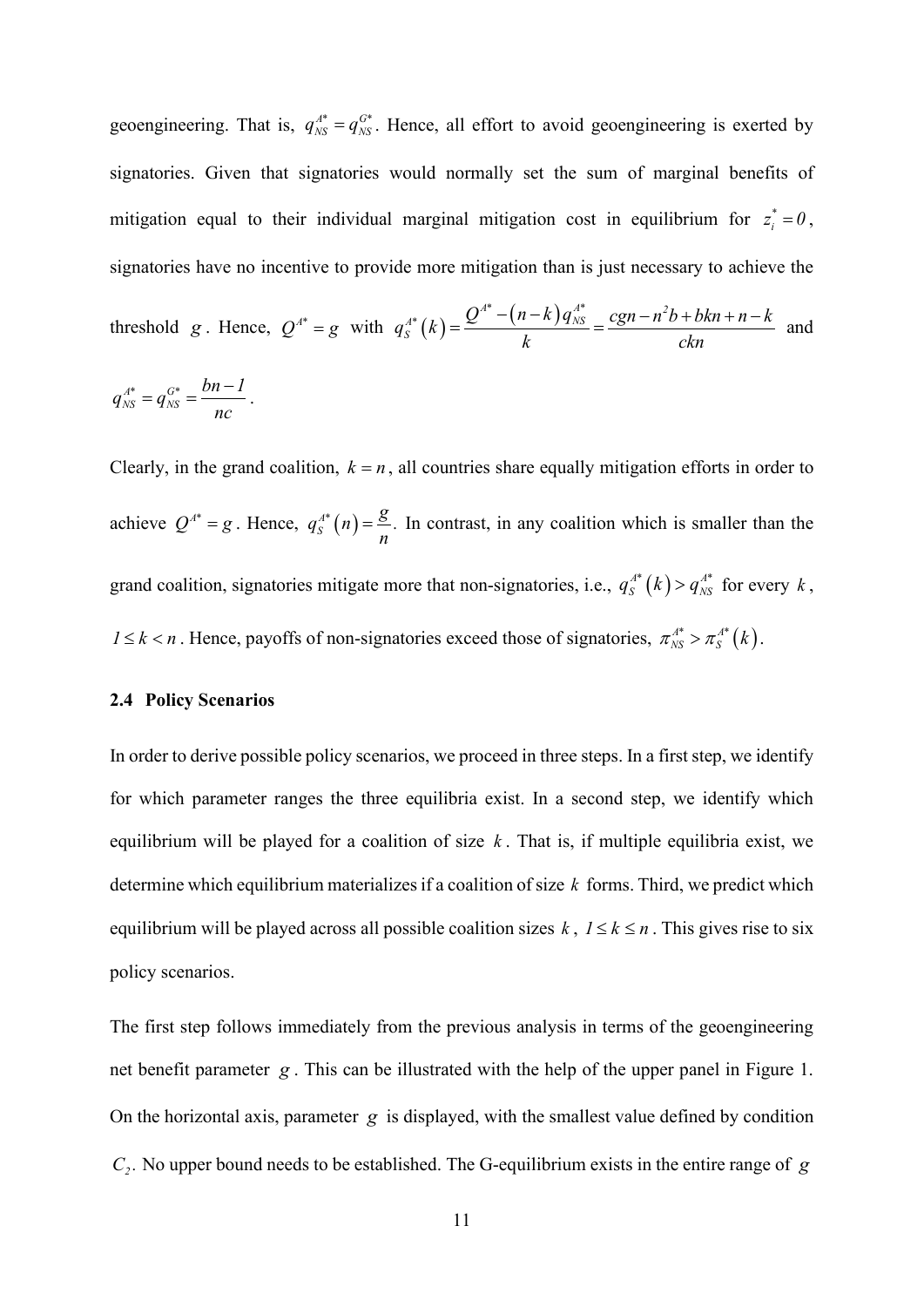geoengineering. That is, $q_{NS}^{A*} = q_{NS}^{G*}$. Hence, all effort to avoid geoengineering is exerted by signatories. Given that signatories would normally set the sum of marginal benefits of mitigation equal to their individual marginal mitigation cost in equilibrium for $z_i^* = 0$, signatories have no incentive to provide more mitigation than is just necessary to achieve the threshold $g$. Hence, $Q^{A*} = g$ with $q_S^{A*}(k) = \frac{Q^{A*} - (n-k)q_{NS}^{A*}}{k} = \frac{cgn - n^2 b + bkn + n - k}{ckn}$ and $q_{NS}^{A*} = q_{NS}^{G*} = \frac{bn - 1}{nc}$.

Clearly, in the grand coalition, $k = n$, all countries share equally mitigation efforts in order to achieve $Q^{A*} = g$. Hence, $q_S^{A*}(n) = \frac{g}{n}$. In contrast, in any coalition which is smaller than the grand coalition, signatories mitigate more that non-signatories, i.e., $q_S^{A*}(k) > q_{NS}^{A*}$ for every $k$, $1 \leq k < n$. Hence, payoffs of non-signatories exceed those of signatories, $\pi_{NS}^{A*} > \pi_S^{A*}(k)$.

### 2.4 Policy Scenarios

In order to derive possible policy scenarios, we proceed in three steps. In a first step, we identify for which parameter ranges the three equilibria exist. In a second step, we identify which equilibrium will be played for a coalition of size $k$. That is, if multiple equilibria exist, we determine which equilibrium materializes if a coalition of size $k$ forms. Third, we predict which equilibrium will be played across all possible coalition sizes $k$, $1 \leq k \leq n$. This gives rise to six policy scenarios.

The first step follows immediately from the previous analysis in terms of the geoengineering net benefit parameter $g$. This can be illustrated with the help of the upper panel in Figure 1. On the horizontal axis, parameter $g$ is displayed, with the smallest value defined by condition $C_2$. No upper bound needs to be established. The G-equilibrium exists in the entire range of $g$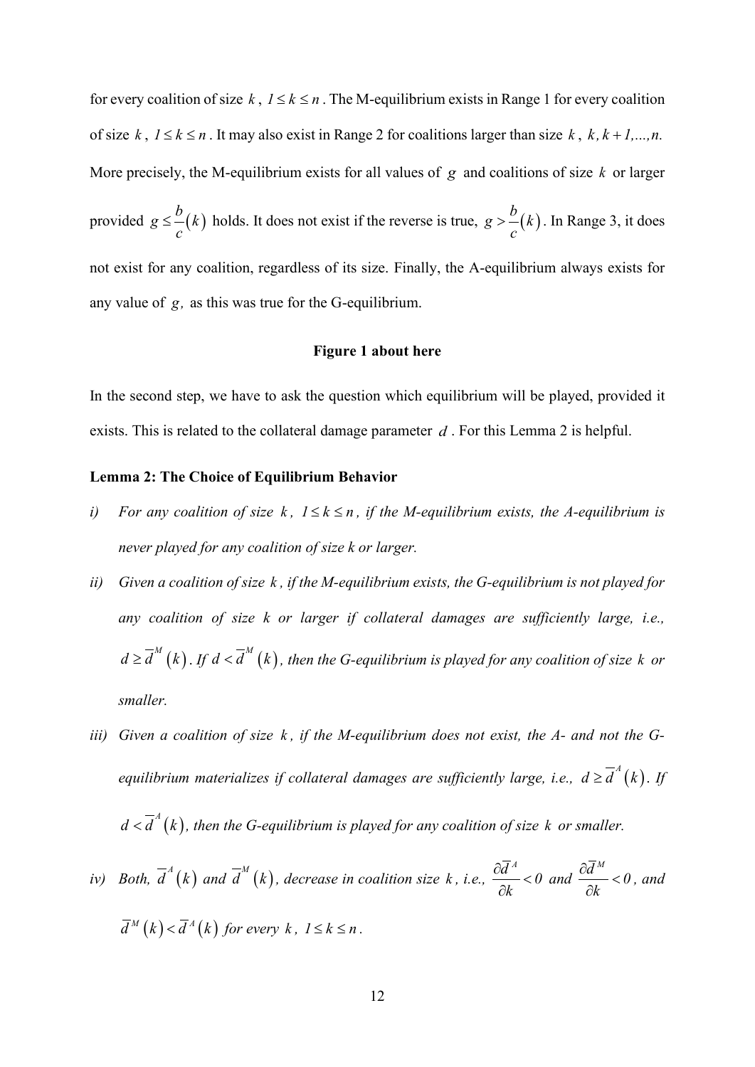for every coalition of size $k$, $1 \leq k \leq n$. The M-equilibrium exists in Range 1 for every coalition of size $k$, $1 \leq k \leq n$. It may also exist in Range 2 for coalitions larger than size $k$, $k, k+1,...,n$. More precisely, the M-equilibrium exists for all values of $g$ and coalitions of size $k$ or larger provided $g \leq \frac{b}{c}(k)$ holds. It does not exist if the reverse is true, $g > \frac{b}{c}(k)$. In Range 3, it does not exist for any coalition, regardless of its size. Finally, the A-equilibrium always exists for any value of $g$, as this was true for the G-equilibrium.

**Figure 1 about here**

In the second step, we have to ask the question which equilibrium will be played, provided it exists. This is related to the collateral damage parameter $d$. For this Lemma 2 is helpful.

**Lemma 2: The Choice of Equilibrium Behavior**

*i) For any coalition of size $k$, $1 \leq k \leq n$, if the M-equilibrium exists, the A-equilibrium is never played for any coalition of size k or larger.*

*ii) Given a coalition of size $k$, if the M-equilibrium exists, the G-equilibrium is not played for any coalition of size k or larger if collateral damages are sufficiently large, i.e., $d \geq \overline{d}^M(k)$. If $d < \overline{d}^M(k)$, then the G-equilibrium is played for any coalition of size $k$ or smaller.*

*iii) Given a coalition of size $k$, if the M-equilibrium does not exist, the A- and not the G-equilibrium materializes if collateral damages are sufficiently large, i.e., $d \geq \overline{d}^A(k)$. If $d < \overline{d}^A(k)$, then the G-equilibrium is played for any coalition of size $k$ or smaller.*

*iv) Both, $\overline{d}^A(k)$ and $\overline{d}^M(k)$, decrease in coalition size $k$, i.e., $\frac{\partial \overline{d}^A}{\partial k} < 0$ and $\frac{\partial \overline{d}^M}{\partial k} < 0$, and $\overline{d}^M(k) < \overline{d}^A(k)$ for every $k$, $1 \leq k \leq n$.*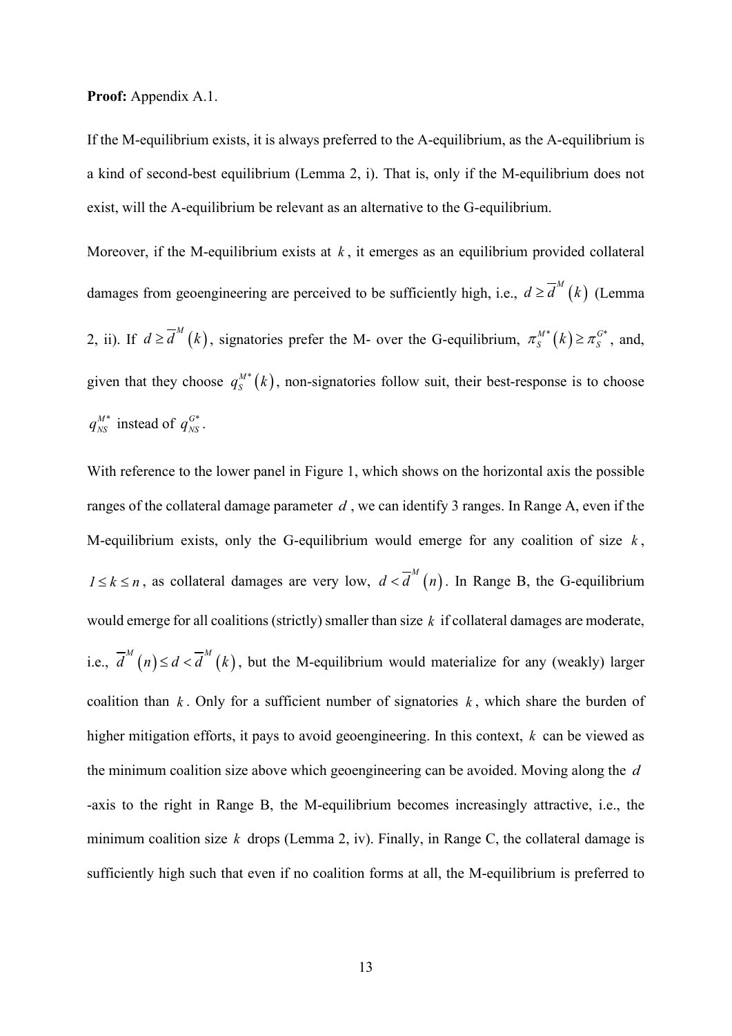**Proof:** Appendix A.1.

If the M-equilibrium exists, it is always preferred to the A-equilibrium, as the A-equilibrium is a kind of second-best equilibrium (Lemma 2, i). That is, only if the M-equilibrium does not exist, will the A-equilibrium be relevant as an alternative to the G-equilibrium.

Moreover, if the M-equilibrium exists at $k$, it emerges as an equilibrium provided collateral damages from geoengineering are perceived to be sufficiently high, i.e., $d \geq \overline{d}^{M}(k)$ (Lemma 2, ii). If $d \geq \overline{d}^{M}(k)$, signatories prefer the M- over the G-equilibrium, $\pi_S^{M*}(k) \geq \pi_S^{G*}$, and, given that they choose $q_S^{M*}(k)$, non-signatories follow suit, their best-response is to choose $q_{NS}^{M*}$ instead of $q_{NS}^{G*}$.

With reference to the lower panel in Figure 1, which shows on the horizontal axis the possible ranges of the collateral damage parameter $d$, we can identify 3 ranges. In Range A, even if the M-equilibrium exists, only the G-equilibrium would emerge for any coalition of size $k$, $1 \leq k \leq n$, as collateral damages are very low, $d < \overline{d}^{M}(n)$. In Range B, the G-equilibrium would emerge for all coalitions (strictly) smaller than size $k$ if collateral damages are moderate, i.e., $\overline{d}^{M}(n) \leq d < \overline{d}^{M}(k)$, but the M-equilibrium would materialize for any (weakly) larger coalition than $k$. Only for a sufficient number of signatories $k$, which share the burden of higher mitigation efforts, it pays to avoid geoengineering. In this context, $k$ can be viewed as the minimum coalition size above which geoengineering can be avoided. Moving along the $d$-axis to the right in Range B, the M-equilibrium becomes increasingly attractive, i.e., the minimum coalition size $k$ drops (Lemma 2, iv). Finally, in Range C, the collateral damage is sufficiently high such that even if no coalition forms at all, the M-equilibrium is preferred to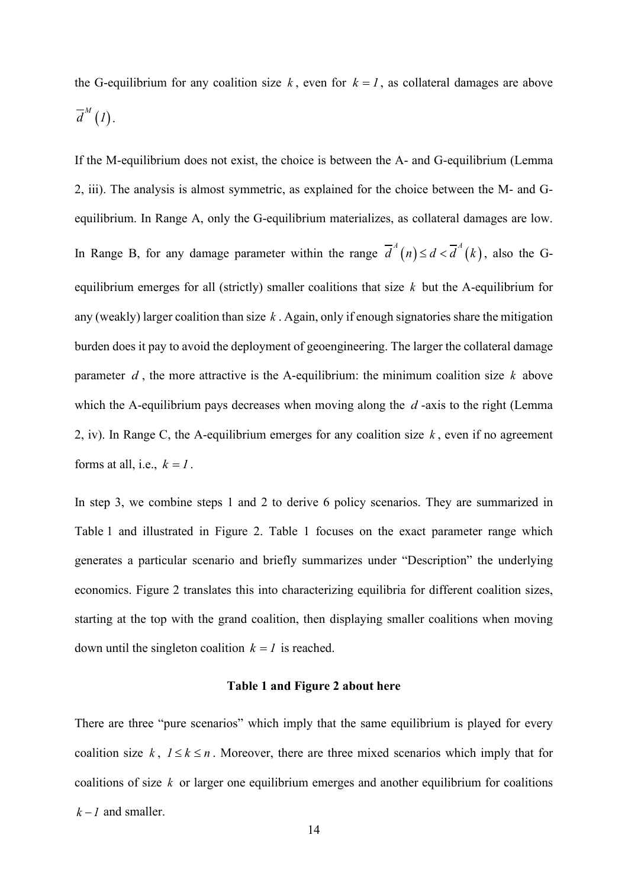the G-equilibrium for any coalition size $k$, even for $k = 1$, as collateral damages are above $\overline{d}^{M}(1)$.

If the M-equilibrium does not exist, the choice is between the A- and G-equilibrium (Lemma 2, iii). The analysis is almost symmetric, as explained for the choice between the M- and G-equilibrium. In Range A, only the G-equilibrium materializes, as collateral damages are low. In Range B, for any damage parameter within the range $\overline{d}^{A}(n) \leq d < \overline{d}^{A}(k)$, also the G-equilibrium emerges for all (strictly) smaller coalitions that size $k$ but the A-equilibrium for any (weakly) larger coalition than size $k$. Again, only if enough signatories share the mitigation burden does it pay to avoid the deployment of geoengineering. The larger the collateral damage parameter $d$, the more attractive is the A-equilibrium: the minimum coalition size $k$ above which the A-equilibrium pays decreases when moving along the $d$-axis to the right (Lemma 2, iv). In Range C, the A-equilibrium emerges for any coalition size $k$, even if no agreement forms at all, i.e., $k = 1$.

In step 3, we combine steps 1 and 2 to derive 6 policy scenarios. They are summarized in Table 1 and illustrated in Figure 2. Table 1 focuses on the exact parameter range which generates a particular scenario and briefly summarizes under "Description" the underlying economics. Figure 2 translates this into characterizing equilibria for different coalition sizes, starting at the top with the grand coalition, then displaying smaller coalitions when moving down until the singleton coalition $k = 1$ is reached.

**Table 1 and Figure 2 about here**

There are three "pure scenarios" which imply that the same equilibrium is played for every coalition size $k$, $1 \leq k \leq n$. Moreover, there are three mixed scenarios which imply that for coalitions of size $k$ or larger one equilibrium emerges and another equilibrium for coalitions $k-1$ and smaller.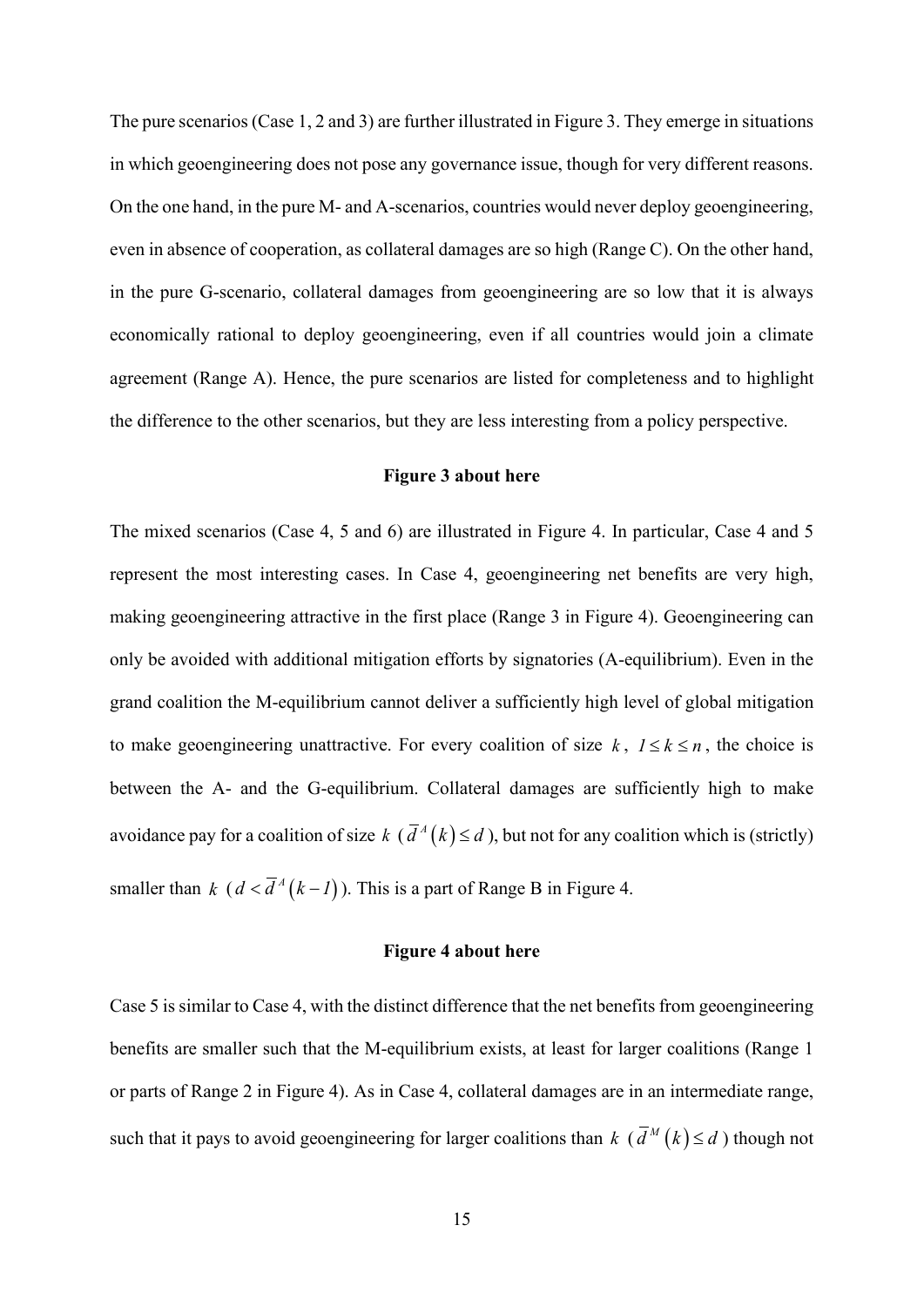The pure scenarios (Case 1, 2 and 3) are further illustrated in Figure 3. They emerge in situations in which geoengineering does not pose any governance issue, though for very different reasons. On the one hand, in the pure M- and A-scenarios, countries would never deploy geoengineering, even in absence of cooperation, as collateral damages are so high (Range C). On the other hand, in the pure G-scenario, collateral damages from geoengineering are so low that it is always economically rational to deploy geoengineering, even if all countries would join a climate agreement (Range A). Hence, the pure scenarios are listed for completeness and to highlight the difference to the other scenarios, but they are less interesting from a policy perspective.

**Figure 3 about here**

The mixed scenarios (Case 4, 5 and 6) are illustrated in Figure 4. In particular, Case 4 and 5 represent the most interesting cases. In Case 4, geoengineering net benefits are very high, making geoengineering attractive in the first place (Range 3 in Figure 4). Geoengineering can only be avoided with additional mitigation efforts by signatories (A-equilibrium). Even in the grand coalition the M-equilibrium cannot deliver a sufficiently high level of global mitigation to make geoengineering unattractive. For every coalition of size $k$, $1 \leq k \leq n$, the choice is between the A- and the G-equilibrium. Collateral damages are sufficiently high to make avoidance pay for a coalition of size $k$ ($\overline{d}^{A}(k) \leq d$), but not for any coalition which is (strictly) smaller than $k$ ($d < \overline{d}^{A}(k-1)$). This is a part of Range B in Figure 4.

**Figure 4 about here**

Case 5 is similar to Case 4, with the distinct difference that the net benefits from geoengineering benefits are smaller such that the M-equilibrium exists, at least for larger coalitions (Range 1 or parts of Range 2 in Figure 4). As in Case 4, collateral damages are in an intermediate range, such that it pays to avoid geoengineering for larger coalitions than $k$ ($\overline{d}^{M}(k) \leq d$) though not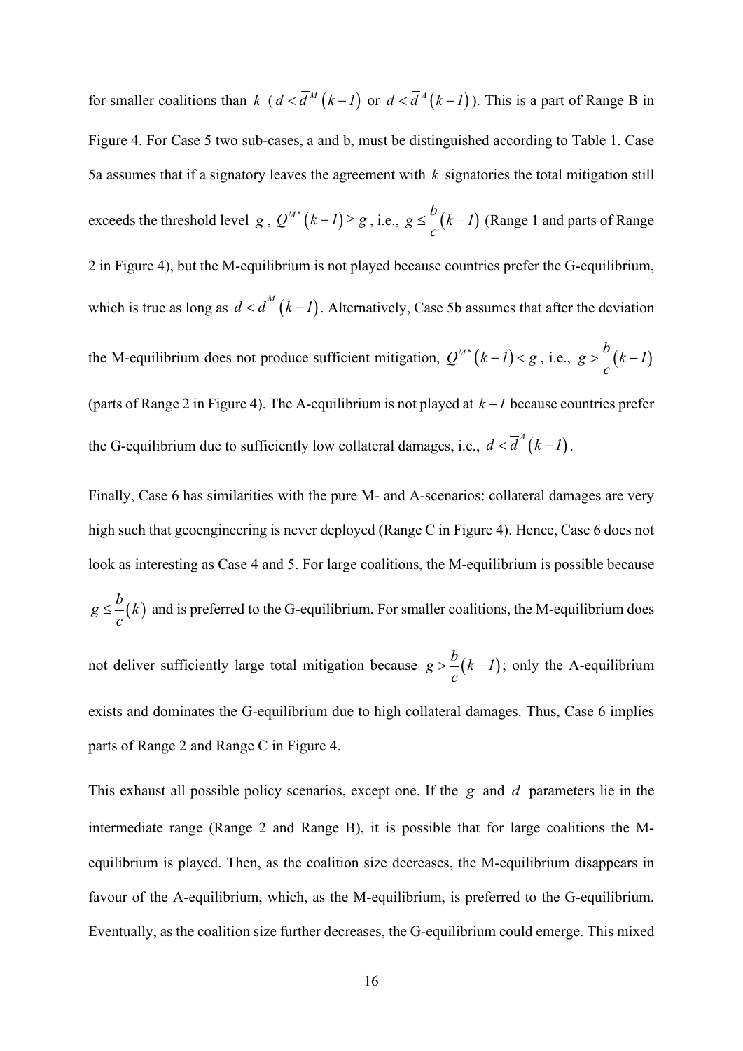for smaller coalitions than $k$ ($d < \overline{d}^M(k-1)$ or $d < \overline{d}^A(k-1)$). This is a part of Range B in Figure 4. For Case 5 two sub-cases, a and b, must be distinguished according to Table 1. Case 5a assumes that if a signatory leaves the agreement with $k$ signatories the total mitigation still exceeds the threshold level $g$, $Q^{M*}(k-1) \geq g$, i.e., $g \leq \frac{b}{c}(k-1)$ (Range 1 and parts of Range 2 in Figure 4), but the M-equilibrium is not played because countries prefer the G-equilibrium, which is true as long as $d < \overline{d}^M(k-1)$. Alternatively, Case 5b assumes that after the deviation the M-equilibrium does not produce sufficient mitigation, $Q^{M*}(k-1) < g$, i.e., $g > \frac{b}{c}(k-1)$ (parts of Range 2 in Figure 4). The A-equilibrium is not played at $k-1$ because countries prefer the G-equilibrium due to sufficiently low collateral damages, i.e., $d < \overline{d}^A(k-1)$.

Finally, Case 6 has similarities with the pure M- and A-scenarios: collateral damages are very high such that geoengineering is never deployed (Range C in Figure 4). Hence, Case 6 does not look as interesting as Case 4 and 5. For large coalitions, the M-equilibrium is possible because $g \leq \frac{b}{c}(k)$ and is preferred to the G-equilibrium. For smaller coalitions, the M-equilibrium does not deliver sufficiently large total mitigation because $g > \frac{b}{c}(k-1)$; only the A-equilibrium exists and dominates the G-equilibrium due to high collateral damages. Thus, Case 6 implies parts of Range 2 and Range C in Figure 4.

This exhaust all possible policy scenarios, except one. If the $g$ and $d$ parameters lie in the intermediate range (Range 2 and Range B), it is possible that for large coalitions the M-equilibrium is played. Then, as the coalition size decreases, the M-equilibrium disappears in favour of the A-equilibrium, which, as the M-equilibrium, is preferred to the G-equilibrium. Eventually, as the coalition size further decreases, the G-equilibrium could emerge. This mixed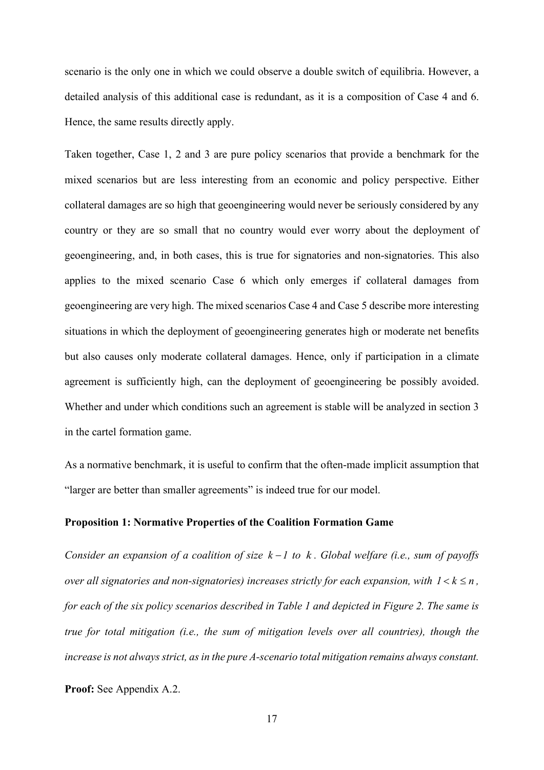scenario is the only one in which we could observe a double switch of equilibria. However, a detailed analysis of this additional case is redundant, as it is a composition of Case 4 and 6. Hence, the same results directly apply.

Taken together, Case 1, 2 and 3 are pure policy scenarios that provide a benchmark for the mixed scenarios but are less interesting from an economic and policy perspective. Either collateral damages are so high that geoengineering would never be seriously considered by any country or they are so small that no country would ever worry about the deployment of geoengineering, and, in both cases, this is true for signatories and non-signatories. This also applies to the mixed scenario Case 6 which only emerges if collateral damages from geoengineering are very high. The mixed scenarios Case 4 and Case 5 describe more interesting situations in which the deployment of geoengineering generates high or moderate net benefits but also causes only moderate collateral damages. Hence, only if participation in a climate agreement is sufficiently high, can the deployment of geoengineering be possibly avoided. Whether and under which conditions such an agreement is stable will be analyzed in section 3 in the cartel formation game.

As a normative benchmark, it is useful to confirm that the often-made implicit assumption that "larger are better than smaller agreements" is indeed true for our model.

**Proposition 1: Normative Properties of the Coalition Formation Game**

*Consider an expansion of a coalition of size $k-1$ to $k$. Global welfare (i.e., sum of payoffs over all signatories and non-signatories) increases strictly for each expansion, with $1 < k \leq n$, for each of the six policy scenarios described in Table 1 and depicted in Figure 2. The same is true for total mitigation (i.e., the sum of mitigation levels over all countries), though the increase is not always strict, as in the pure A-scenario total mitigation remains always constant.*

**Proof:** See Appendix A.2.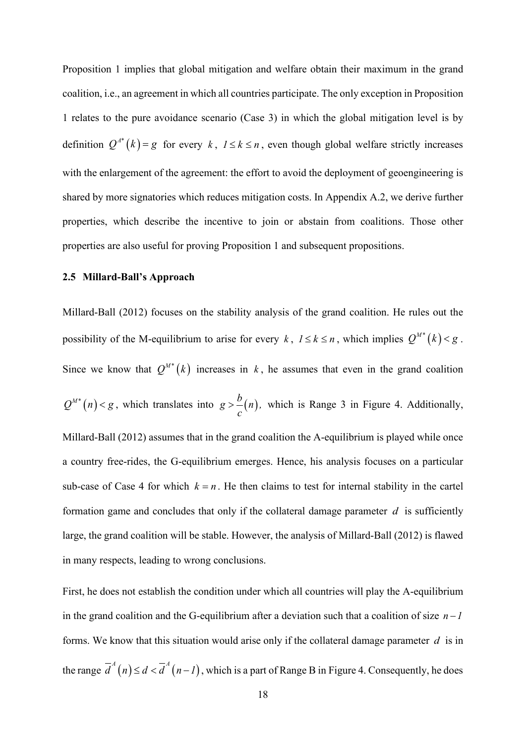Proposition 1 implies that global mitigation and welfare obtain their maximum in the grand coalition, i.e., an agreement in which all countries participate. The only exception in Proposition 1 relates to the pure avoidance scenario (Case 3) in which the global mitigation level is by definition $Q^{A*}(k) = g$ for every $k$, $1 \leq k \leq n$, even though global welfare strictly increases with the enlargement of the agreement: the effort to avoid the deployment of geoengineering is shared by more signatories which reduces mitigation costs. In Appendix A.2, we derive further properties, which describe the incentive to join or abstain from coalitions. Those other properties are also useful for proving Proposition 1 and subsequent propositions.

### 2.5 Millard-Ball's Approach

Millard-Ball (2012) focuses on the stability analysis of the grand coalition. He rules out the possibility of the M-equilibrium to arise for every $k$, $1 \leq k \leq n$, which implies $Q^{M*}(k) < g$. Since we know that $Q^{M*}(k)$ increases in $k$, he assumes that even in the grand coalition $Q^{M*}(n) < g$, which translates into $g > \frac{b}{c}(n)$, which is Range 3 in Figure 4. Additionally, Millard-Ball (2012) assumes that in the grand coalition the A-equilibrium is played while once a country free-rides, the G-equilibrium emerges. Hence, his analysis focuses on a particular sub-case of Case 4 for which $k = n$. He then claims to test for internal stability in the cartel formation game and concludes that only if the collateral damage parameter $d$ is sufficiently large, the grand coalition will be stable. However, the analysis of Millard-Ball (2012) is flawed in many respects, leading to wrong conclusions.

First, he does not establish the condition under which all countries will play the A-equilibrium in the grand coalition and the G-equilibrium after a deviation such that a coalition of size $n-1$ forms. We know that this situation would arise only if the collateral damage parameter $d$ is in the range $\overline{d}^{A}(n) \leq d < \overline{d}^{A}(n-1)$, which is a part of Range B in Figure 4. Consequently, he does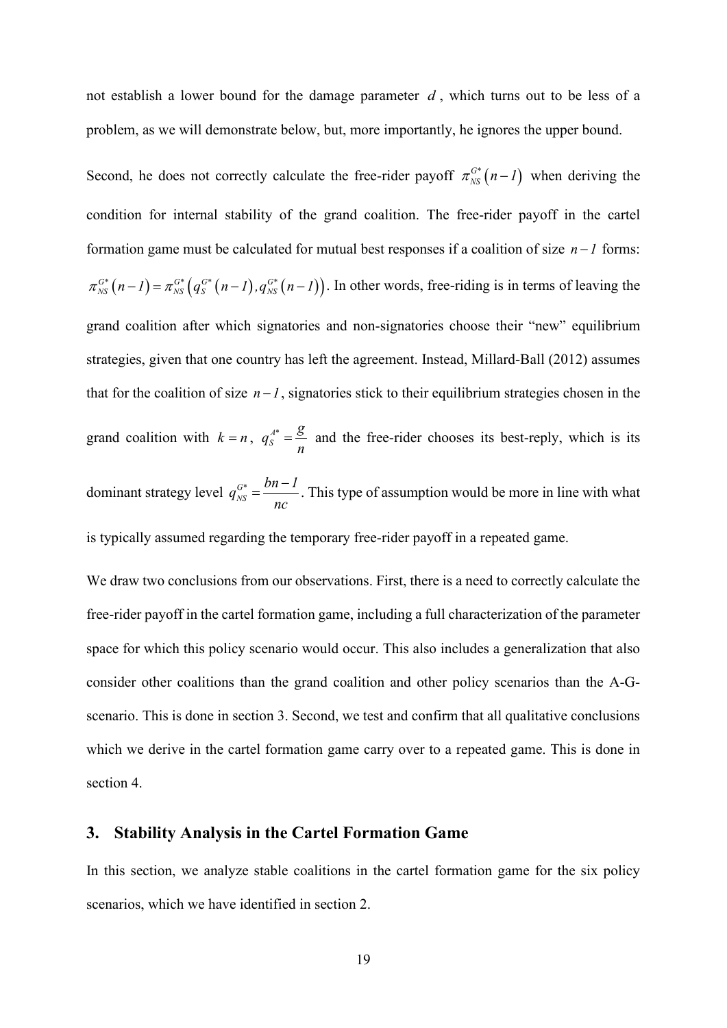not establish a lower bound for the damage parameter $d$, which turns out to be less of a problem, as we will demonstrate below, but, more importantly, he ignores the upper bound.

Second, he does not correctly calculate the free-rider payoff $\pi_{NS}^{G*}(n-1)$ when deriving the condition for internal stability of the grand coalition. The free-rider payoff in the cartel formation game must be calculated for mutual best responses if a coalition of size $n-1$ forms: $\pi_{NS}^{G*}(n-1) = \pi_{NS}^{G*}\left(q_S^{G*}(n-1), q_{NS}^{G*}(n-1)\right)$. In other words, free-riding is in terms of leaving the grand coalition after which signatories and non-signatories choose their "new" equilibrium strategies, given that one country has left the agreement. Instead, Millard-Ball (2012) assumes that for the coalition of size $n-1$, signatories stick to their equilibrium strategies chosen in the grand coalition with $k=n$, $q_S^{A*} = \dfrac{g}{n}$ and the free-rider chooses its best-reply, which is its dominant strategy level $q_{NS}^{G*} = \dfrac{bn-1}{nc}$. This type of assumption would be more in line with what is typically assumed regarding the temporary free-rider payoff in a repeated game.

We draw two conclusions from our observations. First, there is a need to correctly calculate the free-rider payoff in the cartel formation game, including a full characterization of the parameter space for which this policy scenario would occur. This also includes a generalization that also consider other coalitions than the grand coalition and other policy scenarios than the A-G-scenario. This is done in section 3. Second, we test and confirm that all qualitative conclusions which we derive in the cartel formation game carry over to a repeated game. This is done in section 4.

## 3. Stability Analysis in the Cartel Formation Game

In this section, we analyze stable coalitions in the cartel formation game for the six policy scenarios, which we have identified in section 2.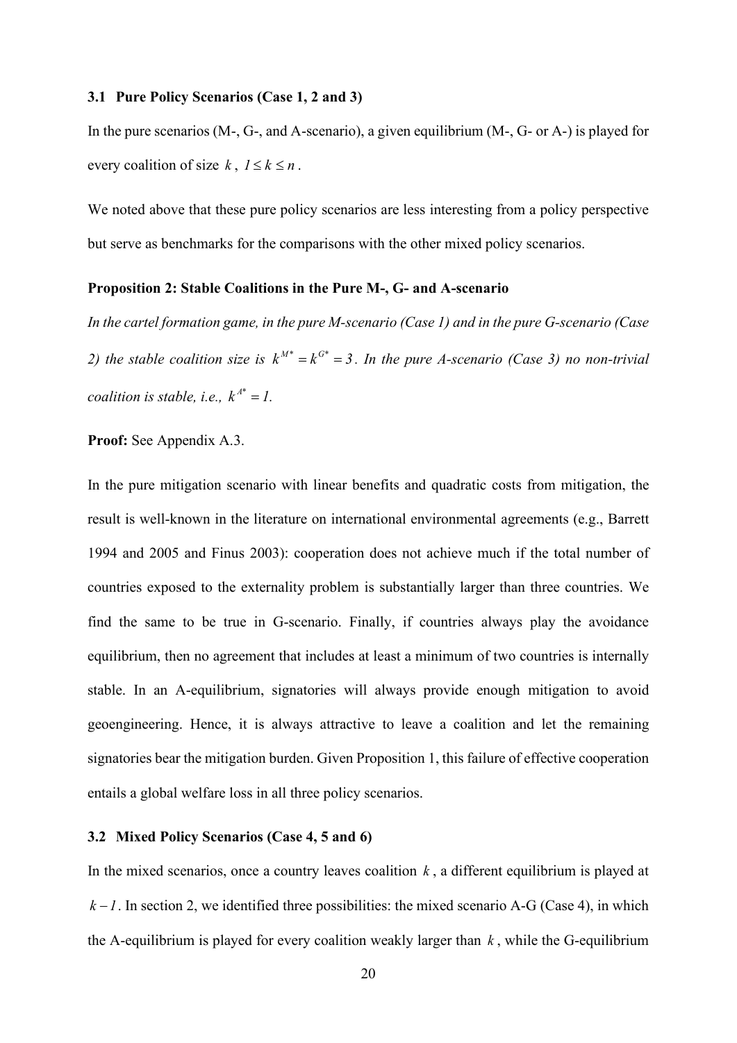### 3.1 Pure Policy Scenarios (Case 1, 2 and 3)

In the pure scenarios (M-, G-, and A-scenario), a given equilibrium (M-, G- or A-) is played for every coalition of size $k$, $1 \leq k \leq n$.

We noted above that these pure policy scenarios are less interesting from a policy perspective but serve as benchmarks for the comparisons with the other mixed policy scenarios.

**Proposition 2: Stable Coalitions in the Pure M-, G- and A-scenario**

*In the cartel formation game, in the pure M-scenario (Case 1) and in the pure G-scenario (Case 2) the stable coalition size is* $k^{M*} = k^{G*} = 3$. *In the pure A-scenario (Case 3) no non-trivial coalition is stable, i.e.,* $k^{A*} = 1$.

**Proof:** See Appendix A.3.

In the pure mitigation scenario with linear benefits and quadratic costs from mitigation, the result is well-known in the literature on international environmental agreements (e.g., Barrett 1994 and 2005 and Finus 2003): cooperation does not achieve much if the total number of countries exposed to the externality problem is substantially larger than three countries. We find the same to be true in G-scenario. Finally, if countries always play the avoidance equilibrium, then no agreement that includes at least a minimum of two countries is internally stable. In an A-equilibrium, signatories will always provide enough mitigation to avoid geoengineering. Hence, it is always attractive to leave a coalition and let the remaining signatories bear the mitigation burden. Given Proposition 1, this failure of effective cooperation entails a global welfare loss in all three policy scenarios.

### 3.2 Mixed Policy Scenarios (Case 4, 5 and 6)

In the mixed scenarios, once a country leaves coalition $k$, a different equilibrium is played at $k-1$. In section 2, we identified three possibilities: the mixed scenario A-G (Case 4), in which the A-equilibrium is played for every coalition weakly larger than $k$, while the G-equilibrium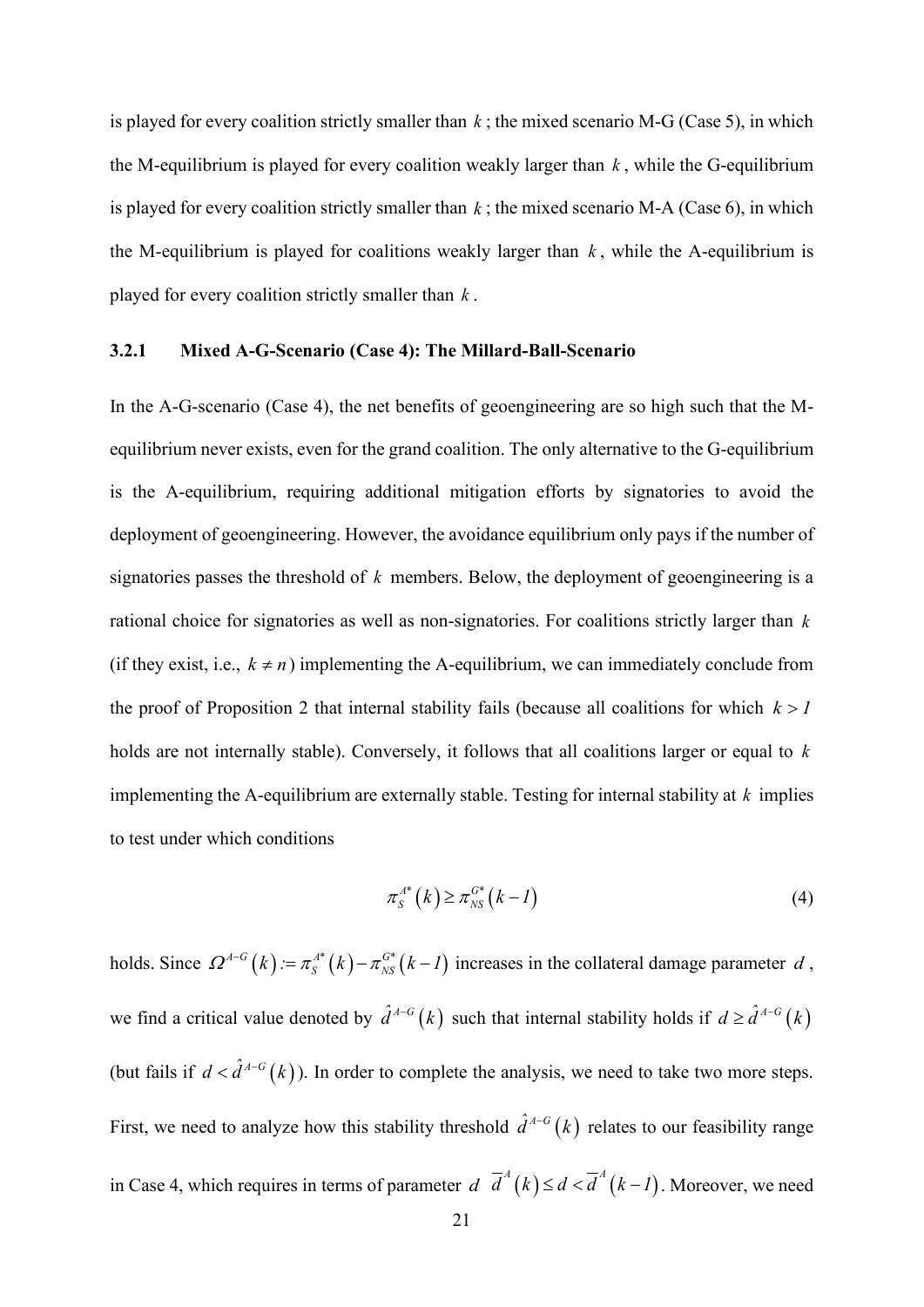is played for every coalition strictly smaller than $k$; the mixed scenario M-G (Case 5), in which the M-equilibrium is played for every coalition weakly larger than $k$, while the G-equilibrium is played for every coalition strictly smaller than $k$; the mixed scenario M-A (Case 6), in which the M-equilibrium is played for coalitions weakly larger than $k$, while the A-equilibrium is played for every coalition strictly smaller than $k$.

### 3.2.1 Mixed A-G-Scenario (Case 4): The Millard-Ball-Scenario

In the A-G-scenario (Case 4), the net benefits of geoengineering are so high such that the M-equilibrium never exists, even for the grand coalition. The only alternative to the G-equilibrium is the A-equilibrium, requiring additional mitigation efforts by signatories to avoid the deployment of geoengineering. However, the avoidance equilibrium only pays if the number of signatories passes the threshold of $k$ members. Below, the deployment of geoengineering is a rational choice for signatories as well as non-signatories. For coalitions strictly larger than $k$ (if they exist, i.e., $k \neq n$) implementing the A-equilibrium, we can immediately conclude from the proof of Proposition 2 that internal stability fails (because all coalitions for which $k > 1$ holds are not internally stable). Conversely, it follows that all coalitions larger or equal to $k$ implementing the A-equilibrium are externally stable. Testing for internal stability at $k$ implies to test under which conditions

$$\pi_S^{A^*}(k) \geq \pi_{NS}^{G^*}(k-1) \tag{4}$$

holds. Since $\Omega^{A-G}(k) := \pi_S^{A^*}(k) - \pi_{NS}^{G^*}(k-1)$ increases in the collateral damage parameter $d$, we find a critical value denoted by $\hat{d}^{A-G}(k)$ such that internal stability holds if $d \geq \hat{d}^{A-G}(k)$ (but fails if $d < \hat{d}^{A-G}(k)$). In order to complete the analysis, we need to take two more steps. First, we need to analyze how this stability threshold $\hat{d}^{A-G}(k)$ relates to our feasibility range in Case 4, which requires in terms of parameter $d$ $\overline{d}^A(k) \leq d < \overline{d}^A(k-1)$. Moreover, we need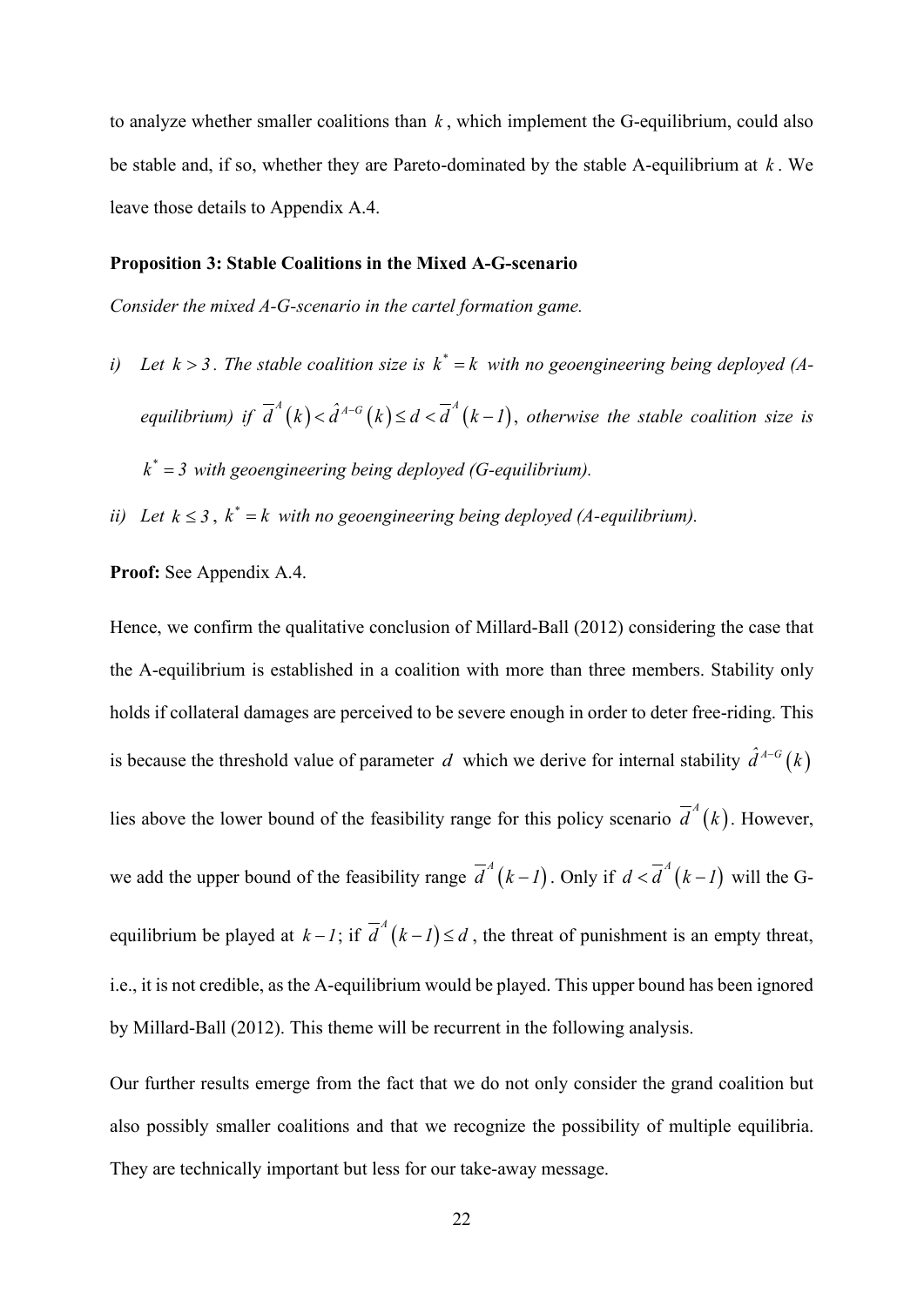to analyze whether smaller coalitions than $k$, which implement the G-equilibrium, could also be stable and, if so, whether they are Pareto-dominated by the stable A-equilibrium at $k$. We leave those details to Appendix A.4.

**Proposition 3: Stable Coalitions in the Mixed A-G-scenario**

*Consider the mixed A-G-scenario in the cartel formation game.*

*i) Let $k > 3$. The stable coalition size is $k^* = k$ with no geoengineering being deployed (A-equilibrium) if $\overline{d}^A(k) < \hat{d}^{A-G}(k) \le d < \overline{d}^A(k-1)$, otherwise the stable coalition size is $k^* = 3$ with geoengineering being deployed (G-equilibrium).*

*ii) Let $k \le 3$, $k^* = k$ with no geoengineering being deployed (A-equilibrium).*

**Proof:** See Appendix A.4.

Hence, we confirm the qualitative conclusion of Millard-Ball (2012) considering the case that the A-equilibrium is established in a coalition with more than three members. Stability only holds if collateral damages are perceived to be severe enough in order to deter free-riding. This is because the threshold value of parameter $d$ which we derive for internal stability $\hat{d}^{A-G}(k)$ lies above the lower bound of the feasibility range for this policy scenario $\overline{d}^A(k)$. However, we add the upper bound of the feasibility range $\overline{d}^A(k-1)$. Only if $d < \overline{d}^A(k-1)$ will the G-equilibrium be played at $k-1$; if $\overline{d}^A(k-1) \le d$, the threat of punishment is an empty threat, i.e., it is not credible, as the A-equilibrium would be played. This upper bound has been ignored by Millard-Ball (2012). This theme will be recurrent in the following analysis.

Our further results emerge from the fact that we do not only consider the grand coalition but also possibly smaller coalitions and that we recognize the possibility of multiple equilibria. They are technically important but less for our take-away message.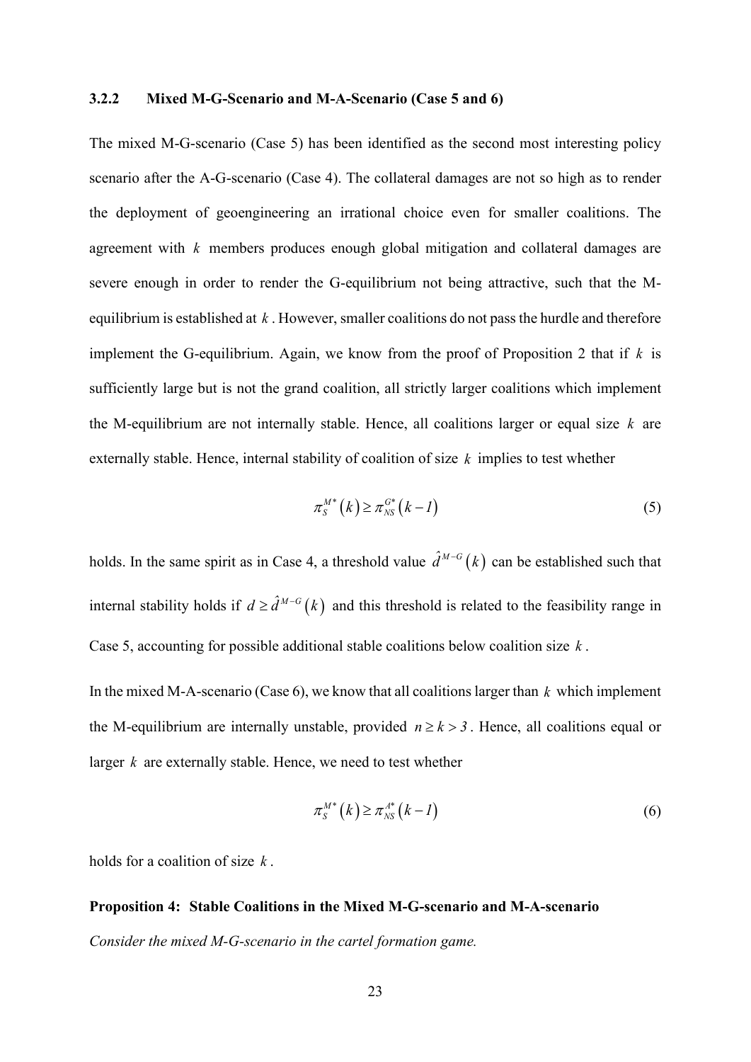### 3.2.2 Mixed M-G-Scenario and M-A-Scenario (Case 5 and 6)

The mixed M-G-scenario (Case 5) has been identified as the second most interesting policy scenario after the A-G-scenario (Case 4). The collateral damages are not so high as to render the deployment of geoengineering an irrational choice even for smaller coalitions. The agreement with $k$ members produces enough global mitigation and collateral damages are severe enough in order to render the G-equilibrium not being attractive, such that the M-equilibrium is established at $k$. However, smaller coalitions do not pass the hurdle and therefore implement the G-equilibrium. Again, we know from the proof of Proposition 2 that if $k$ is sufficiently large but is not the grand coalition, all strictly larger coalitions which implement the M-equilibrium are not internally stable. Hence, all coalitions larger or equal size $k$ are externally stable. Hence, internal stability of coalition of size $k$ implies to test whether

$$\pi_S^{M*}(k) \geq \pi_{NS}^{G*}(k-1) \tag{5}$$

holds. In the same spirit as in Case 4, a threshold value $\hat{d}^{M-G}(k)$ can be established such that internal stability holds if $d \geq \hat{d}^{M-G}(k)$ and this threshold is related to the feasibility range in Case 5, accounting for possible additional stable coalitions below coalition size $k$.

In the mixed M-A-scenario (Case 6), we know that all coalitions larger than $k$ which implement the M-equilibrium are internally unstable, provided $n \geq k > 3$. Hence, all coalitions equal or larger $k$ are externally stable. Hence, we need to test whether

$$\pi_S^{M*}(k) \geq \pi_{NS}^{A*}(k-1) \tag{6}$$

holds for a coalition of size $k$.

**Proposition 4: Stable Coalitions in the Mixed M-G-scenario and M-A-scenario**

*Consider the mixed M-G-scenario in the cartel formation game.*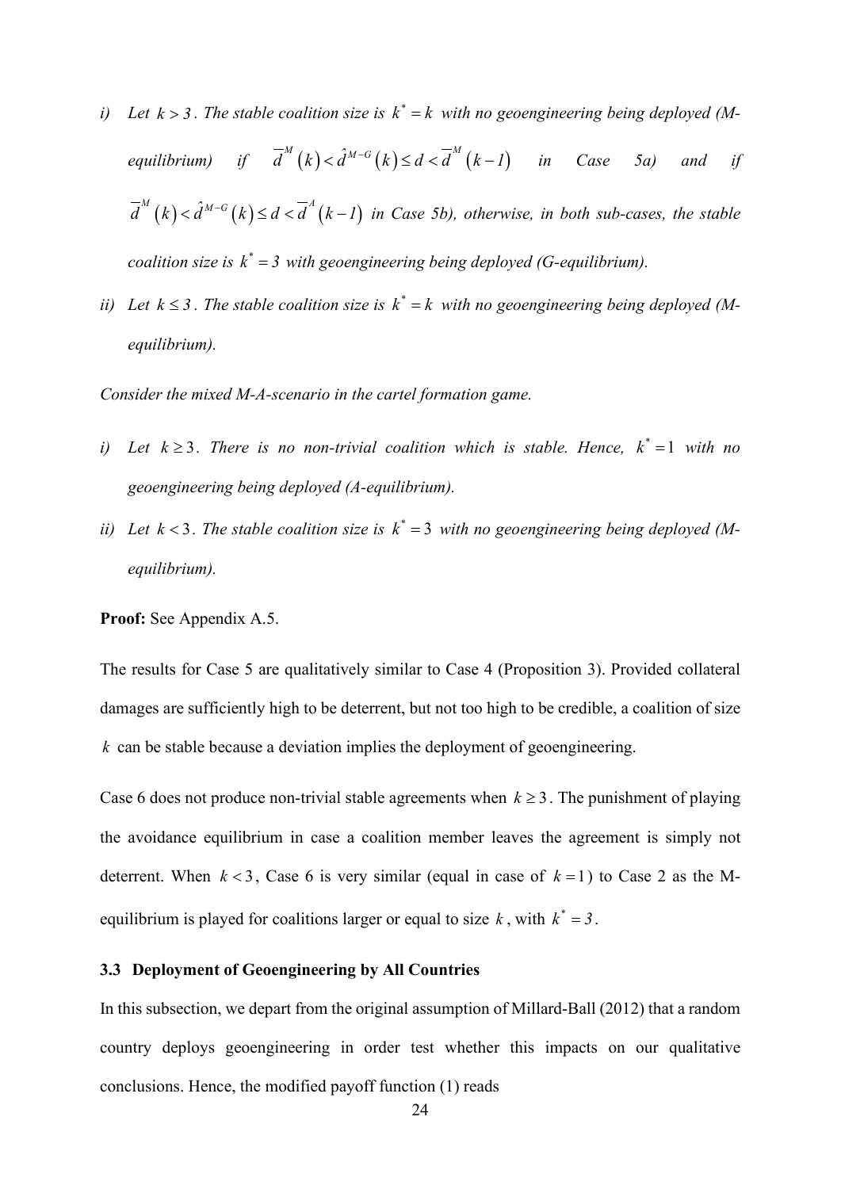*i) Let $k > 3$. The stable coalition size is $k^* = k$ with no geoengineering being deployed (M-equilibrium) if $\overline{d}^M(k) < \hat{d}^{M-G}(k) \le d < \overline{d}^M(k-1)$ in Case 5a) and if $\overline{d}^M(k) < \hat{d}^{M-G}(k) \le d < \overline{d}^A(k-1)$ in Case 5b), otherwise, in both sub-cases, the stable coalition size is $k^* = 3$ with geoengineering being deployed (G-equilibrium).*

*ii) Let $k \le 3$. The stable coalition size is $k^* = k$ with no geoengineering being deployed (M-equilibrium).*

*Consider the mixed M-A-scenario in the cartel formation game.*

*i) Let $k \ge 3$. There is no non-trivial coalition which is stable. Hence, $k^* = 1$ with no geoengineering being deployed (A-equilibrium).*

*ii) Let $k < 3$. The stable coalition size is $k^* = 3$ with no geoengineering being deployed (M-equilibrium).*

**Proof:** See Appendix A.5.

The results for Case 5 are qualitatively similar to Case 4 (Proposition 3). Provided collateral damages are sufficiently high to be deterrent, but not too high to be credible, a coalition of size $k$ can be stable because a deviation implies the deployment of geoengineering.

Case 6 does not produce non-trivial stable agreements when $k \ge 3$. The punishment of playing the avoidance equilibrium in case a coalition member leaves the agreement is simply not deterrent. When $k < 3$, Case 6 is very similar (equal in case of $k = 1$) to Case 2 as the M-equilibrium is played for coalitions larger or equal to size $k$, with $k^* = 3$.

### 3.3 Deployment of Geoengineering by All Countries

In this subsection, we depart from the original assumption of Millard-Ball (2012) that a random country deploys geoengineering in order test whether this impacts on our qualitative conclusions. Hence, the modified payoff function (1) reads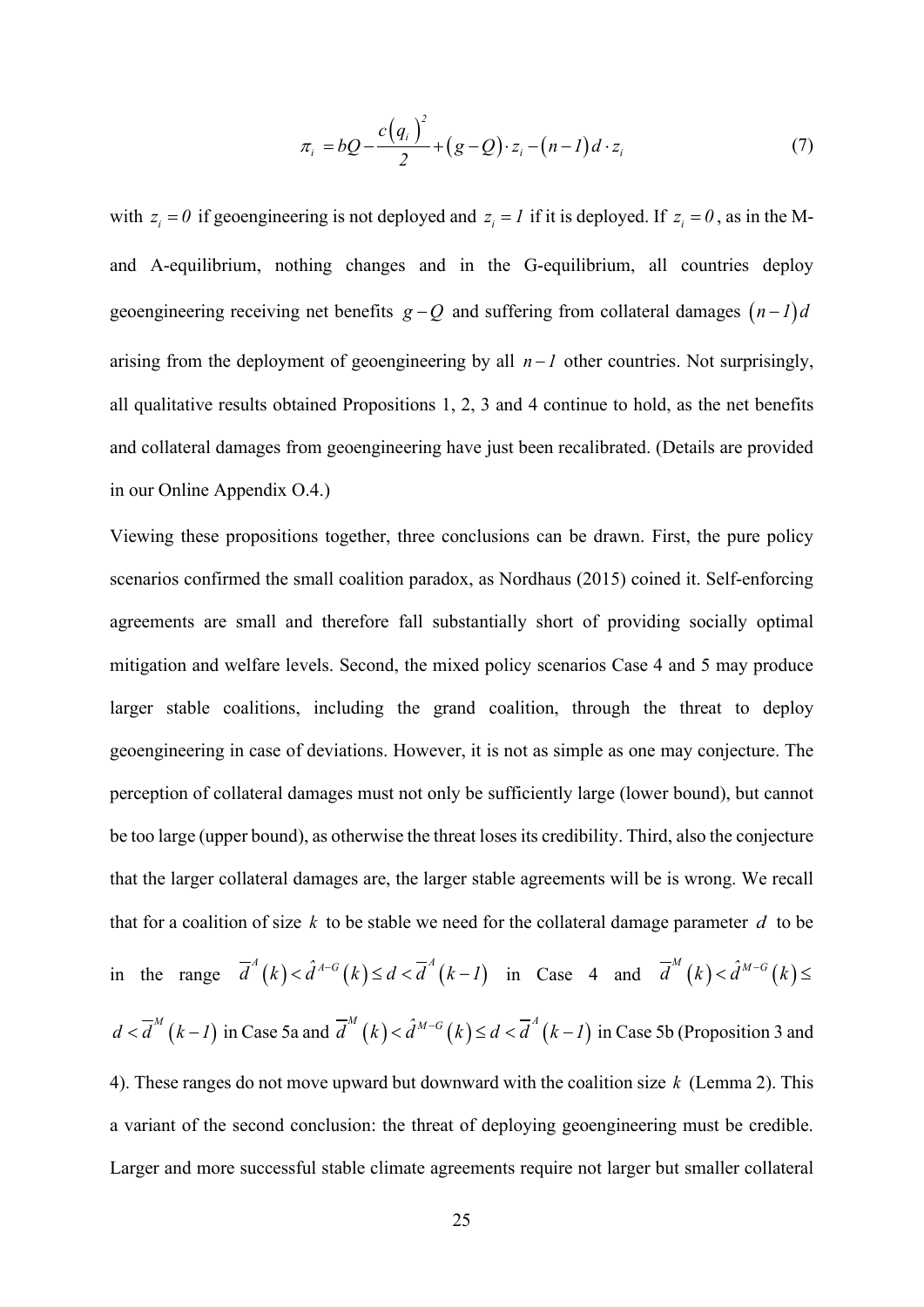$$\pi_i = bQ - \frac{c(q_i)^2}{2} + (g - Q)\cdot z_i - (n-1)d \cdot z_i \tag{7}$$

with $z_i = 0$ if geoengineering is not deployed and $z_i = 1$ if it is deployed. If $z_i = 0$, as in the M- and A-equilibrium, nothing changes and in the G-equilibrium, all countries deploy geoengineering receiving net benefits $g - Q$ and suffering from collateral damages $(n-1)d$ arising from the deployment of geoengineering by all $n-1$ other countries. Not surprisingly, all qualitative results obtained Propositions 1, 2, 3 and 4 continue to hold, as the net benefits and collateral damages from geoengineering have just been recalibrated. (Details are provided in our Online Appendix O.4.)

Viewing these propositions together, three conclusions can be drawn. First, the pure policy scenarios confirmed the small coalition paradox, as Nordhaus (2015) coined it. Self-enforcing agreements are small and therefore fall substantially short of providing socially optimal mitigation and welfare levels. Second, the mixed policy scenarios Case 4 and 5 may produce larger stable coalitions, including the grand coalition, through the threat to deploy geoengineering in case of deviations. However, it is not as simple as one may conjecture. The perception of collateral damages must not only be sufficiently large (lower bound), but cannot be too large (upper bound), as otherwise the threat loses its credibility. Third, also the conjecture that the larger collateral damages are, the larger stable agreements will be is wrong. We recall that for a coalition of size $k$ to be stable we need for the collateral damage parameter $d$ to be in the range $\overline{d}^A(k) < \hat{d}^{A-G}(k) \leq d < \overline{d}^A(k-1)$ in Case 4 and $\overline{d}^M(k) < \hat{d}^{M-G}(k) \leq d < \overline{d}^M(k-1)$ in Case 5a and $\overline{d}^M(k) < \hat{d}^{M-G}(k) \leq d < \overline{d}^A(k-1)$ in Case 5b (Proposition 3 and 4). These ranges do not move upward but downward with the coalition size $k$ (Lemma 2). This a variant of the second conclusion: the threat of deploying geoengineering must be credible. Larger and more successful stable climate agreements require not larger but smaller collateral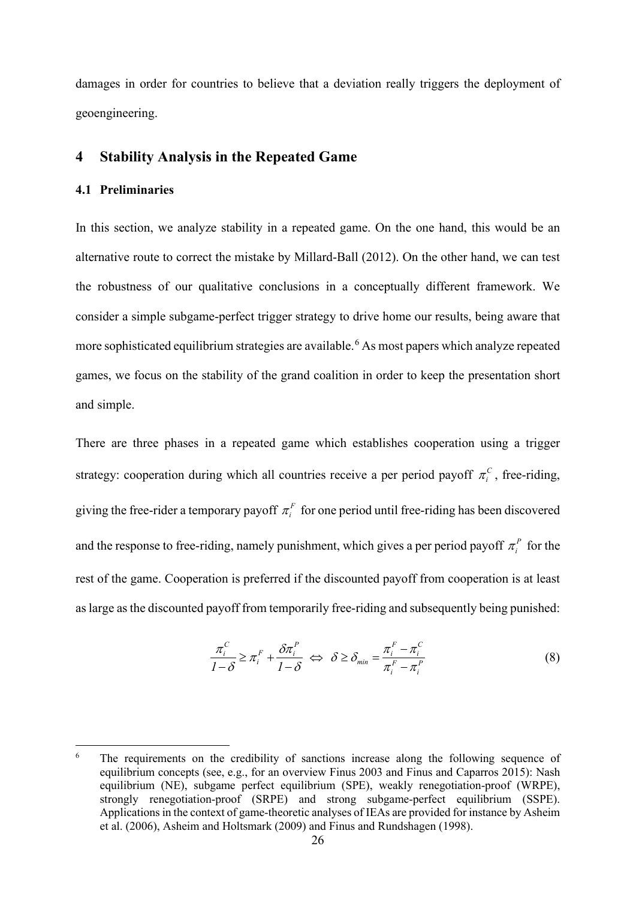damages in order for countries to believe that a deviation really triggers the deployment of geoengineering.

## 4 Stability Analysis in the Repeated Game

### 4.1 Preliminaries

In this section, we analyze stability in a repeated game. On the one hand, this would be an alternative route to correct the mistake by Millard-Ball (2012). On the other hand, we can test the robustness of our qualitative conclusions in a conceptually different framework. We consider a simple subgame-perfect trigger strategy to drive home our results, being aware that more sophisticated equilibrium strategies are available.[6] As most papers which analyze repeated games, we focus on the stability of the grand coalition in order to keep the presentation short and simple.

There are three phases in a repeated game which establishes cooperation using a trigger strategy: cooperation during which all countries receive a per period payoff $\pi_i^C$, free-riding, giving the free-rider a temporary payoff $\pi_i^F$ for one period until free-riding has been discovered and the response to free-riding, namely punishment, which gives a per period payoff $\pi_i^P$ for the rest of the game. Cooperation is preferred if the discounted payoff from cooperation is at least as large as the discounted payoff from temporarily free-riding and subsequently being punished:

$$\frac{\pi_i^C}{1-\delta} \geq \pi_i^F + \frac{\delta \pi_i^P}{1-\delta} \iff \delta \geq \delta_{min} = \frac{\pi_i^F - \pi_i^C}{\pi_i^F - \pi_i^P} \tag{8}$$

[6] The requirements on the credibility of sanctions increase along the following sequence of equilibrium concepts (see, e.g., for an overview Finus 2003 and Finus and Caparros 2015): Nash equilibrium (NE), subgame perfect equilibrium (SPE), weakly renegotiation-proof (WRPE), strongly renegotiation-proof (SRPE) and strong subgame-perfect equilibrium (SSPE). Applications in the context of game-theoretic analyses of IEAs are provided for instance by Asheim et al. (2006), Asheim and Holtsmark (2009) and Finus and Rundshagen (1998).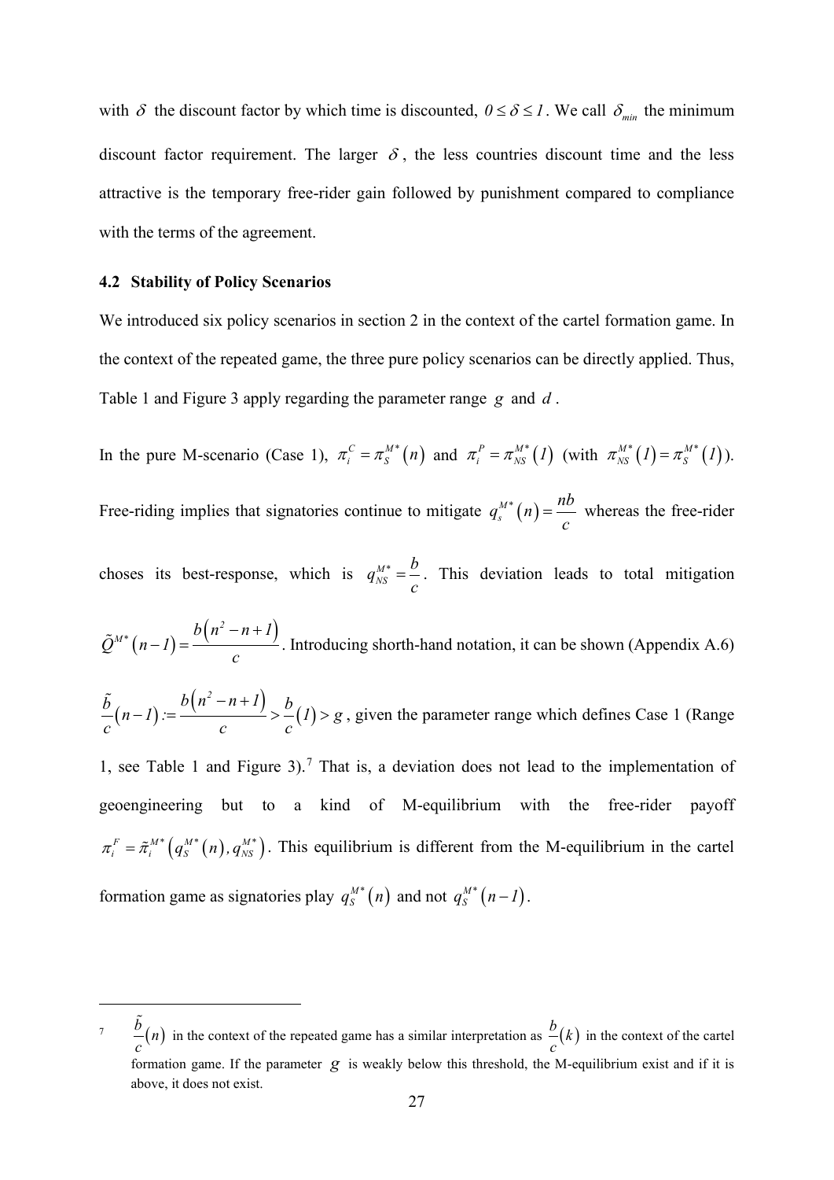with $\delta$ the discount factor by which time is discounted, $0 \leq \delta \leq 1$. We call $\delta_{min}$ the minimum discount factor requirement. The larger $\delta$, the less countries discount time and the less attractive is the temporary free-rider gain followed by punishment compared to compliance with the terms of the agreement.

### 4.2 Stability of Policy Scenarios

We introduced six policy scenarios in section 2 in the context of the cartel formation game. In the context of the repeated game, the three pure policy scenarios can be directly applied. Thus, Table 1 and Figure 3 apply regarding the parameter range $g$ and $d$.

In the pure M-scenario (Case 1), $\pi_i^C = \pi_S^{M*}(n)$ and $\pi_i^P = \pi_{NS}^{M*}(1)$ (with $\pi_{NS}^{M*}(1) = \pi_S^{M*}(1)$). Free-riding implies that signatories continue to mitigate $q_s^{M*}(n) = \frac{nb}{c}$ whereas the free-rider choses its best-response, which is $q_{NS}^{M*} = \frac{b}{c}$. This deviation leads to total mitigation $\tilde{Q}^{M*}(n-1) = \frac{b(n^2 - n + 1)}{c}$. Introducing shorth-hand notation, it can be shown (Appendix A.6) $\frac{\tilde{b}}{c}(n-1) := \frac{b(n^2 - n + 1)}{c} > \frac{b}{c}(1) > g$, given the parameter range which defines Case 1 (Range 1, see Table 1 and Figure 3).[7] That is, a deviation does not lead to the implementation of geoengineering but to a kind of M-equilibrium with the free-rider payoff $\pi_i^F = \tilde{\pi}_i^{M*}\left(q_S^{M*}(n), q_{NS}^{M*}\right)$. This equilibrium is different from the M-equilibrium in the cartel formation game as signatories play $q_S^{M*}(n)$ and not $q_S^{M*}(n-1)$.

---

[7] $\frac{\tilde{b}}{c}(n)$ in the context of the repeated game has a similar interpretation as $\frac{b}{c}(k)$ in the context of the cartel formation game. If the parameter $g$ is weakly below this threshold, the M-equilibrium exist and if it is above, it does not exist.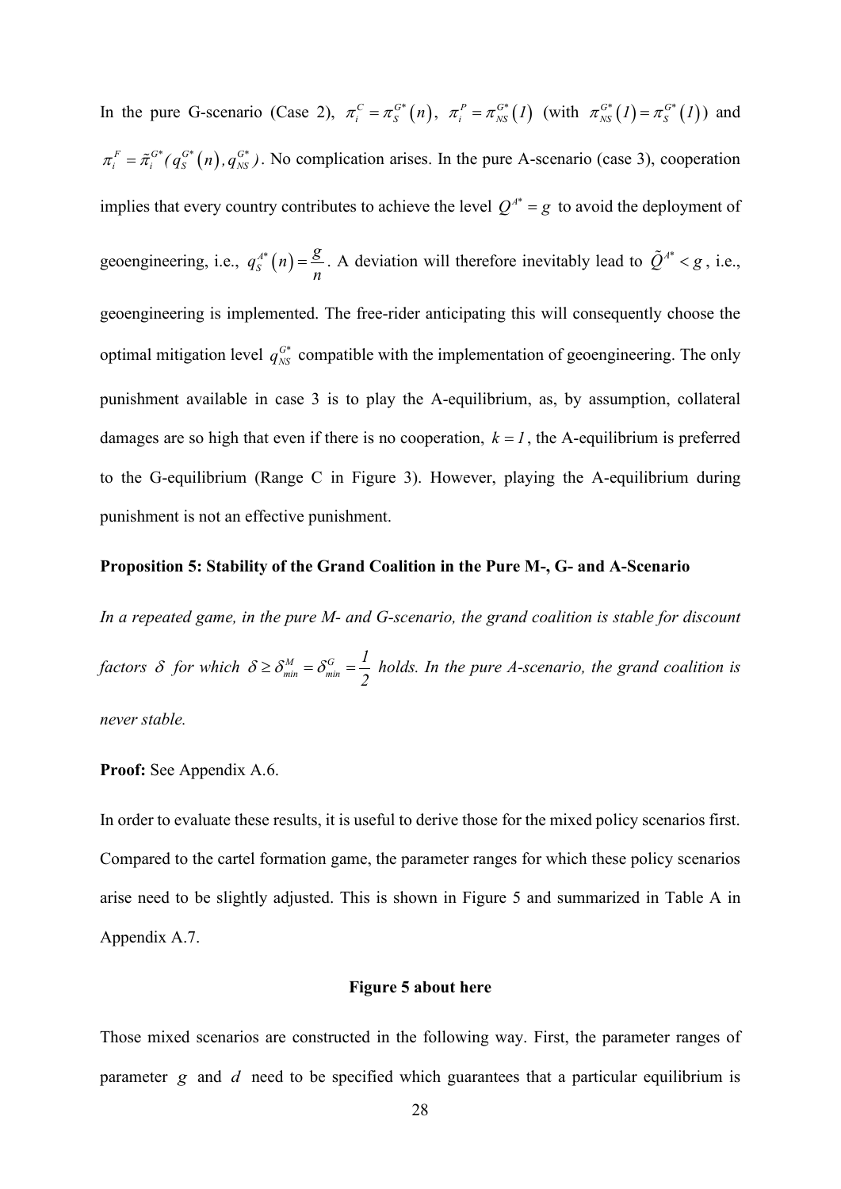In the pure G-scenario (Case 2), $\pi_i^C = \pi_S^{G*}(n)$, $\pi_i^P = \pi_{NS}^{G*}(1)$ (with $\pi_{NS}^{G*}(1) = \pi_S^{G*}(1)$) and $\pi_i^F = \tilde{\pi}_i^{G*}(q_S^{G*}(n), q_{NS}^{G*})$. No complication arises. In the pure A-scenario (case 3), cooperation implies that every country contributes to achieve the level $Q^{A*} = g$ to avoid the deployment of geoengineering, i.e., $q_S^{A*}(n) = \dfrac{g}{n}$. A deviation will therefore inevitably lead to $\tilde{Q}^{A*} < g$, i.e., geoengineering is implemented. The free-rider anticipating this will consequently choose the optimal mitigation level $q_{NS}^{G*}$ compatible with the implementation of geoengineering. The only punishment available in case 3 is to play the A-equilibrium, as, by assumption, collateral damages are so high that even if there is no cooperation, $k = 1$, the A-equilibrium is preferred to the G-equilibrium (Range C in Figure 3). However, playing the A-equilibrium during punishment is not an effective punishment.

**Proposition 5: Stability of the Grand Coalition in the Pure M-, G- and A-Scenario**

*In a repeated game, in the pure M- and G-scenario, the grand coalition is stable for discount factors $\delta$ for which $\delta \geq \delta_{min}^M = \delta_{min}^G = \dfrac{1}{2}$ holds. In the pure A-scenario, the grand coalition is never stable.*

**Proof:** See Appendix A.6.

In order to evaluate these results, it is useful to derive those for the mixed policy scenarios first. Compared to the cartel formation game, the parameter ranges for which these policy scenarios arise need to be slightly adjusted. This is shown in Figure 5 and summarized in Table A in Appendix A.7.

**Figure 5 about here**

Those mixed scenarios are constructed in the following way. First, the parameter ranges of parameter $g$ and $d$ need to be specified which guarantees that a particular equilibrium is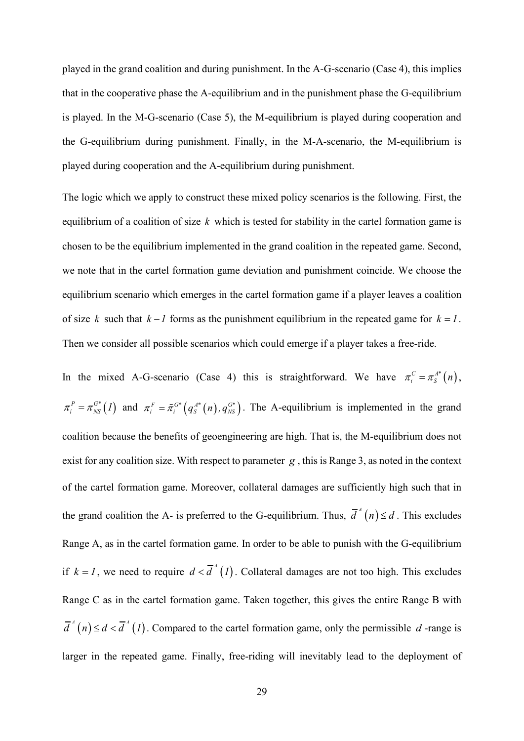played in the grand coalition and during punishment. In the A-G-scenario (Case 4), this implies that in the cooperative phase the A-equilibrium and in the punishment phase the G-equilibrium is played. In the M-G-scenario (Case 5), the M-equilibrium is played during cooperation and the G-equilibrium during punishment. Finally, in the M-A-scenario, the M-equilibrium is played during cooperation and the A-equilibrium during punishment.

The logic which we apply to construct these mixed policy scenarios is the following. First, the equilibrium of a coalition of size $k$ which is tested for stability in the cartel formation game is chosen to be the equilibrium implemented in the grand coalition in the repeated game. Second, we note that in the cartel formation game deviation and punishment coincide. We choose the equilibrium scenario which emerges in the cartel formation game if a player leaves a coalition of size $k$ such that $k-1$ forms as the punishment equilibrium in the repeated game for $k=1$. Then we consider all possible scenarios which could emerge if a player takes a free-ride.

In the mixed A-G-scenario (Case 4) this is straightforward. We have $\pi_i^C = \pi_S^{A*}(n)$, $\pi_i^P = \pi_{NS}^{G*}(1)$ and $\pi_i^F = \tilde{\pi}_i^{G*}\left(q_S^{A*}(n), q_{NS}^{G*}\right)$. The A-equilibrium is implemented in the grand coalition because the benefits of geoengineering are high. That is, the M-equilibrium does not exist for any coalition size. With respect to parameter $g$, this is Range 3, as noted in the context of the cartel formation game. Moreover, collateral damages are sufficiently high such that in the grand coalition the A- is preferred to the G-equilibrium. Thus, $\overline{d}^A(n) \le d$. This excludes Range A, as in the cartel formation game. In order to be able to punish with the G-equilibrium if $k=1$, we need to require $d < \overline{d}^A(1)$. Collateral damages are not too high. This excludes Range C as in the cartel formation game. Taken together, this gives the entire Range B with $\overline{d}^A(n) \le d < \overline{d}^A(1)$. Compared to the cartel formation game, only the permissible $d$-range is larger in the repeated game. Finally, free-riding will inevitably lead to the deployment of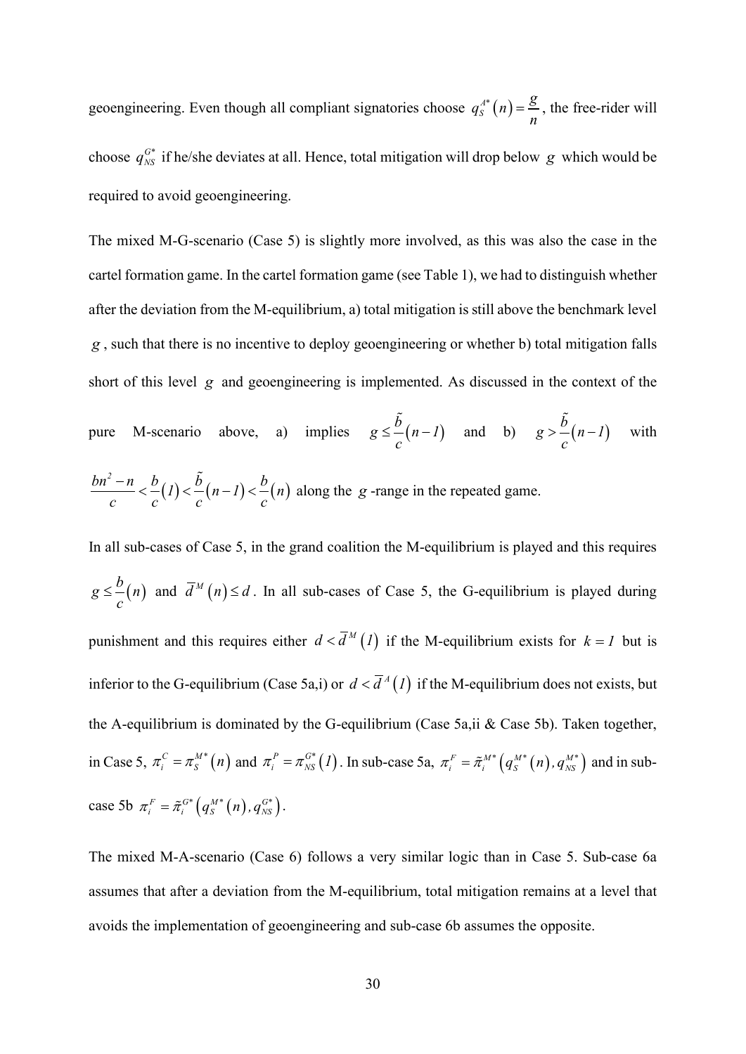geoengineering. Even though all compliant signatories choose $q_S^{A*}(n) = \frac{g}{n}$, the free-rider will choose $q_{NS}^{G*}$ if he/she deviates at all. Hence, total mitigation will drop below $g$ which would be required to avoid geoengineering.

The mixed M-G-scenario (Case 5) is slightly more involved, as this was also the case in the cartel formation game. In the cartel formation game (see Table 1), we had to distinguish whether after the deviation from the M-equilibrium, a) total mitigation is still above the benchmark level $g$, such that there is no incentive to deploy geoengineering or whether b) total mitigation falls short of this level $g$ and geoengineering is implemented. As discussed in the context of the pure M-scenario above, a) implies $g \leq \frac{\tilde{b}}{c}(n-1)$ and b) $g > \frac{\tilde{b}}{c}(n-1)$ with $\frac{bn^2 - n}{c} < \frac{b}{c}(1) < \frac{\tilde{b}}{c}(n-1) < \frac{b}{c}(n)$ along the $g$-range in the repeated game.

In all sub-cases of Case 5, in the grand coalition the M-equilibrium is played and this requires $g \leq \frac{b}{c}(n)$ and $\overline{d}^M(n) \leq d$. In all sub-cases of Case 5, the G-equilibrium is played during punishment and this requires either $d < \overline{d}^M(1)$ if the M-equilibrium exists for $k = 1$ but is inferior to the G-equilibrium (Case 5a,i) or $d < \overline{d}^A(1)$ if the M-equilibrium does not exists, but the A-equilibrium is dominated by the G-equilibrium (Case 5a,ii & Case 5b). Taken together, in Case 5, $\pi_i^C = \pi_S^{M*}(n)$ and $\pi_i^P = \pi_{NS}^{G*}(1)$. In sub-case 5a, $\pi_i^F = \tilde{\pi}_i^{M*}\left(q_S^{M*}(n), q_{NS}^{M*}\right)$ and in sub-case 5b $\pi_i^F = \tilde{\pi}_i^{G*}\left(q_S^{M*}(n), q_{NS}^{G*}\right)$.

The mixed M-A-scenario (Case 6) follows a very similar logic than in Case 5. Sub-case 6a assumes that after a deviation from the M-equilibrium, total mitigation remains at a level that avoids the implementation of geoengineering and sub-case 6b assumes the opposite.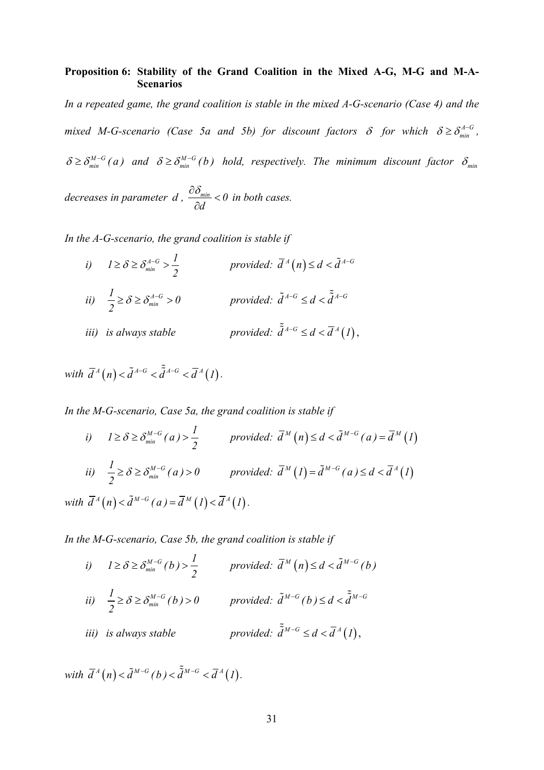**Proposition 6: Stability of the Grand Coalition in the Mixed A-G, M-G and M-A-Scenarios**

*In a repeated game, the grand coalition is stable in the mixed A-G-scenario (Case 4) and the mixed M-G-scenario (Case 5a and 5b) for discount factors $\delta$ for which $\delta \geq \delta_{min}^{A-G}$, $\delta \geq \delta_{min}^{M-G}(a)$ and $\delta \geq \delta_{min}^{M-G}(b)$ hold, respectively. The minimum discount factor $\delta_{min}$ decreases in parameter $d$, $\frac{\partial \delta_{min}}{\partial d} < 0$ in both cases.*

*In the A-G-scenario, the grand coalition is stable if*

*i)* $1 \geq \delta \geq \delta_{min}^{A-G} > \frac{1}{2}$ *provided:* $\overline{d}^{A}(n) \leq d < \tilde{d}^{A-G}$

*ii)* $\frac{1}{2} \geq \delta \geq \delta_{min}^{A-G} > 0$ *provided:* $\tilde{d}^{A-G} \leq d < \tilde{\tilde{d}}^{A-G}$

*iii) is always stable* *provided:* $\tilde{\tilde{d}}^{A-G} \leq d < \overline{d}^{A}(1)$,

*with* $\overline{d}^{A}(n) < \tilde{d}^{A-G} < \tilde{\tilde{d}}^{A-G} < \overline{d}^{A}(1)$.

*In the M-G-scenario, Case 5a, the grand coalition is stable if*

*i)* $1 \geq \delta \geq \delta_{min}^{M-G}(a) > \frac{1}{2}$ *provided:* $\overline{d}^{M}(n) \leq d < \tilde{d}^{M-G}(a) = \overline{d}^{M}(1)$

*ii)* $\frac{1}{2} \geq \delta \geq \delta_{min}^{M-G}(a) > 0$ *provided:* $\overline{d}^{M}(1) = \tilde{d}^{M-G}(a) \leq d < \overline{d}^{A}(1)$

*with* $\overline{d}^{A}(n) < \tilde{d}^{M-G}(a) = \overline{d}^{M}(1) < \overline{d}^{A}(1)$.

*In the M-G-scenario, Case 5b, the grand coalition is stable if*

*i)* $1 \geq \delta \geq \delta_{min}^{M-G}(b) > \frac{1}{2}$ *provided:* $\overline{d}^{M}(n) \leq d < \tilde{d}^{M-G}(b)$

*ii)* $\frac{1}{2} \geq \delta \geq \delta_{min}^{M-G}(b) > 0$ *provided:* $\tilde{d}^{M-G}(b) \leq d < \tilde{\tilde{d}}^{M-G}$

*iii) is always stable* *provided:* $\tilde{\tilde{d}}^{M-G} \leq d < \overline{d}^{A}(1)$,

*with* $\overline{d}^{A}(n) < \tilde{d}^{M-G}(b) < \tilde{\tilde{d}}^{M-G} < \overline{d}^{A}(1)$.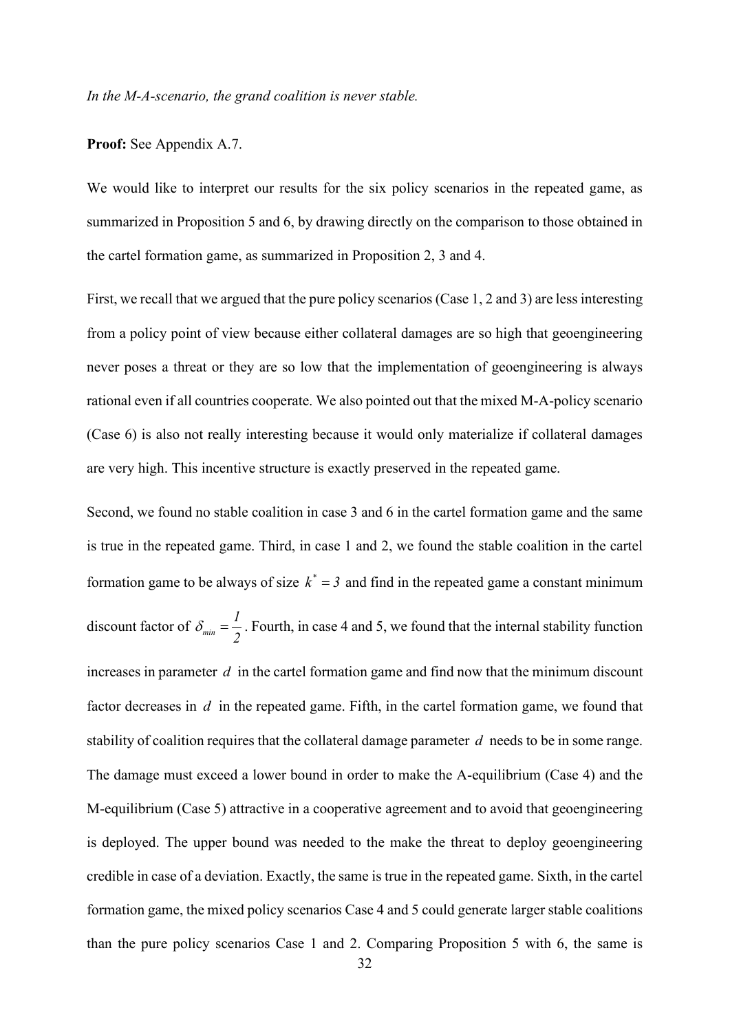*In the M-A-scenario, the grand coalition is never stable.*

**Proof:** See Appendix A.7.

We would like to interpret our results for the six policy scenarios in the repeated game, as summarized in Proposition 5 and 6, by drawing directly on the comparison to those obtained in the cartel formation game, as summarized in Proposition 2, 3 and 4.

First, we recall that we argued that the pure policy scenarios (Case 1, 2 and 3) are less interesting from a policy point of view because either collateral damages are so high that geoengineering never poses a threat or they are so low that the implementation of geoengineering is always rational even if all countries cooperate. We also pointed out that the mixed M-A-policy scenario (Case 6) is also not really interesting because it would only materialize if collateral damages are very high. This incentive structure is exactly preserved in the repeated game.

Second, we found no stable coalition in case 3 and 6 in the cartel formation game and the same is true in the repeated game. Third, in case 1 and 2, we found the stable coalition in the cartel formation game to be always of size $k^* = 3$ and find in the repeated game a constant minimum discount factor of $\delta_{min} = \frac{1}{2}$. Fourth, in case 4 and 5, we found that the internal stability function increases in parameter $d$ in the cartel formation game and find now that the minimum discount factor decreases in $d$ in the repeated game. Fifth, in the cartel formation game, we found that stability of coalition requires that the collateral damage parameter $d$ needs to be in some range. The damage must exceed a lower bound in order to make the A-equilibrium (Case 4) and the M-equilibrium (Case 5) attractive in a cooperative agreement and to avoid that geoengineering is deployed. The upper bound was needed to the make the threat to deploy geoengineering credible in case of a deviation. Exactly, the same is true in the repeated game. Sixth, in the cartel formation game, the mixed policy scenarios Case 4 and 5 could generate larger stable coalitions than the pure policy scenarios Case 1 and 2. Comparing Proposition 5 with 6, the same is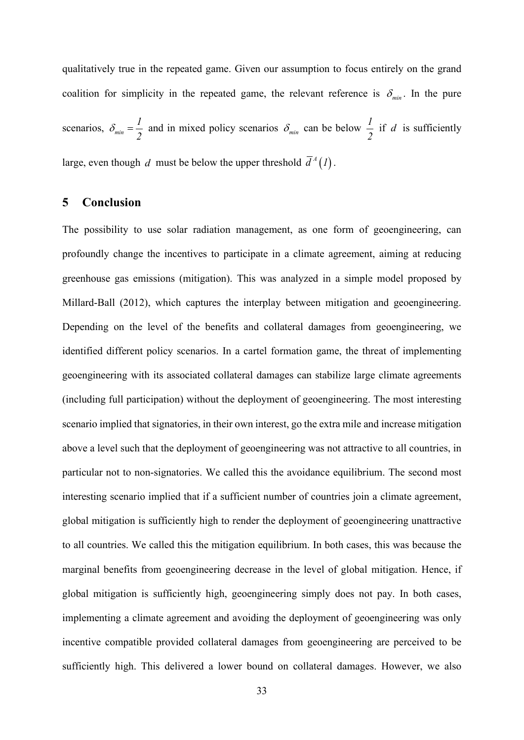qualitatively true in the repeated game. Given our assumption to focus entirely on the grand coalition for simplicity in the repeated game, the relevant reference is $\delta_{min}$. In the pure scenarios, $\delta_{min} = \frac{1}{2}$ and in mixed policy scenarios $\delta_{min}$ can be below $\frac{1}{2}$ if $d$ is sufficiently large, even though $d$ must be below the upper threshold $\overline{d}^{A}(1)$.

## 5 Conclusion

The possibility to use solar radiation management, as one form of geoengineering, can profoundly change the incentives to participate in a climate agreement, aiming at reducing greenhouse gas emissions (mitigation). This was analyzed in a simple model proposed by Millard-Ball (2012), which captures the interplay between mitigation and geoengineering. Depending on the level of the benefits and collateral damages from geoengineering, we identified different policy scenarios. In a cartel formation game, the threat of implementing geoengineering with its associated collateral damages can stabilize large climate agreements (including full participation) without the deployment of geoengineering. The most interesting scenario implied that signatories, in their own interest, go the extra mile and increase mitigation above a level such that the deployment of geoengineering was not attractive to all countries, in particular not to non-signatories. We called this the avoidance equilibrium. The second most interesting scenario implied that if a sufficient number of countries join a climate agreement, global mitigation is sufficiently high to render the deployment of geoengineering unattractive to all countries. We called this the mitigation equilibrium. In both cases, this was because the marginal benefits from geoengineering decrease in the level of global mitigation. Hence, if global mitigation is sufficiently high, geoengineering simply does not pay. In both cases, implementing a climate agreement and avoiding the deployment of geoengineering was only incentive compatible provided collateral damages from geoengineering are perceived to be sufficiently high. This delivered a lower bound on collateral damages. However, we also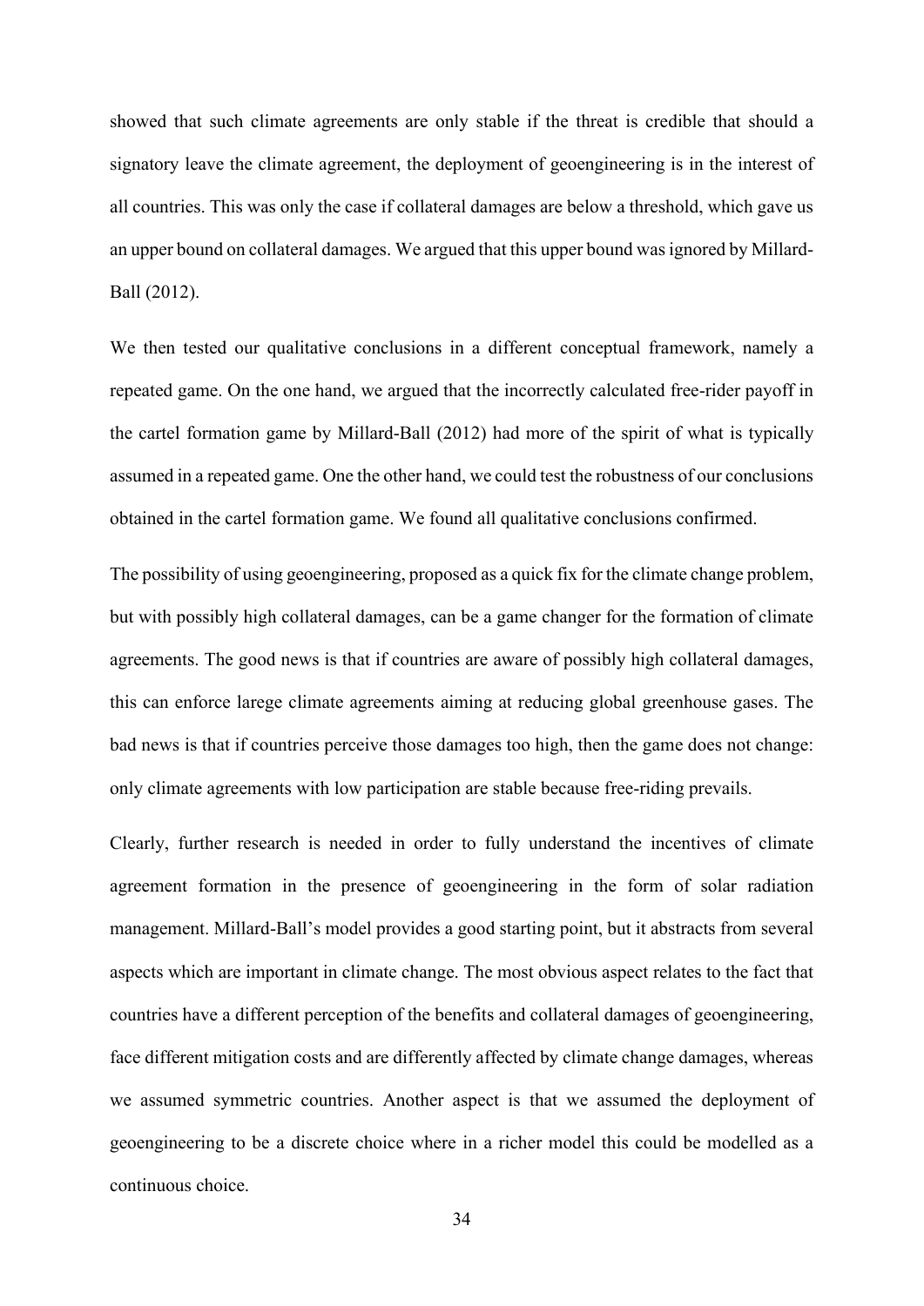showed that such climate agreements are only stable if the threat is credible that should a signatory leave the climate agreement, the deployment of geoengineering is in the interest of all countries. This was only the case if collateral damages are below a threshold, which gave us an upper bound on collateral damages. We argued that this upper bound was ignored by Millard-Ball (2012).

We then tested our qualitative conclusions in a different conceptual framework, namely a repeated game. On the one hand, we argued that the incorrectly calculated free-rider payoff in the cartel formation game by Millard-Ball (2012) had more of the spirit of what is typically assumed in a repeated game. One the other hand, we could test the robustness of our conclusions obtained in the cartel formation game. We found all qualitative conclusions confirmed.

The possibility of using geoengineering, proposed as a quick fix for the climate change problem, but with possibly high collateral damages, can be a game changer for the formation of climate agreements. The good news is that if countries are aware of possibly high collateral damages, this can enforce larege climate agreements aiming at reducing global greenhouse gases. The bad news is that if countries perceive those damages too high, then the game does not change: only climate agreements with low participation are stable because free-riding prevails.

Clearly, further research is needed in order to fully understand the incentives of climate agreement formation in the presence of geoengineering in the form of solar radiation management. Millard-Ball's model provides a good starting point, but it abstracts from several aspects which are important in climate change. The most obvious aspect relates to the fact that countries have a different perception of the benefits and collateral damages of geoengineering, face different mitigation costs and are differently affected by climate change damages, whereas we assumed symmetric countries. Another aspect is that we assumed the deployment of geoengineering to be a discrete choice where in a richer model this could be modelled as a continuous choice.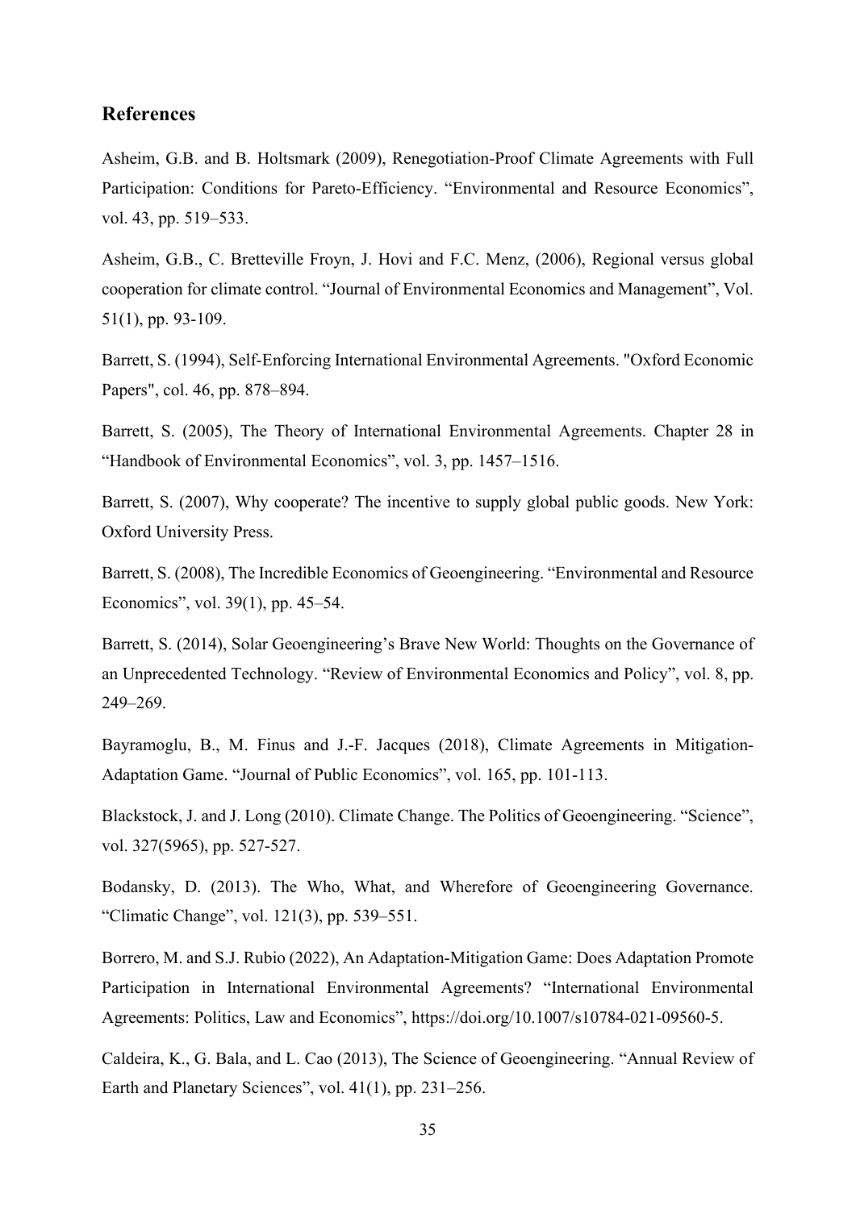## References

Asheim, G.B. and B. Holtsmark (2009), Renegotiation-Proof Climate Agreements with Full Participation: Conditions for Pareto-Efficiency. "Environmental and Resource Economics", vol. 43, pp. 519–533.

Asheim, G.B., C. Bretteville Froyn, J. Hovi and F.C. Menz, (2006), Regional versus global cooperation for climate control. "Journal of Environmental Economics and Management", Vol. 51(1), pp. 93-109.

Barrett, S. (1994), Self-Enforcing International Environmental Agreements. "Oxford Economic Papers", col. 46, pp. 878–894.

Barrett, S. (2005), The Theory of International Environmental Agreements. Chapter 28 in "Handbook of Environmental Economics", vol. 3, pp. 1457–1516.

Barrett, S. (2007), Why cooperate? The incentive to supply global public goods. New York: Oxford University Press.

Barrett, S. (2008), The Incredible Economics of Geoengineering. "Environmental and Resource Economics", vol. 39(1), pp. 45–54.

Barrett, S. (2014), Solar Geoengineering's Brave New World: Thoughts on the Governance of an Unprecedented Technology. "Review of Environmental Economics and Policy", vol. 8, pp. 249–269.

Bayramoglu, B., M. Finus and J.-F. Jacques (2018), Climate Agreements in Mitigation-Adaptation Game. "Journal of Public Economics", vol. 165, pp. 101-113.

Blackstock, J. and J. Long (2010). Climate Change. The Politics of Geoengineering. "Science", vol. 327(5965), pp. 527-527.

Bodansky, D. (2013). The Who, What, and Wherefore of Geoengineering Governance. "Climatic Change", vol. 121(3), pp. 539–551.

Borrero, M. and S.J. Rubio (2022), An Adaptation-Mitigation Game: Does Adaptation Promote Participation in International Environmental Agreements? "International Environmental Agreements: Politics, Law and Economics", https://doi.org/10.1007/s10784-021-09560-5.

Caldeira, K., G. Bala, and L. Cao (2013), The Science of Geoengineering. "Annual Review of Earth and Planetary Sciences", vol. 41(1), pp. 231–256.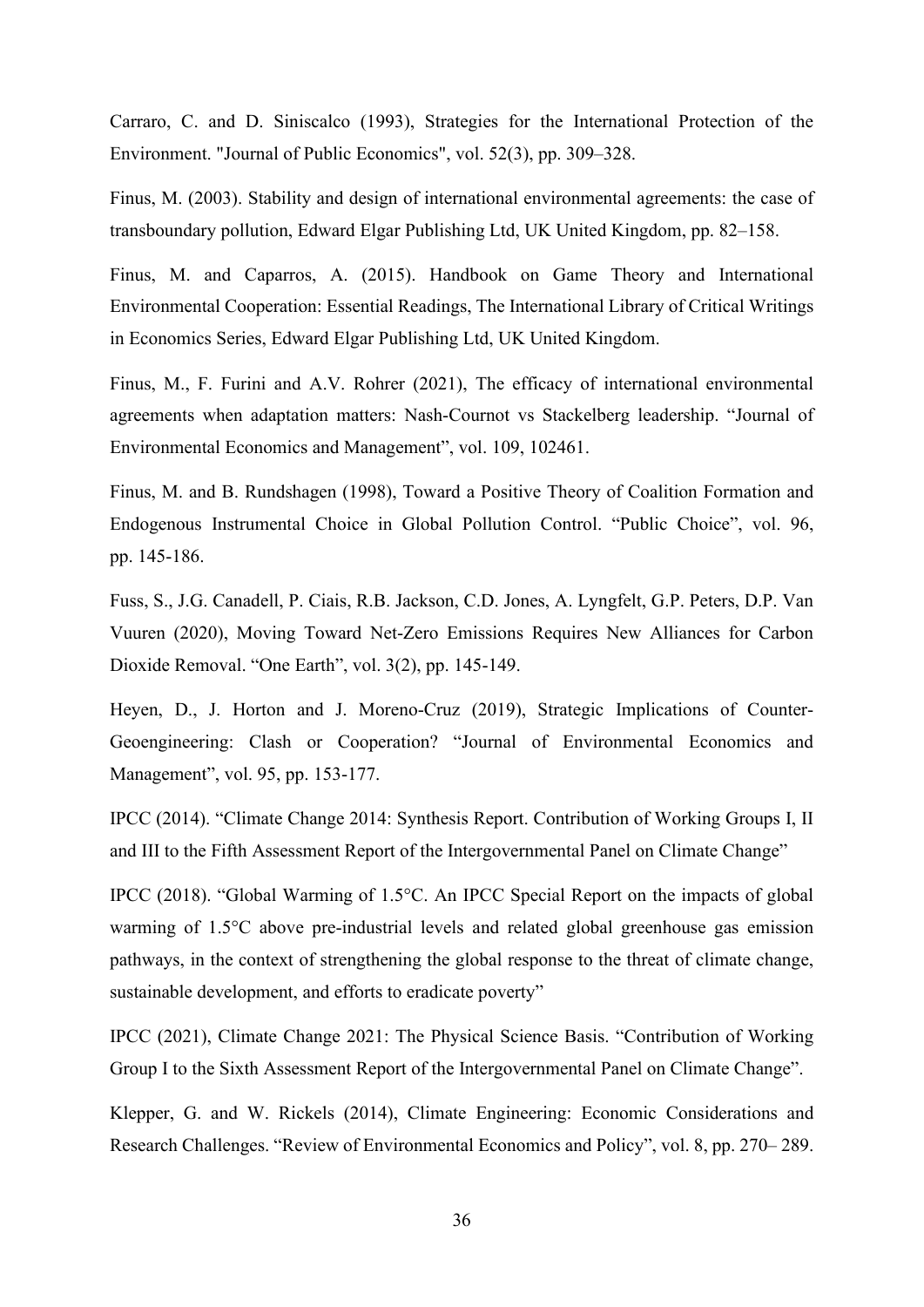Carraro, C. and D. Siniscalco (1993), Strategies for the International Protection of the Environment. "Journal of Public Economics", vol. 52(3), pp. 309–328.

Finus, M. (2003). Stability and design of international environmental agreements: the case of transboundary pollution, Edward Elgar Publishing Ltd, UK United Kingdom, pp. 82–158.

Finus, M. and Caparros, A. (2015). Handbook on Game Theory and International Environmental Cooperation: Essential Readings, The International Library of Critical Writings in Economics Series, Edward Elgar Publishing Ltd, UK United Kingdom.

Finus, M., F. Furini and A.V. Rohrer (2021), The efficacy of international environmental agreements when adaptation matters: Nash-Cournot vs Stackelberg leadership. "Journal of Environmental Economics and Management", vol. 109, 102461.

Finus, M. and B. Rundshagen (1998), Toward a Positive Theory of Coalition Formation and Endogenous Instrumental Choice in Global Pollution Control. "Public Choice", vol. 96, pp. 145-186.

Fuss, S., J.G. Canadell, P. Ciais, R.B. Jackson, C.D. Jones, A. Lyngfelt, G.P. Peters, D.P. Van Vuuren (2020), Moving Toward Net-Zero Emissions Requires New Alliances for Carbon Dioxide Removal. "One Earth", vol. 3(2), pp. 145-149.

Heyen, D., J. Horton and J. Moreno-Cruz (2019), Strategic Implications of Counter-Geoengineering: Clash or Cooperation? "Journal of Environmental Economics and Management", vol. 95, pp. 153-177.

IPCC (2014). "Climate Change 2014: Synthesis Report. Contribution of Working Groups I, II and III to the Fifth Assessment Report of the Intergovernmental Panel on Climate Change"

IPCC (2018). "Global Warming of 1.5°C. An IPCC Special Report on the impacts of global warming of 1.5°C above pre-industrial levels and related global greenhouse gas emission pathways, in the context of strengthening the global response to the threat of climate change, sustainable development, and efforts to eradicate poverty"

IPCC (2021), Climate Change 2021: The Physical Science Basis. "Contribution of Working Group I to the Sixth Assessment Report of the Intergovernmental Panel on Climate Change".

Klepper, G. and W. Rickels (2014), Climate Engineering: Economic Considerations and Research Challenges. "Review of Environmental Economics and Policy", vol. 8, pp. 270– 289.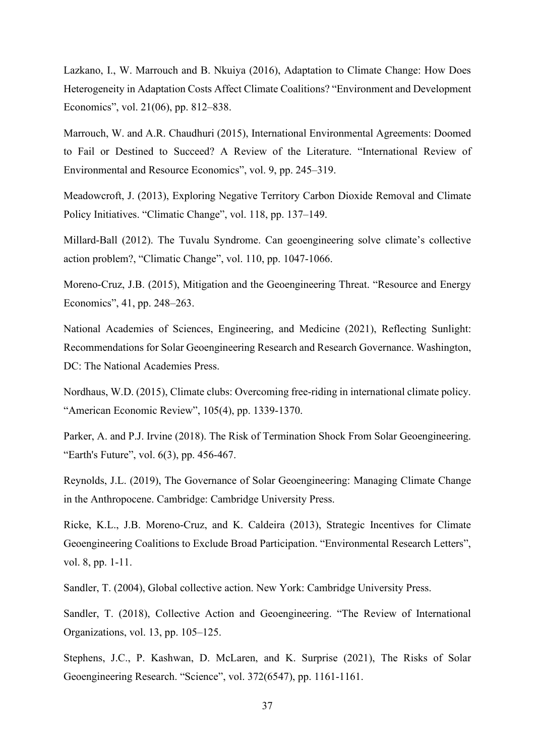Lazkano, I., W. Marrouch and B. Nkuiya (2016), Adaptation to Climate Change: How Does Heterogeneity in Adaptation Costs Affect Climate Coalitions? “Environment and Development Economics”, vol. 21(06), pp. 812–838.

Marrouch, W. and A.R. Chaudhuri (2015), International Environmental Agreements: Doomed to Fail or Destined to Succeed? A Review of the Literature. “International Review of Environmental and Resource Economics”, vol. 9, pp. 245–319.

Meadowcroft, J. (2013), Exploring Negative Territory Carbon Dioxide Removal and Climate Policy Initiatives. “Climatic Change”, vol. 118, pp. 137–149.

Millard-Ball (2012). The Tuvalu Syndrome. Can geoengineering solve climate’s collective action problem?, “Climatic Change”, vol. 110, pp. 1047-1066.

Moreno-Cruz, J.B. (2015), Mitigation and the Geoengineering Threat. “Resource and Energy Economics”, 41, pp. 248–263.

National Academies of Sciences, Engineering, and Medicine (2021), Reflecting Sunlight: Recommendations for Solar Geoengineering Research and Research Governance. Washington, DC: The National Academies Press.

Nordhaus, W.D. (2015), Climate clubs: Overcoming free-riding in international climate policy. “American Economic Review”, 105(4), pp. 1339-1370.

Parker, A. and P.J. Irvine (2018). The Risk of Termination Shock From Solar Geoengineering. “Earth's Future”, vol. 6(3), pp. 456-467.

Reynolds, J.L. (2019), The Governance of Solar Geoengineering: Managing Climate Change in the Anthropocene. Cambridge: Cambridge University Press.

Ricke, K.L., J.B. Moreno-Cruz, and K. Caldeira (2013), Strategic Incentives for Climate Geoengineering Coalitions to Exclude Broad Participation. “Environmental Research Letters”, vol. 8, pp. 1-11.

Sandler, T. (2004), Global collective action. New York: Cambridge University Press.

Sandler, T. (2018), Collective Action and Geoengineering. “The Review of International Organizations, vol. 13, pp. 105–125.

Stephens, J.C., P. Kashwan, D. McLaren, and K. Surprise (2021), The Risks of Solar Geoengineering Research. “Science”, vol. 372(6547), pp. 1161-1161.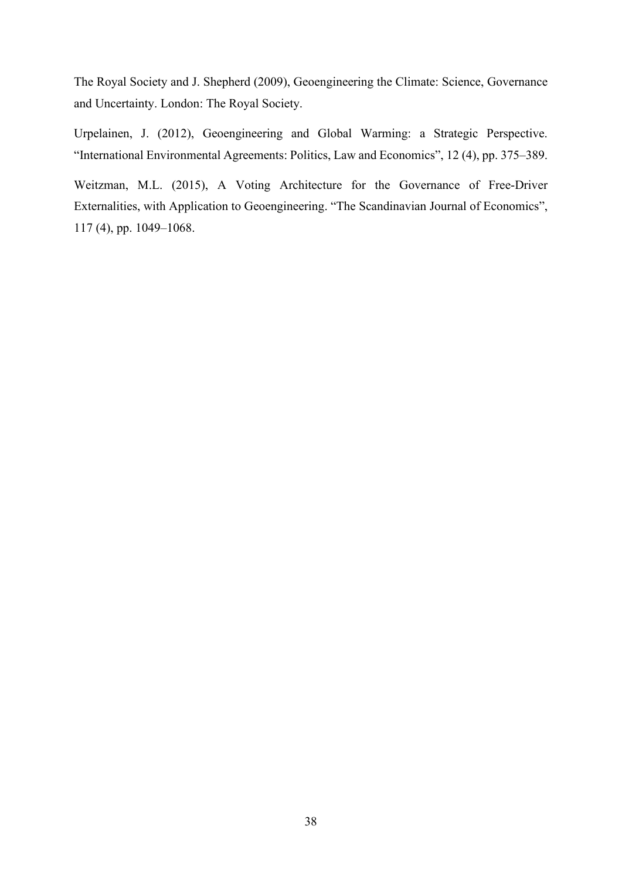The Royal Society and J. Shepherd (2009), Geoengineering the Climate: Science, Governance and Uncertainty. London: The Royal Society.

Urpelainen, J. (2012), Geoengineering and Global Warming: a Strategic Perspective. “International Environmental Agreements: Politics, Law and Economics”, 12 (4), pp. 375–389.

Weitzman, M.L. (2015), A Voting Architecture for the Governance of Free-Driver Externalities, with Application to Geoengineering. “The Scandinavian Journal of Economics”, 117 (4), pp. 1049–1068.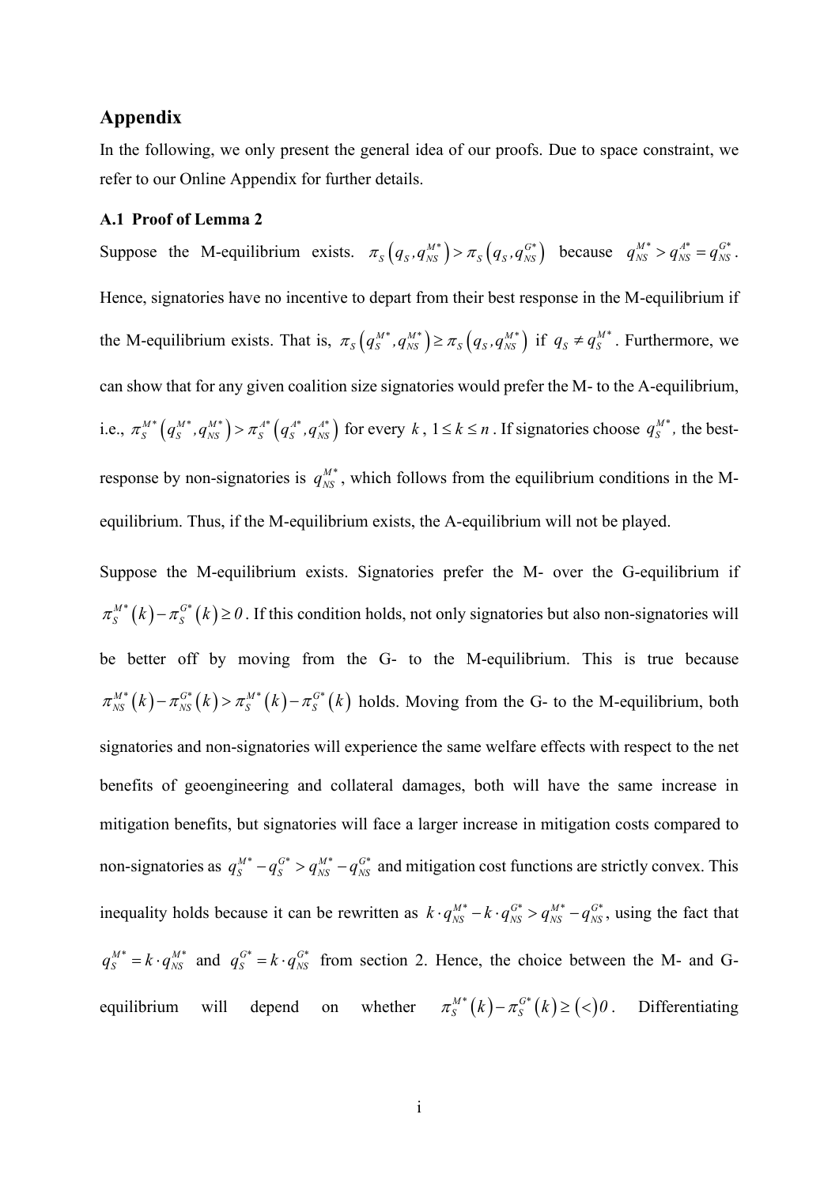## Appendix

In the following, we only present the general idea of our proofs. Due to space constraint, we refer to our Online Appendix for further details.

### A.1 Proof of Lemma 2

Suppose the M-equilibrium exists. $\pi_S\left(q_S, q_{NS}^{M*}\right) > \pi_S\left(q_S, q_{NS}^{G*}\right)$ because $q_{NS}^{M*} > q_{NS}^{A*} = q_{NS}^{G*}$. Hence, signatories have no incentive to depart from their best response in the M-equilibrium if the M-equilibrium exists. That is, $\pi_S\left(q_S^{M*}, q_{NS}^{M*}\right) \geq \pi_S\left(q_S, q_{NS}^{M*}\right)$ if $q_S \neq q_S^{M*}$. Furthermore, we can show that for any given coalition size signatories would prefer the M- to the A-equilibrium, i.e., $\pi_S^{M*}\left(q_S^{M*}, q_{NS}^{M*}\right) > \pi_S^{A*}\left(q_S^{A*}, q_{NS}^{A*}\right)$ for every $k$, $1 \leq k \leq n$. If signatories choose $q_S^{M*}$, the best-response by non-signatories is $q_{NS}^{M*}$, which follows from the equilibrium conditions in the M-equilibrium. Thus, if the M-equilibrium exists, the A-equilibrium will not be played.

Suppose the M-equilibrium exists. Signatories prefer the M- over the G-equilibrium if $\pi_S^{M*}(k) - \pi_S^{G*}(k) \geq 0$. If this condition holds, not only signatories but also non-signatories will be better off by moving from the G- to the M-equilibrium. This is true because $\pi_{NS}^{M*}(k) - \pi_{NS}^{G*}(k) > \pi_S^{M*}(k) - \pi_S^{G*}(k)$ holds. Moving from the G- to the M-equilibrium, both signatories and non-signatories will experience the same welfare effects with respect to the net benefits of geoengineering and collateral damages, both will have the same increase in mitigation benefits, but signatories will face a larger increase in mitigation costs compared to non-signatories as $q_S^{M*} - q_S^{G*} > q_{NS}^{M*} - q_{NS}^{G*}$ and mitigation cost functions are strictly convex. This inequality holds because it can be rewritten as $k \cdot q_{NS}^{M*} - k \cdot q_{NS}^{G*} > q_{NS}^{M*} - q_{NS}^{G*}$, using the fact that $q_S^{M*} = k \cdot q_{NS}^{M*}$ and $q_S^{G*} = k \cdot q_{NS}^{G*}$ from section 2. Hence, the choice between the M- and G-equilibrium will depend on whether $\pi_S^{M*}(k) - \pi_S^{G*}(k) \geq (<) 0$. Differentiating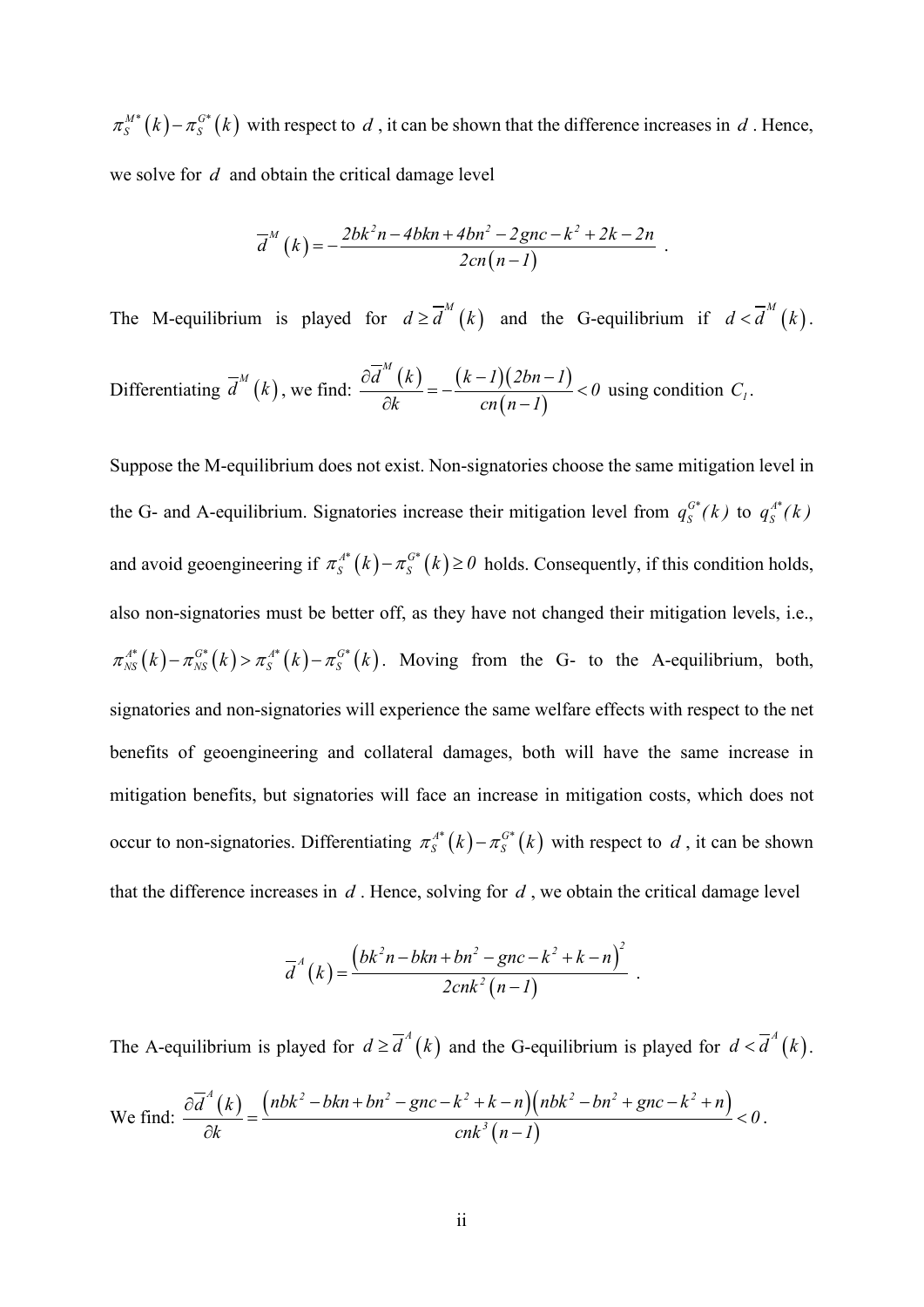$\pi_S^{M*}(k) - \pi_S^{G*}(k)$ with respect to $d$, it can be shown that the difference increases in $d$. Hence, we solve for $d$ and obtain the critical damage level

$$\overline{d}^M(k) = -\frac{2bk^2n - 4bkn + 4bn^2 - 2gnc - k^2 + 2k - 2n}{2cn(n-1)} .$$

The M-equilibrium is played for $d \geq \overline{d}^M(k)$ and the G-equilibrium if $d < \overline{d}^M(k)$. Differentiating $\overline{d}^M(k)$, we find: $\frac{\partial \overline{d}^M(k)}{\partial k} = -\frac{(k-1)(2bn-1)}{cn(n-1)} < 0$ using condition $C_1$.

Suppose the M-equilibrium does not exist. Non-signatories choose the same mitigation level in the G- and A-equilibrium. Signatories increase their mitigation level from $q_S^{G*}(k)$ to $q_S^{A*}(k)$ and avoid geoengineering if $\pi_S^{A*}(k) - \pi_S^{G*}(k) \geq 0$ holds. Consequently, if this condition holds, also non-signatories must be better off, as they have not changed their mitigation levels, i.e., $\pi_{NS}^{A*}(k) - \pi_{NS}^{G*}(k) > \pi_S^{A*}(k) - \pi_S^{G*}(k)$. Moving from the G- to the A-equilibrium, both, signatories and non-signatories will experience the same welfare effects with respect to the net benefits of geoengineering and collateral damages, both will have the same increase in mitigation benefits, but signatories will face an increase in mitigation costs, which does not occur to non-signatories. Differentiating $\pi_S^{A*}(k) - \pi_S^{G*}(k)$ with respect to $d$, it can be shown that the difference increases in $d$. Hence, solving for $d$, we obtain the critical damage level

$$\overline{d}^A(k) = \frac{\left(bk^2n - bkn + bn^2 - gnc - k^2 + k - n\right)^2}{2cnk^2(n-1)} .$$

The A-equilibrium is played for $d \geq \overline{d}^A(k)$ and the G-equilibrium is played for $d < \overline{d}^A(k)$.

We find: $\frac{\partial \overline{d}^A(k)}{\partial k} = \frac{\left(nbk^2 - bkn + bn^2 - gnc - k^2 + k - n\right)\left(nbk^2 - bn^2 + gnc - k^2 + n\right)}{cnk^3(n-1)} < 0$.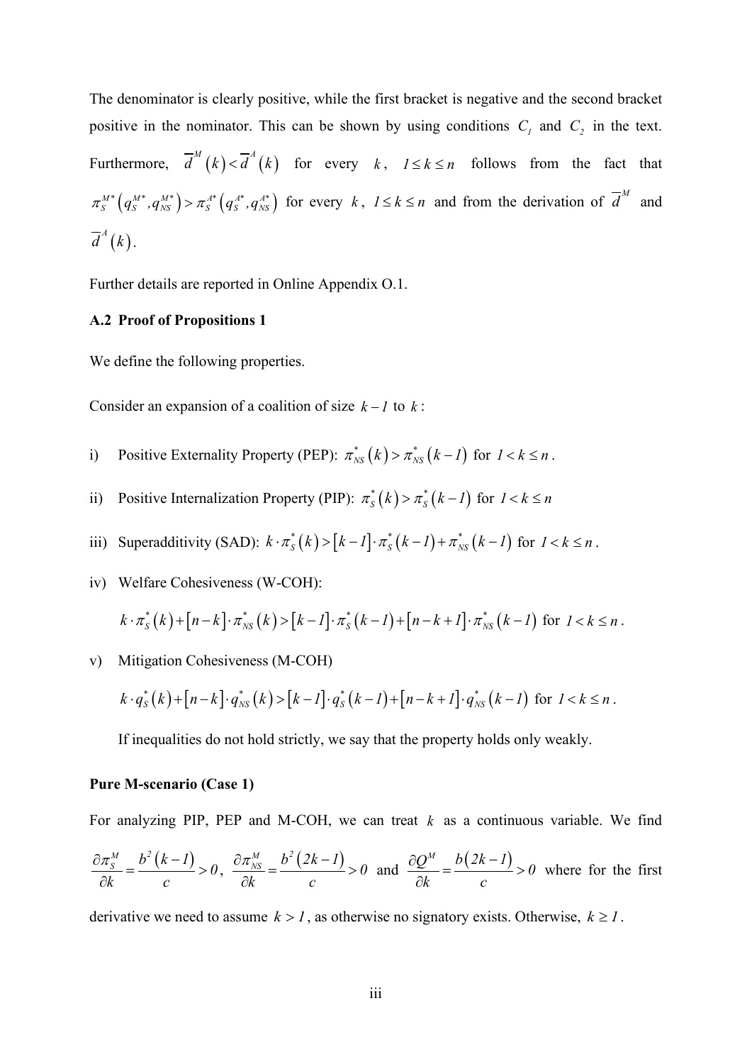The denominator is clearly positive, while the first bracket is negative and the second bracket positive in the nominator. This can be shown by using conditions $C_1$ and $C_2$ in the text. Furthermore, $\overline{d}^M(k) < \overline{d}^A(k)$ for every $k$, $1 \leq k \leq n$ follows from the fact that $\pi_S^{M*}(q_S^{M*}, q_{NS}^{M*}) > \pi_S^{A*}(q_S^{A*}, q_{NS}^{A*})$ for every $k$, $1 \leq k \leq n$ and from the derivation of $\overline{d}^M$ and $\overline{d}^A(k)$.

Further details are reported in Online Appendix O.1.

### A.2 Proof of Propositions 1

We define the following properties.

Consider an expansion of a coalition of size $k-1$ to $k$:

i) Positive Externality Property (PEP): $\pi_{NS}^*(k) > \pi_{NS}^*(k-1)$ for $1 < k \leq n$.

ii) Positive Internalization Property (PIP): $\pi_S^*(k) > \pi_S^*(k-1)$ for $1 < k \leq n$

iii) Superadditivity (SAD): $k \cdot \pi_S^*(k) > [k-1] \cdot \pi_S^*(k-1) + \pi_{NS}^*(k-1)$ for $1 < k \leq n$.

iv) Welfare Cohesiveness (W-COH):

$$k \cdot \pi_S^*(k) + [n-k] \cdot \pi_{NS}^*(k) > [k-1] \cdot \pi_S^*(k-1) + [n-k+1] \cdot \pi_{NS}^*(k-1) \text{ for } 1 < k \leq n.$$

v) Mitigation Cohesiveness (M-COH)

$$k \cdot q_S^*(k) + [n-k] \cdot q_{NS}^*(k) > [k-1] \cdot q_S^*(k-1) + [n-k+1] \cdot q_{NS}^*(k-1) \text{ for } 1 < k \leq n.$$

If inequalities do not hold strictly, we say that the property holds only weakly.

**Pure M-scenario (Case 1)**

For analyzing PIP, PEP and M-COH, we can treat $k$ as a continuous variable. We find $\frac{\partial \pi_S^M}{\partial k} = \frac{b^2(k-1)}{c} > 0$, $\frac{\partial \pi_{NS}^M}{\partial k} = \frac{b^2(2k-1)}{c} > 0$ and $\frac{\partial Q^M}{\partial k} = \frac{b(2k-1)}{c} > 0$ where for the first derivative we need to assume $k > 1$, as otherwise no signatory exists. Otherwise, $k \geq 1$.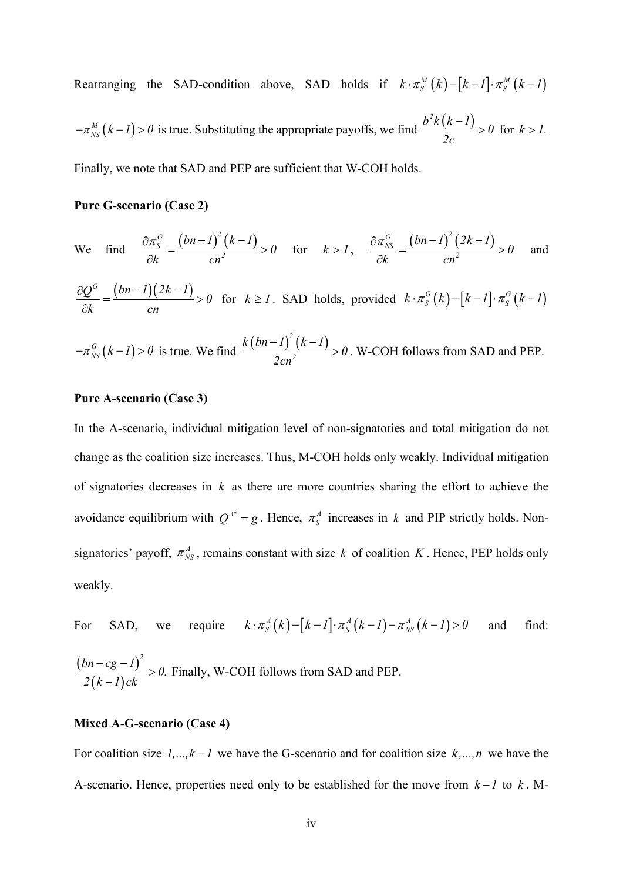Rearranging the SAD-condition above, SAD holds if $k \cdot \pi_S^M(k) - [k-1] \cdot \pi_S^M(k-1)$ $-\pi_{NS}^M(k-1) > 0$ is true. Substituting the appropriate payoffs, we find $\frac{b^2 k(k-1)}{2c} > 0$ for $k > 1$. Finally, we note that SAD and PEP are sufficient that W-COH holds.

**Pure G-scenario (Case 2)**

We find $\frac{\partial \pi_S^G}{\partial k} = \frac{(bn-1)^2(k-1)}{cn^2} > 0$ for $k > 1$, $\frac{\partial \pi_{NS}^G}{\partial k} = \frac{(bn-1)^2(2k-1)}{cn^2} > 0$ and $\frac{\partial Q^G}{\partial k} = \frac{(bn-1)(2k-1)}{cn} > 0$ for $k \geq 1$. SAD holds, provided $k \cdot \pi_S^G(k) - [k-1] \cdot \pi_S^G(k-1)$ $-\pi_{NS}^G(k-1) > 0$ is true. We find $\frac{k(bn-1)^2(k-1)}{2cn^2} > 0$. W-COH follows from SAD and PEP.

**Pure A-scenario (Case 3)**

In the A-scenario, individual mitigation level of non-signatories and total mitigation do not change as the coalition size increases. Thus, M-COH holds only weakly. Individual mitigation of signatories decreases in $k$ as there are more countries sharing the effort to achieve the avoidance equilibrium with $Q^{A^*} = g$. Hence, $\pi_S^A$ increases in $k$ and PIP strictly holds. Non-signatories' payoff, $\pi_{NS}^A$, remains constant with size $k$ of coalition $K$. Hence, PEP holds only weakly.

For SAD, we require $k \cdot \pi_S^A(k) - [k-1] \cdot \pi_S^A(k-1) - \pi_{NS}^A(k-1) > 0$ and find: $\frac{(bn-cg-1)^2}{2(k-1)ck} > 0.$ Finally, W-COH follows from SAD and PEP.

**Mixed A-G-scenario (Case 4)**

For coalition size $1,...,k-1$ we have the G-scenario and for coalition size $k,...,n$ we have the A-scenario. Hence, properties need only to be established for the move from $k-1$ to $k$. M-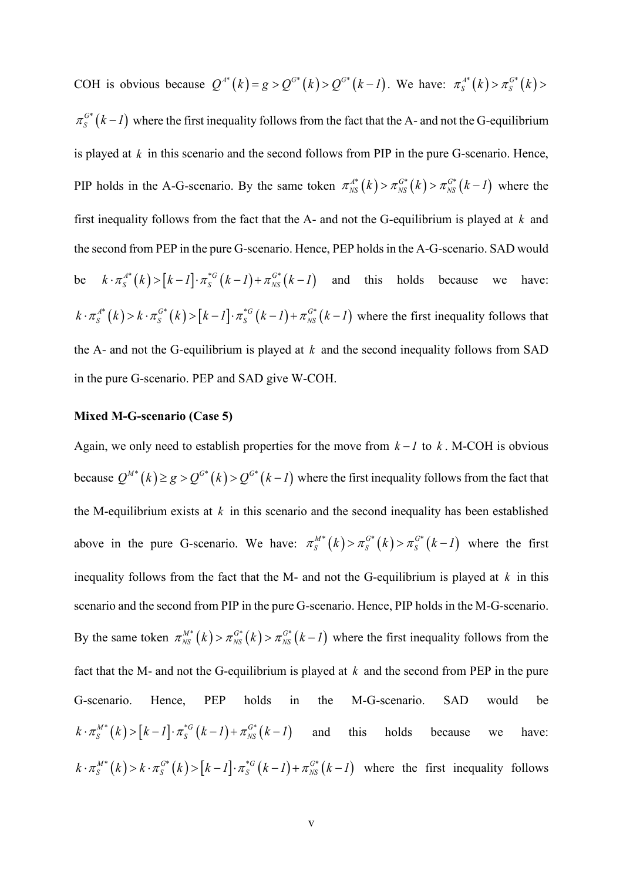COH is obvious because $Q^{A*}(k) = g > Q^{G*}(k) > Q^{G*}(k-1)$. We have: $\pi_S^{A*}(k) > \pi_S^{G*}(k) > \pi_S^{G*}(k-1)$ where the first inequality follows from the fact that the A- and not the G-equilibrium is played at $k$ in this scenario and the second follows from PIP in the pure G-scenario. Hence, PIP holds in the A-G-scenario. By the same token $\pi_{NS}^{A*}(k) > \pi_{NS}^{G*}(k) > \pi_{NS}^{G*}(k-1)$ where the first inequality follows from the fact that the A- and not the G-equilibrium is played at $k$ and the second from PEP in the pure G-scenario. Hence, PEP holds in the A-G-scenario. SAD would be $k \cdot \pi_S^{A*}(k) > [k-1] \cdot \pi_S^{*G}(k-1) + \pi_{NS}^{G*}(k-1)$ and this holds because we have: $k \cdot \pi_S^{A*}(k) > k \cdot \pi_S^{G*}(k) > [k-1] \cdot \pi_S^{*G}(k-1) + \pi_{NS}^{G*}(k-1)$ where the first inequality follows that the A- and not the G-equilibrium is played at $k$ and the second inequality follows from SAD in the pure G-scenario. PEP and SAD give W-COH.

**Mixed M-G-scenario (Case 5)**

Again, we only need to establish properties for the move from $k-1$ to $k$. M-COH is obvious because $Q^{M*}(k) \geq g > Q^{G*}(k) > Q^{G*}(k-1)$ where the first inequality follows from the fact that the M-equilibrium exists at $k$ in this scenario and the second inequality has been established above in the pure G-scenario. We have: $\pi_S^{M*}(k) > \pi_S^{G*}(k) > \pi_S^{G*}(k-1)$ where the first inequality follows from the fact that the M- and not the G-equilibrium is played at $k$ in this scenario and the second from PIP in the pure G-scenario. Hence, PIP holds in the M-G-scenario. By the same token $\pi_{NS}^{M*}(k) > \pi_{NS}^{G*}(k) > \pi_{NS}^{G*}(k-1)$ where the first inequality follows from the fact that the M- and not the G-equilibrium is played at $k$ and the second from PEP in the pure G-scenario. Hence, PEP holds in the M-G-scenario. SAD would be $k \cdot \pi_S^{M*}(k) > [k-1] \cdot \pi_S^{*G}(k-1) + \pi_{NS}^{G*}(k-1)$ and this holds because we have: $k \cdot \pi_S^{M*}(k) > k \cdot \pi_S^{G*}(k) > [k-1] \cdot \pi_S^{*G}(k-1) + \pi_{NS}^{G*}(k-1)$ where the first inequality follows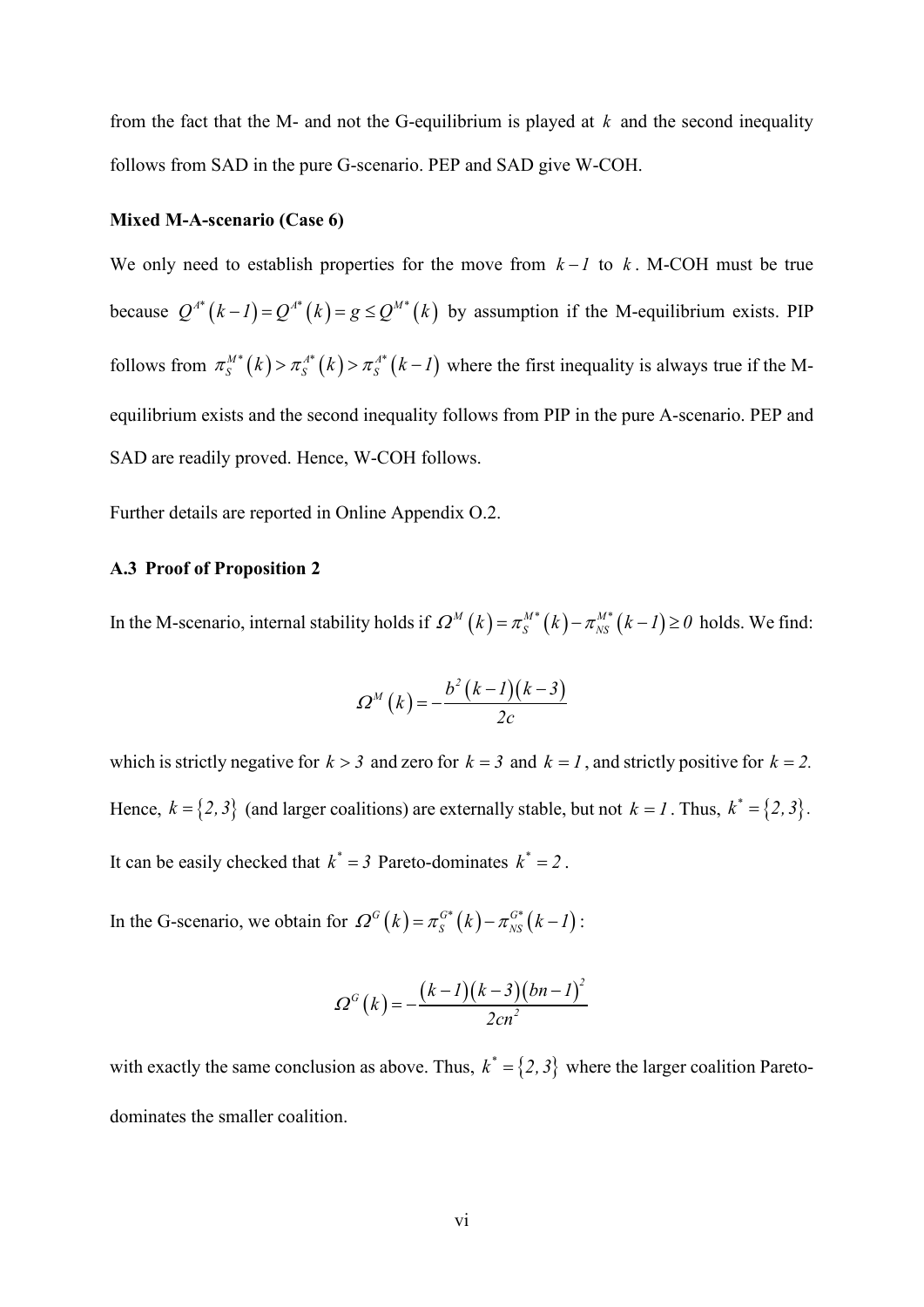from the fact that the M- and not the G-equilibrium is played at $k$ and the second inequality follows from SAD in the pure G-scenario. PEP and SAD give W-COH.

**Mixed M-A-scenario (Case 6)**

We only need to establish properties for the move from $k-1$ to $k$. M-COH must be true because $Q^{A*}(k-1) = Q^{A*}(k) = g \leq Q^{M*}(k)$ by assumption if the M-equilibrium exists. PIP follows from $\pi_S^{M*}(k) > \pi_S^{A*}(k) > \pi_S^{A*}(k-1)$ where the first inequality is always true if the M-equilibrium exists and the second inequality follows from PIP in the pure A-scenario. PEP and SAD are readily proved. Hence, W-COH follows.

Further details are reported in Online Appendix O.2.

### A.3 Proof of Proposition 2

In the M-scenario, internal stability holds if $\Omega^M(k) = \pi_S^{M*}(k) - \pi_{NS}^{M*}(k-1) \geq 0$ holds. We find:

$$\Omega^M(k) = -\frac{b^2(k-1)(k-3)}{2c}$$

which is strictly negative for $k > 3$ and zero for $k = 3$ and $k = 1$, and strictly positive for $k = 2.$ Hence, $k = \{2, 3\}$ (and larger coalitions) are externally stable, but not $k = 1$. Thus, $k^* = \{2, 3\}$. It can be easily checked that $k^* = 3$ Pareto-dominates $k^* = 2$.

In the G-scenario, we obtain for $\Omega^G(k) = \pi_S^{G*}(k) - \pi_{NS}^{G*}(k-1)$:

$$\Omega^G(k) = -\frac{(k-1)(k-3)(bn-1)^2}{2cn^2}$$

with exactly the same conclusion as above. Thus, $k^* = \{2, 3\}$ where the larger coalition Pareto-dominates the smaller coalition.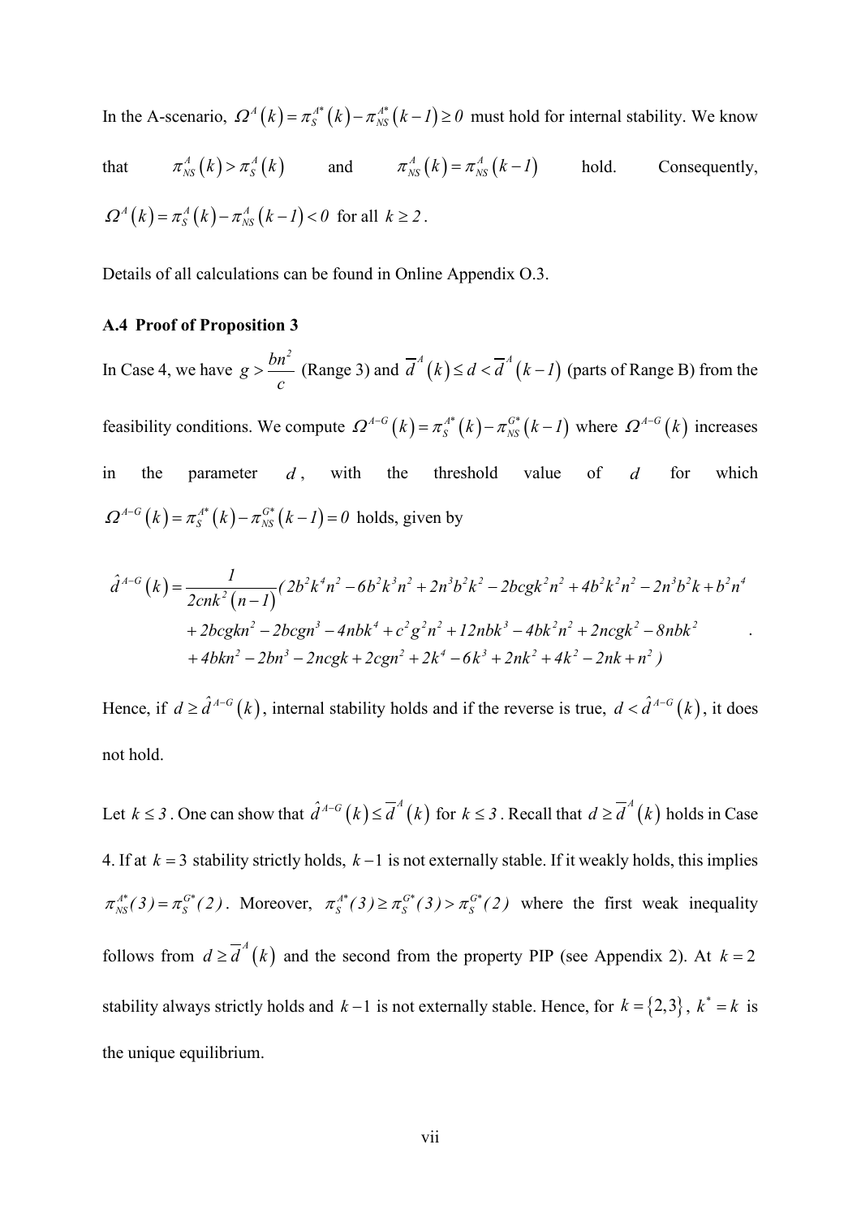In the A-scenario, $\Omega^{A}(k)=\pi_{S}^{A*}(k)-\pi_{NS}^{A*}(k-1)\geq 0$ must hold for internal stability. We know that $\pi_{NS}^{A}(k)>\pi_{S}^{A}(k)$ and $\pi_{NS}^{A}(k)=\pi_{NS}^{A}(k-1)$ hold. Consequently, $\Omega^{A}(k)=\pi_{S}^{A}(k)-\pi_{NS}^{A}(k-1)<0$ for all $k\geq 2$.

Details of all calculations can be found in Online Appendix O.3.

### A.4 Proof of Proposition 3

In Case 4, we have $g>\dfrac{bn^{2}}{c}$ (Range 3) and $\overline{d}^{A}(k)\leq d<\overline{d}^{A}(k-1)$ (parts of Range B) from the feasibility conditions. We compute $\Omega^{A-G}(k)=\pi_{S}^{A*}(k)-\pi_{NS}^{G*}(k-1)$ where $\Omega^{A-G}(k)$ increases in the parameter $d$, with the threshold value of $d$ for which $\Omega^{A-G}(k)=\pi_{S}^{A*}(k)-\pi_{NS}^{G*}(k-1)=0$ holds, given by

$$
\begin{aligned}
\hat{d}^{A-G}(k)=\frac{1}{2cnk^{2}(n-1)}(&2b^{2}k^{4}n^{2}-6b^{2}k^{3}n^{2}+2n^{3}b^{2}k^{2}-2bcgk^{2}n^{2}+4b^{2}k^{2}n^{2}-2n^{3}b^{2}k+b^{2}n^{4}\\
&+2bcgkn^{2}-2bcgn^{3}-4nbk^{4}+c^{2}g^{2}n^{2}+12nbk^{3}-4bk^{2}n^{2}+2ncgk^{2}-8nbk^{2}\\
&+4bkn^{2}-2bn^{3}-2ncgk+2cgn^{2}+2k^{4}-6k^{3}+2nk^{2}+4k^{2}-2nk+n^{2}).
\end{aligned}
$$

Hence, if $d\geq\hat{d}^{A-G}(k)$, internal stability holds and if the reverse is true, $d<\hat{d}^{A-G}(k)$, it does not hold.

Let $k\leq 3$. One can show that $\hat{d}^{A-G}(k)\leq\overline{d}^{A}(k)$ for $k\leq 3$. Recall that $d\geq\overline{d}^{A}(k)$ holds in Case 4. If at $k=3$ stability strictly holds, $k-1$ is not externally stable. If it weakly holds, this implies $\pi_{NS}^{A*}(3)=\pi_{S}^{G*}(2)$. Moreover, $\pi_{S}^{A*}(3)\geq\pi_{S}^{G*}(3)>\pi_{S}^{G*}(2)$ where the first weak inequality follows from $d\geq\overline{d}^{A}(k)$ and the second from the property PIP (see Appendix 2). At $k=2$ stability always strictly holds and $k-1$ is not externally stable. Hence, for $k=\{2,3\}$, $k^{*}=k$ is the unique equilibrium.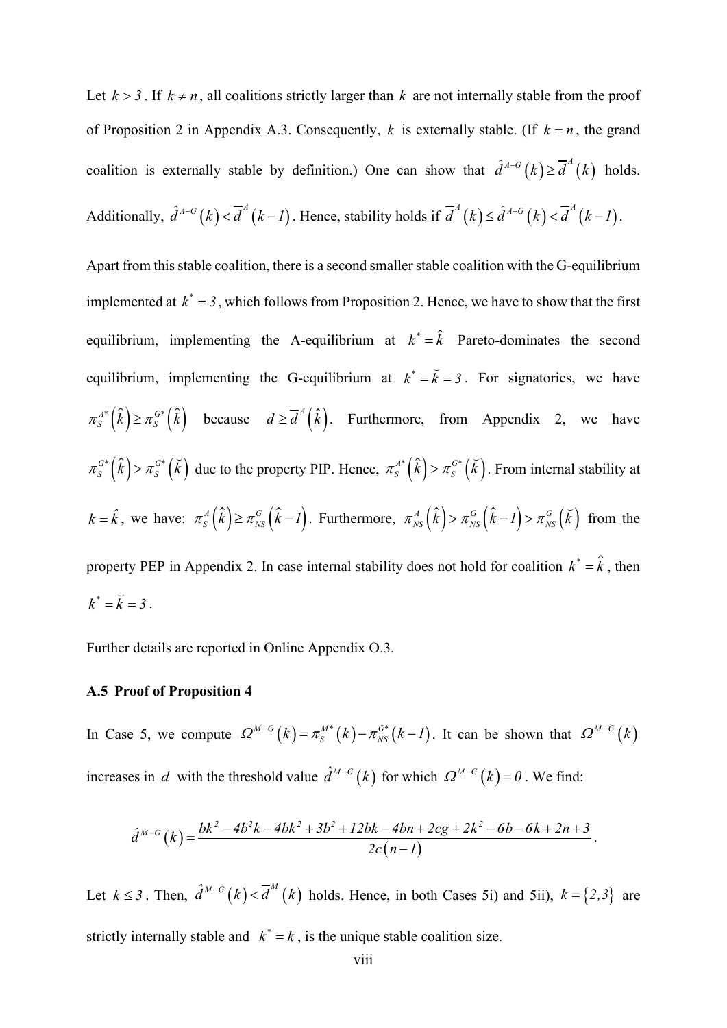Let $k > 3$. If $k \neq n$, all coalitions strictly larger than $k$ are not internally stable from the proof of Proposition 2 in Appendix A.3. Consequently, $k$ is externally stable. (If $k = n$, the grand coalition is externally stable by definition.) One can show that $\hat{d}^{A-G}(k) \geq \overline{d}^{A}(k)$ holds. Additionally, $\hat{d}^{A-G}(k) < \overline{d}^{A}(k-1)$. Hence, stability holds if $\overline{d}^{A}(k) \leq \hat{d}^{A-G}(k) < \overline{d}^{A}(k-1)$.

Apart from this stable coalition, there is a second smaller stable coalition with the G-equilibrium implemented at $k^* = 3$, which follows from Proposition 2. Hence, we have to show that the first equilibrium, implementing the A-equilibrium at $k^* = \hat{k}$ Pareto-dominates the second equilibrium, implementing the G-equilibrium at $k^* = \breve{k} = 3$. For signatories, we have $\pi_S^{A*}(\hat{k}) \geq \pi_S^{G*}(\hat{k})$ because $d \geq \overline{d}^{A}(\hat{k})$. Furthermore, from Appendix 2, we have $\pi_S^{G*}(\hat{k}) > \pi_S^{G*}(\breve{k})$ due to the property PIP. Hence, $\pi_S^{A*}(\hat{k}) > \pi_S^{G*}(\breve{k})$. From internal stability at $k = \hat{k}$, we have: $\pi_S^{A}(\hat{k}) \geq \pi_{NS}^{G}(\hat{k}-1)$. Furthermore, $\pi_{NS}^{A}(\hat{k}) > \pi_{NS}^{G}(\hat{k}-1) > \pi_{NS}^{G}(\breve{k})$ from the property PEP in Appendix 2. In case internal stability does not hold for coalition $k^* = \hat{k}$, then $k^* = \breve{k} = 3$.

Further details are reported in Online Appendix O.3.

### A.5 Proof of Proposition 4

In Case 5, we compute $\Omega^{M-G}(k) = \pi_S^{M*}(k) - \pi_{NS}^{G*}(k-1)$. It can be shown that $\Omega^{M-G}(k)$ increases in $d$ with the threshold value $\hat{d}^{M-G}(k)$ for which $\Omega^{M-G}(k) = 0$. We find:

$$\hat{d}^{M-G}(k) = \frac{bk^2 - 4b^2k - 4bk^2 + 3b^2 + 12bk - 4bn + 2cg + 2k^2 - 6b - 6k + 2n + 3}{2c(n-1)}.$$

Let $k \leq 3$. Then, $\hat{d}^{M-G}(k) < \overline{d}^{M}(k)$ holds. Hence, in both Cases 5i) and 5ii), $k = \{2,3\}$ are strictly internally stable and $k^* = k$, is the unique stable coalition size.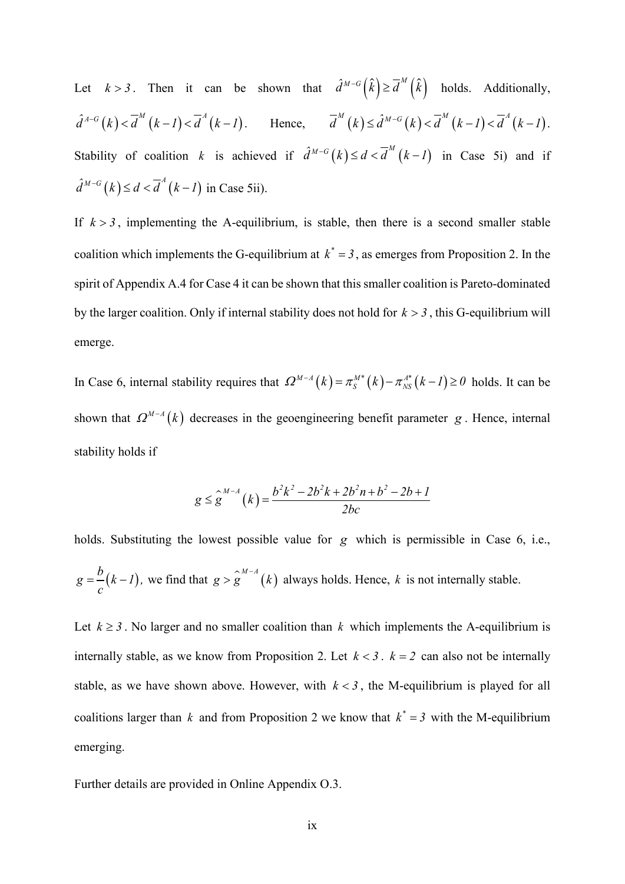Let $k > 3$. Then it can be shown that $\hat{d}^{M-G}\left(\hat{k}\right) \geq \overline{d}^{M}\left(\hat{k}\right)$ holds. Additionally, $\hat{d}^{A-G}\left(k\right) < \overline{d}^{M}\left(k-1\right) < \overline{d}^{A}\left(k-1\right)$. Hence, $\overline{d}^{M}\left(k\right) \leq \hat{d}^{M-G}\left(k\right) < \overline{d}^{M}\left(k-1\right) < \overline{d}^{A}\left(k-1\right)$. Stability of coalition $k$ is achieved if $\hat{d}^{M-G}\left(k\right) \leq d < \overline{d}^{M}\left(k-1\right)$ in Case 5i) and if $\hat{d}^{M-G}\left(k\right) \leq d < \overline{d}^{A}\left(k-1\right)$ in Case 5ii).

If $k > 3$, implementing the A-equilibrium, is stable, then there is a second smaller stable coalition which implements the G-equilibrium at $k^{*} = 3$, as emerges from Proposition 2. In the spirit of Appendix A.4 for Case 4 it can be shown that this smaller coalition is Pareto-dominated by the larger coalition. Only if internal stability does not hold for $k > 3$, this G-equilibrium will emerge.

In Case 6, internal stability requires that $\Omega^{M-A}\left(k\right) = \pi_{S}^{M*}\left(k\right) - \pi_{NS}^{A*}\left(k-1\right) \geq 0$ holds. It can be shown that $\Omega^{M-A}\left(k\right)$ decreases in the geoengineering benefit parameter $g$. Hence, internal stability holds if

$$g \leq \hat{g}^{M-A}\left(k\right) = \frac{b^{2}k^{2} - 2b^{2}k + 2b^{2}n + b^{2} - 2b + 1}{2bc}$$

holds. Substituting the lowest possible value for $g$ which is permissible in Case 6, i.e., $g = \frac{b}{c}\left(k-1\right)$, we find that $g > \hat{g}^{M-A}\left(k\right)$ always holds. Hence, $k$ is not internally stable.

Let $k \geq 3$. No larger and no smaller coalition than $k$ which implements the A-equilibrium is internally stable, as we know from Proposition 2. Let $k < 3$. $k = 2$ can also not be internally stable, as we have shown above. However, with $k < 3$, the M-equilibrium is played for all coalitions larger than $k$ and from Proposition 2 we know that $k^{*} = 3$ with the M-equilibrium emerging.

Further details are provided in Online Appendix O.3.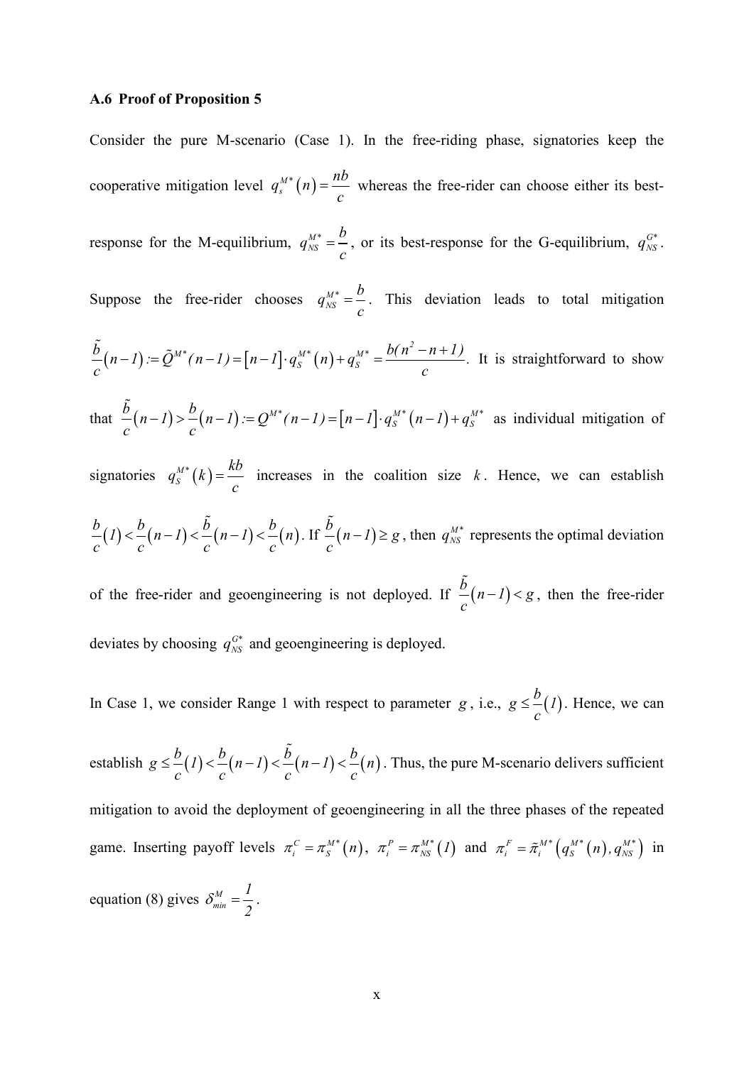### A.6 Proof of Proposition 5

Consider the pure M-scenario (Case 1). In the free-riding phase, signatories keep the cooperative mitigation level $q_s^{M*}(n) = \frac{nb}{c}$ whereas the free-rider can choose either its best-response for the M-equilibrium, $q_{NS}^{M*} = \frac{b}{c}$, or its best-response for the G-equilibrium, $q_{NS}^{G*}$. Suppose the free-rider chooses $q_{NS}^{M*} = \frac{b}{c}$. This deviation leads to total mitigation $\frac{\tilde{b}}{c}(n-1) := \tilde{Q}^{M*}(n-1) = [n-1] \cdot q_S^{M*}(n) + q_S^{M*} = \frac{b(n^2-n+1)}{c}$. It is straightforward to show that $\frac{\tilde{b}}{c}(n-1) > \frac{b}{c}(n-1) := Q^{M*}(n-1) = [n-1] \cdot q_S^{M*}(n-1) + q_S^{M*}$ as individual mitigation of signatories $q_S^{M*}(k) = \frac{kb}{c}$ increases in the coalition size $k$. Hence, we can establish $\frac{b}{c}(1) < \frac{b}{c}(n-1) < \frac{\tilde{b}}{c}(n-1) < \frac{b}{c}(n)$. If $\frac{\tilde{b}}{c}(n-1) \geq g$, then $q_{NS}^{M*}$ represents the optimal deviation of the free-rider and geoengineering is not deployed. If $\frac{\tilde{b}}{c}(n-1) < g$, then the free-rider deviates by choosing $q_{NS}^{G*}$ and geoengineering is deployed.

In Case 1, we consider Range 1 with respect to parameter $g$, i.e., $g \leq \frac{b}{c}(1)$. Hence, we can establish $g \leq \frac{b}{c}(1) < \frac{b}{c}(n-1) < \frac{\tilde{b}}{c}(n-1) < \frac{b}{c}(n)$. Thus, the pure M-scenario delivers sufficient mitigation to avoid the deployment of geoengineering in all the three phases of the repeated game. Inserting payoff levels $\pi_i^C = \pi_S^{M*}(n)$, $\pi_i^P = \pi_{NS}^{M*}(1)$ and $\pi_i^F = \tilde{\pi}_i^{M*}\left(q_S^{M*}(n), q_{NS}^{M*}\right)$ in equation (8) gives $\delta_{min}^M = \frac{1}{2}$.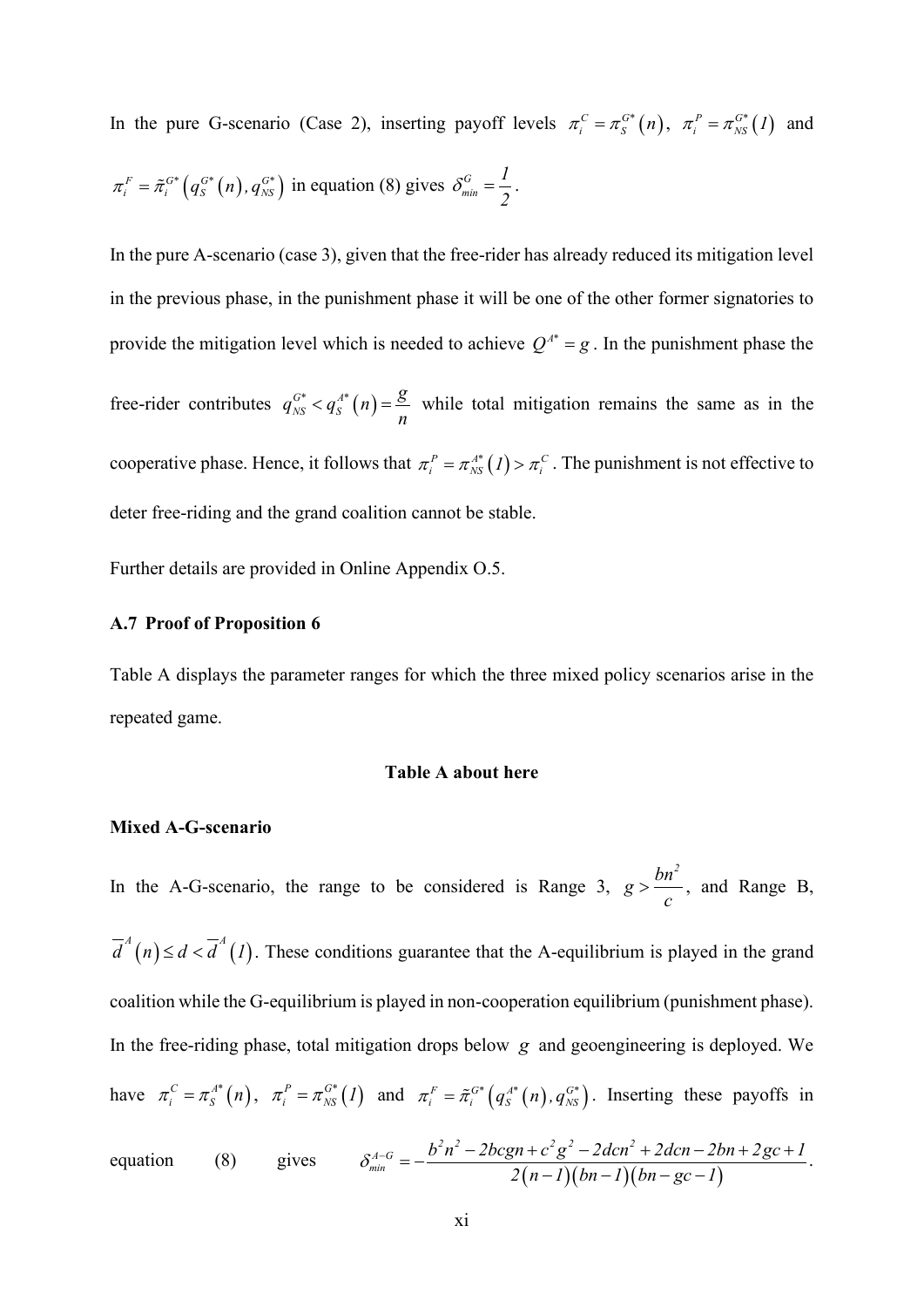In the pure G-scenario (Case 2), inserting payoff levels $\pi_i^C = \pi_S^{G*}(n)$, $\pi_i^P = \pi_{NS}^{G*}(1)$ and $\pi_i^F = \tilde{\pi}_i^{G*}\left(q_S^{G*}(n), q_{NS}^{G*}\right)$ in equation (8) gives $\delta_{min}^G = \frac{1}{2}$.

In the pure A-scenario (case 3), given that the free-rider has already reduced its mitigation level in the previous phase, in the punishment phase it will be one of the other former signatories to provide the mitigation level which is needed to achieve $Q^{A*} = g$. In the punishment phase the free-rider contributes $q_{NS}^{G*} < q_S^{A*}(n) = \frac{g}{n}$ while total mitigation remains the same as in the cooperative phase. Hence, it follows that $\pi_i^P = \pi_{NS}^{A*}(1) > \pi_i^C$. The punishment is not effective to deter free-riding and the grand coalition cannot be stable.

Further details are provided in Online Appendix O.5.

### A.7 Proof of Proposition 6

Table A displays the parameter ranges for which the three mixed policy scenarios arise in the repeated game.

**Table A about here**

**Mixed A-G-scenario**

In the A-G-scenario, the range to be considered is Range 3, $g > \frac{bn^2}{c}$, and Range B, $\overline{d}^A(n) \leq d < \overline{d}^A(1)$. These conditions guarantee that the A-equilibrium is played in the grand coalition while the G-equilibrium is played in non-cooperation equilibrium (punishment phase). In the free-riding phase, total mitigation drops below $g$ and geoengineering is deployed. We have $\pi_i^C = \pi_S^{A*}(n)$, $\pi_i^P = \pi_{NS}^{G*}(1)$ and $\pi_i^F = \tilde{\pi}_i^{G*}\left(q_S^{A*}(n), q_{NS}^{G*}\right)$. Inserting these payoffs in equation (8) gives $\delta_{min}^{A-G} = -\frac{b^2n^2 - 2bcgn + c^2g^2 - 2dcn^2 + 2dcn - 2bn + 2gc + 1}{2(n-1)(bn-1)(bn-gc-1)}$.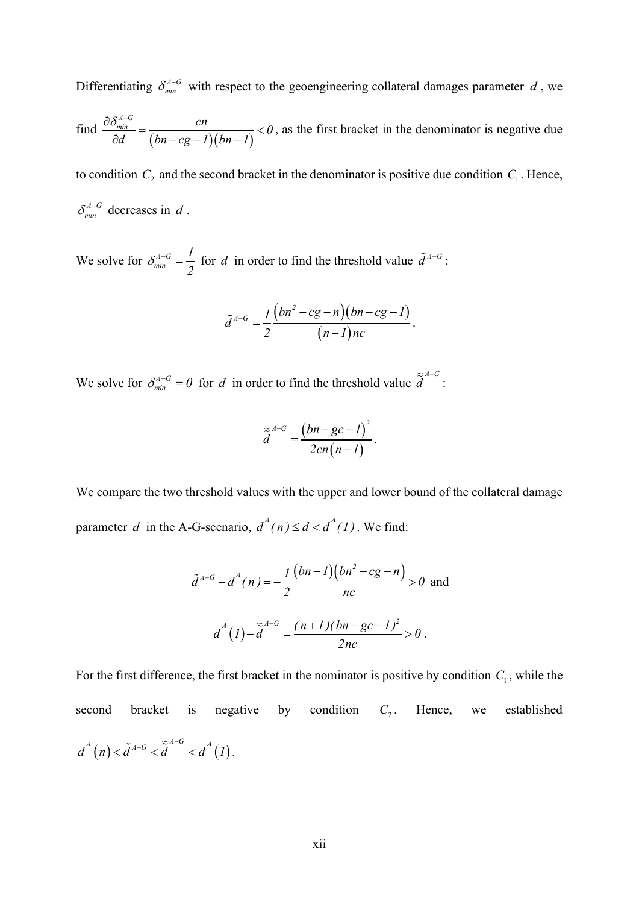Differentiating $\delta_{min}^{A-G}$ with respect to the geoengineering collateral damages parameter $d$, we find $\frac{\partial \delta_{min}^{A-G}}{\partial d} = \frac{cn}{(bn-cg-1)(bn-1)} < 0$, as the first bracket in the denominator is negative due to condition $C_2$ and the second bracket in the denominator is positive due condition $C_1$. Hence, $\delta_{min}^{A-G}$ decreases in $d$.

We solve for $\delta_{min}^{A-G} = \frac{1}{2}$ for $d$ in order to find the threshold value $\tilde{d}^{A-G}$:

$$\tilde{d}^{A-G} = \frac{1}{2}\frac{\left(bn^2 - cg - n\right)\left(bn - cg - 1\right)}{\left(n-1\right)nc}.$$

We solve for $\delta_{min}^{A-G} = 0$ for $d$ in order to find the threshold value $\approx{d}^{A-G}$:

$$\overset{\approx}{d}^{A-G} = \frac{\left(bn - gc - 1\right)^2}{2cn\left(n-1\right)}.$$

We compare the two threshold values with the upper and lower bound of the collateral damage parameter $d$ in the A-G-scenario, $\overline{d}^A(n) \leq d < \overline{d}^A(1)$. We find:

$$\tilde{d}^{A-G} - \overline{d}^A(n) = -\frac{1}{2}\frac{\left(bn-1\right)\left(bn^2 - cg - n\right)}{nc} > 0 \text{ and}$$

$$\overline{d}^A\left(1\right) - \overset{\approx}{d}^{A-G} = \frac{(n+1)(bn - gc - 1)^2}{2nc} > 0.$$

For the first difference, the first bracket in the nominator is positive by condition $C_1$, while the second bracket is negative by condition $C_2$. Hence, we established $\overline{d}^A\left(n\right) < \tilde{d}^{A-G} < \overset{\approx}{d}^{A-G} < \overline{d}^A\left(1\right)$.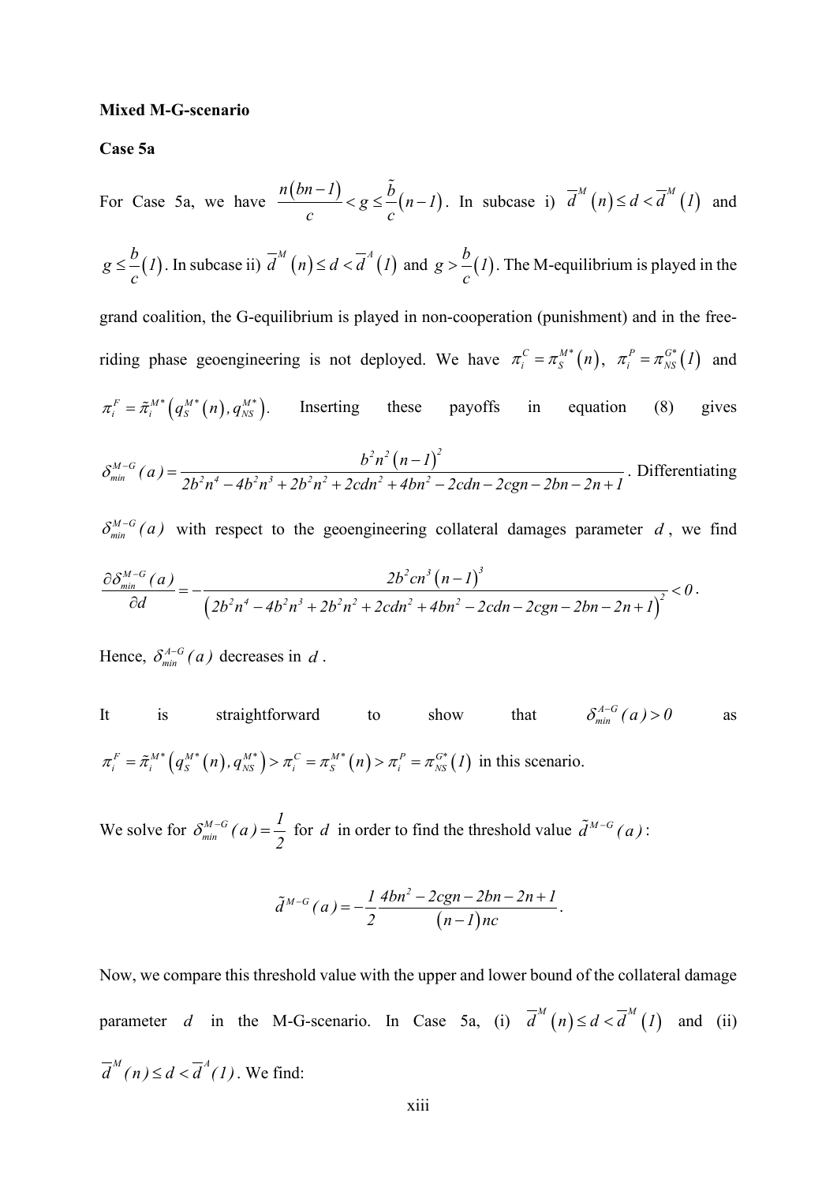**Mixed M-G-scenario**

**Case 5a**

For Case 5a, we have $\frac{n(bn-1)}{c} < g \leq \frac{\tilde{b}}{c}(n-1)$. In subcase i) $\overline{d}^M(n) \leq d < \overline{d}^M(1)$ and $g \leq \frac{b}{c}(1)$. In subcase ii) $\overline{d}^M(n) \leq d < \overline{d}^A(1)$ and $g > \frac{b}{c}(1)$. The M-equilibrium is played in the grand coalition, the G-equilibrium is played in non-cooperation (punishment) and in the free-riding phase geoengineering is not deployed. We have $\pi_i^C = \pi_S^{M*}(n)$, $\pi_i^P = \pi_{NS}^{G*}(1)$ and $\pi_i^F = \tilde{\pi}_i^{M*}\left(q_S^{M*}(n), q_{NS}^{M*}\right)$. Inserting these payoffs in equation (8) gives $\delta_{min}^{M-G}(a) = \frac{b^2n^2(n-1)^2}{2b^2n^4 - 4b^2n^3 + 2b^2n^2 + 2cdn^2 + 4bn^2 - 2cdn - 2cgn - 2bn - 2n + 1}$. Differentiating $\delta_{min}^{M-G}(a)$ with respect to the geoengineering collateral damages parameter $d$, we find

$$\frac{\partial \delta_{min}^{M-G}(a)}{\partial d} = -\frac{2b^2cn^3(n-1)^3}{\left(2b^2n^4 - 4b^2n^3 + 2b^2n^2 + 2cdn^2 + 4bn^2 - 2cdn - 2cgn - 2bn - 2n + 1\right)^2} < 0.$$

Hence, $\delta_{min}^{A-G}(a)$ decreases in $d$.

It is straightforward to show that $\delta_{min}^{A-G}(a) > 0$ as $\pi_i^F = \tilde{\pi}_i^{M*}\left(q_S^{M*}(n), q_{NS}^{M*}\right) > \pi_i^C = \pi_S^{M*}(n) > \pi_i^P = \pi_{NS}^{G*}(1)$ in this scenario.

We solve for $\delta_{min}^{M-G}(a) = \frac{1}{2}$ for $d$ in order to find the threshold value $\tilde{d}^{M-G}(a)$:

$$\tilde{d}^{M-G}(a) = -\frac{1}{2}\frac{4bn^2 - 2cgn - 2bn - 2n + 1}{(n-1)nc}.$$

Now, we compare this threshold value with the upper and lower bound of the collateral damage parameter $d$ in the M-G-scenario. In Case 5a, (i) $\overline{d}^M(n) \leq d < \overline{d}^M(1)$ and (ii) $\overline{d}^M(n) \leq d < \overline{d}^A(1)$. We find: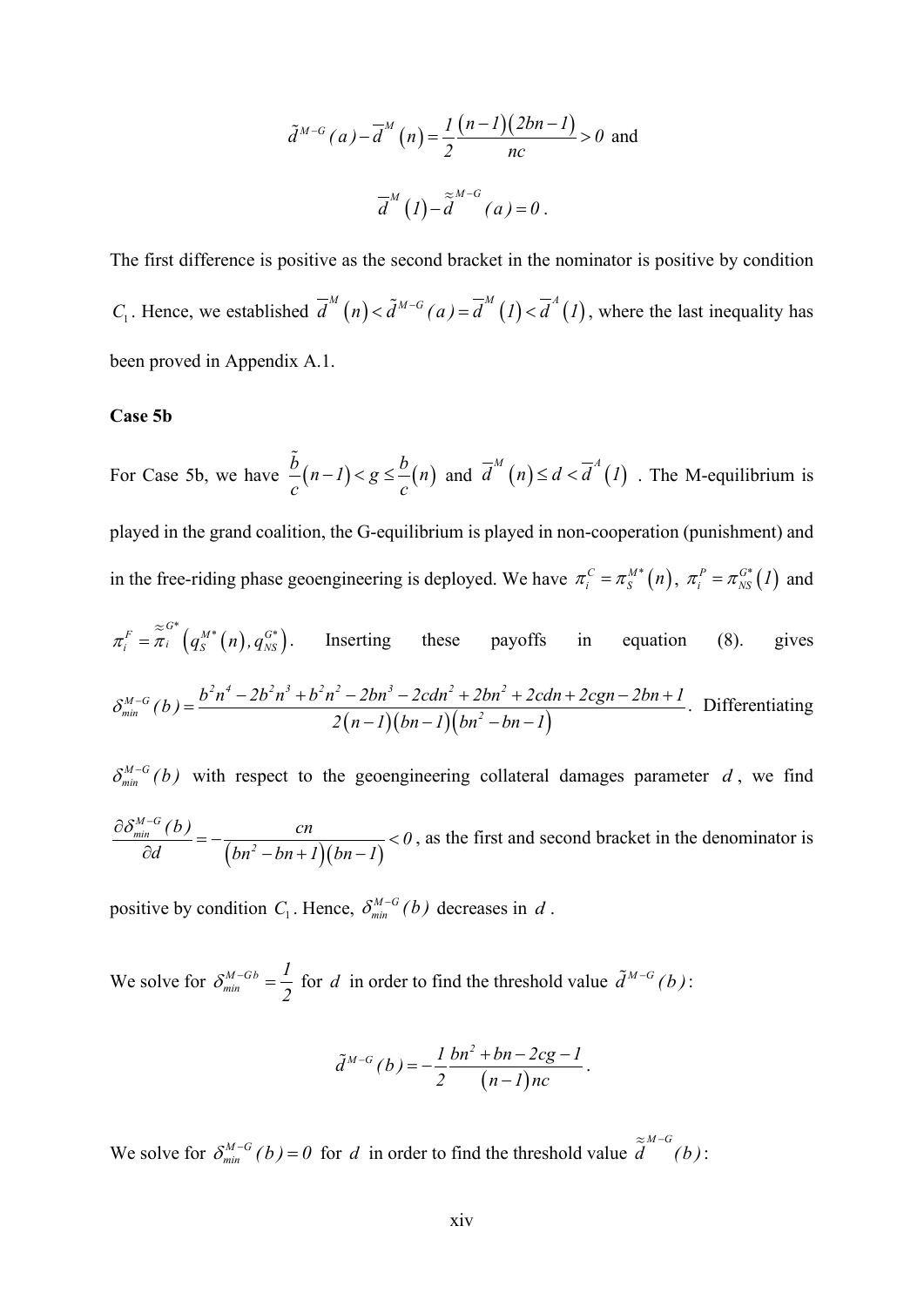$$\tilde{d}^{M-G}(a)-\overline{d}^{M}(n)=\frac{1}{2}\frac{(n-1)(2bn-1)}{nc}>0 \text{ and}$$

$$\overline{d}^{M}(1)-\overset{\approx}{d}^{M-G}(a)=0.$$

The first difference is positive as the second bracket in the nominator is positive by condition $C_1$. Hence, we established $\overline{d}^{M}(n)<\tilde{d}^{M-G}(a)=\overline{d}^{M}(1)<\overline{d}^{A}(1)$, where the last inequality has been proved in Appendix A.1.

**Case 5b**

For Case 5b, we have $\frac{\tilde{b}}{c}(n-1)<g\leq\frac{b}{c}(n)$ and $\overline{d}^{M}(n)\leq d<\overline{d}^{A}(1)$. The M-equilibrium is played in the grand coalition, the G-equilibrium is played in non-cooperation (punishment) and in the free-riding phase geoengineering is deployed. We have $\pi_i^{C}=\pi_S^{M*}(n)$, $\pi_i^{P}=\pi_{NS}^{G*}(1)$ and $\pi_i^{F}=\overset{\approx}{\pi}_i^{G*}\left(q_S^{M*}(n),q_{NS}^{G*}\right)$. Inserting these payoffs in equation (8). gives $\delta_{min}^{M-G}(b)=\frac{b^2n^4-2b^2n^3+b^2n^2-2bn^3-2cdn^2+2bn^2+2cdn+2cgn-2bn+1}{2(n-1)(bn-1)(bn^2-bn-1)}$. Differentiating $\delta_{min}^{M-G}(b)$ with respect to the geoengineering collateral damages parameter $d$, we find $\frac{\partial\delta_{min}^{M-G}(b)}{\partial d}=-\frac{cn}{(bn^2-bn+1)(bn-1)}<0$, as the first and second bracket in the denominator is positive by condition $C_1$. Hence, $\delta_{min}^{M-G}(b)$ decreases in $d$.

We solve for $\delta_{min}^{M-Gb}=\frac{1}{2}$ for $d$ in order to find the threshold value $\tilde{d}^{M-G}(b)$:

$$\tilde{d}^{M-G}(b)=-\frac{1}{2}\frac{bn^2+bn-2cg-1}{(n-1)nc}.$$

We solve for $\delta_{min}^{M-G}(b)=0$ for $d$ in order to find the threshold value $\overset{\approx}{d}^{M-G}(b)$: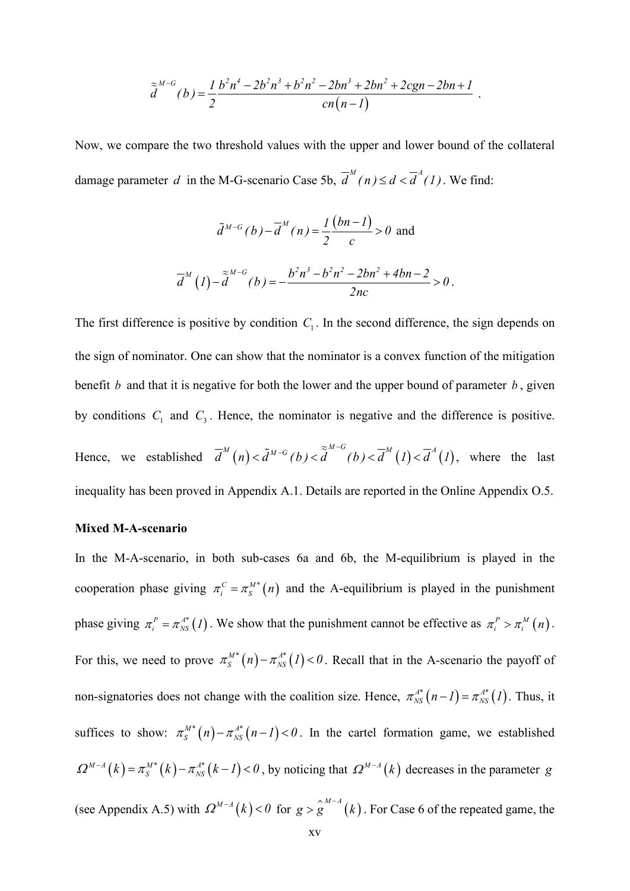$$\overset{\approx}{d}^{M-G}(b) = \frac{1}{2}\frac{b^2n^4 - 2b^2n^3 + b^2n^2 - 2bn^3 + 2bn^2 + 2cgn - 2bn + 1}{cn(n-1)} .$$

Now, we compare the two threshold values with the upper and lower bound of the collateral damage parameter $d$ in the M-G-scenario Case 5b, $\overline{d}^M(n) \le d < \overline{d}^A(1)$. We find:

$$\tilde{d}^{M-G}(b) - \overline{d}^M(n) = \frac{1}{2}\frac{(bn-1)}{c} > 0 \text{ and}$$

$$\overline{d}^M(1) - \overset{\approx}{d}^{M-G}(b) = -\frac{b^2n^3 - b^2n^2 - 2bn^2 + 4bn - 2}{2nc} > 0 .$$

The first difference is positive by condition $C_1$. In the second difference, the sign depends on the sign of nominator. One can show that the nominator is a convex function of the mitigation benefit $b$ and that it is negative for both the lower and the upper bound of parameter $b$, given by conditions $C_1$ and $C_3$. Hence, the nominator is negative and the difference is positive. Hence, we established $\overline{d}^M(n) < \tilde{d}^{M-G}(b) < \overset{\approx}{d}^{M-G}(b) < \overline{d}^M(1) < \overline{d}^A(1)$, where the last inequality has been proved in Appendix A.1. Details are reported in the Online Appendix O.5.

**Mixed M-A-scenario**

In the M-A-scenario, in both sub-cases 6a and 6b, the M-equilibrium is played in the cooperation phase giving $\pi_i^C = \pi_S^{M*}(n)$ and the A-equilibrium is played in the punishment phase giving $\pi_i^P = \pi_{NS}^{A*}(1)$. We show that the punishment cannot be effective as $\pi_i^P > \pi_i^M(n)$. For this, we need to prove $\pi_S^{M*}(n) - \pi_{NS}^{A*}(1) < 0$. Recall that in the A-scenario the payoff of non-signatories does not change with the coalition size. Hence, $\pi_{NS}^{A*}(n-1) = \pi_{NS}^{A*}(1)$. Thus, it suffices to show: $\pi_S^{M*}(n) - \pi_{NS}^{A*}(n-1) < 0$. In the cartel formation game, we established $\Omega^{M-A}(k) = \pi_S^{M*}(k) - \pi_{NS}^{A*}(k-1) < 0$, by noticing that $\Omega^{M-A}(k)$ decreases in the parameter $g$ (see Appendix A.5) with $\Omega^{M-A}(k) < 0$ for $g > \hat{g}^{M-A}(k)$. For Case 6 of the repeated game, the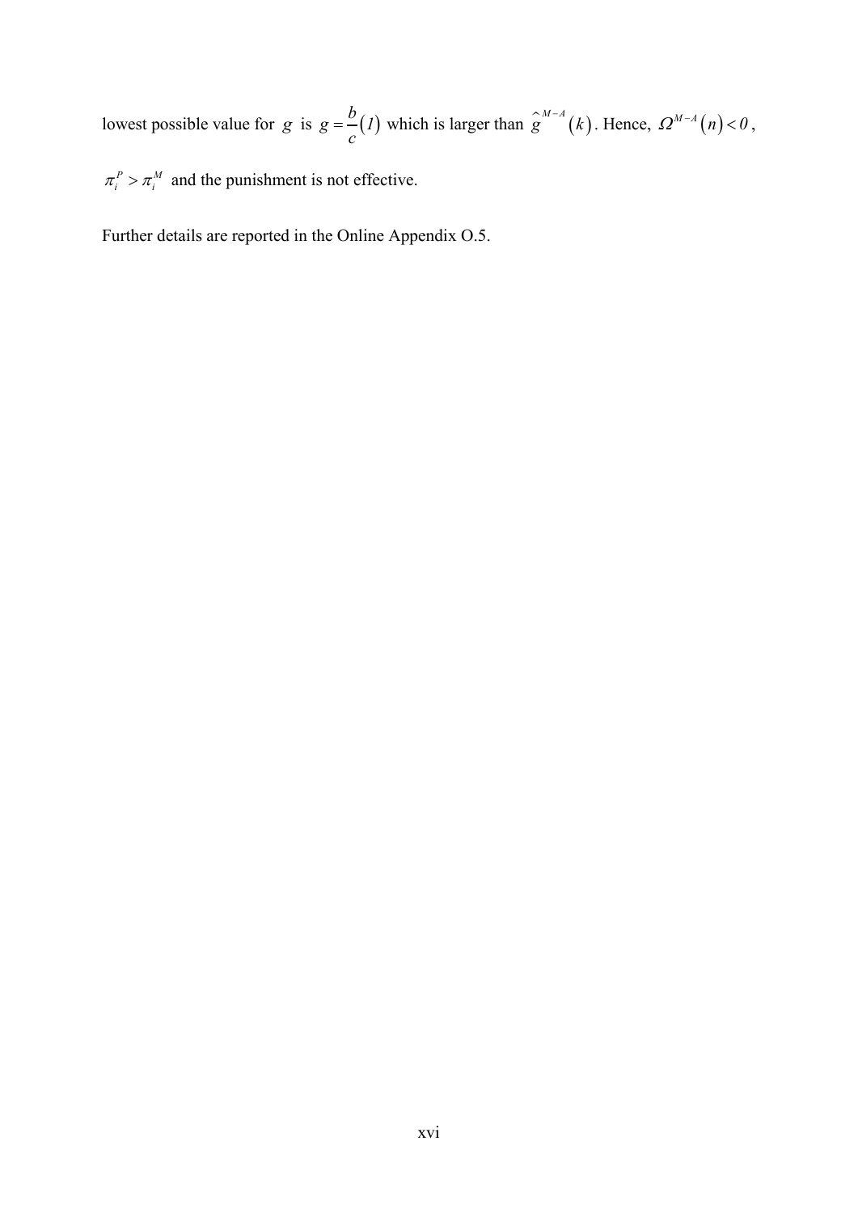lowest possible value for $g$ is $g = \frac{b}{c}(1)$ which is larger than $\hat{g}^{M-A}(k)$. Hence, $\Omega^{M-A}(n) < 0$, $\pi_i^P > \pi_i^M$ and the punishment is not effective.

Further details are reported in the Online Appendix O.5.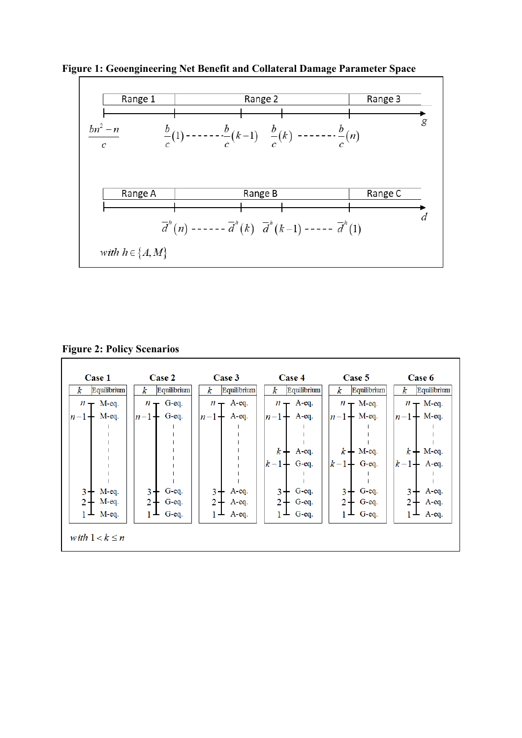**Figure 1: Geoengineering Net Benefit and Collateral Damage Parameter Space**

| Range 1 | Range 2 | Range 3 |
|---|---|---|

Axis $g$: $\frac{bn^2 - n}{c}$, $\frac{b}{c}(1)$ ------- $\frac{b}{c}(k-1)$, $\frac{b}{c}(k)$ ------- $\frac{b}{c}(n)$

| Range A | Range B | Range C |
|---|---|---|

Axis $d$: $\bar{d}^h(n)$ ------ $\bar{d}^h(k)$, $\bar{d}^h(k-1)$ ----- $\bar{d}^h(1)$

*with* $h \in \{A, M\}$

**Figure 2: Policy Scenarios**

| $k$ | Case 1 | Case 2 | Case 3 | Case 4 | Case 5 | Case 6 |
|---|---|---|---|---|---|---|
| $n$ | M-eq. | G-eq. | A-eq. | A-eq. | M-eq. | M-eq. |
| $n-1$ | M-eq. | G-eq. | A-eq. | A-eq. | M-eq. | M-eq. |
| $k$ | | | | A-eq. | M-eq. | M-eq. |
| $k-1$ | | | | G-eq. | G-eq. | A-eq. |
| 3 | M-eq. | G-eq. | A-eq. | G-eq. | G-eq. | A-eq. |
| 2 | M-eq. | G-eq. | A-eq. | G-eq. | G-eq. | A-eq. |
| 1 | M-eq. | G-eq. | A-eq. | G-eq. | G-eq. | A-eq. |

*with* $1 < k \le n$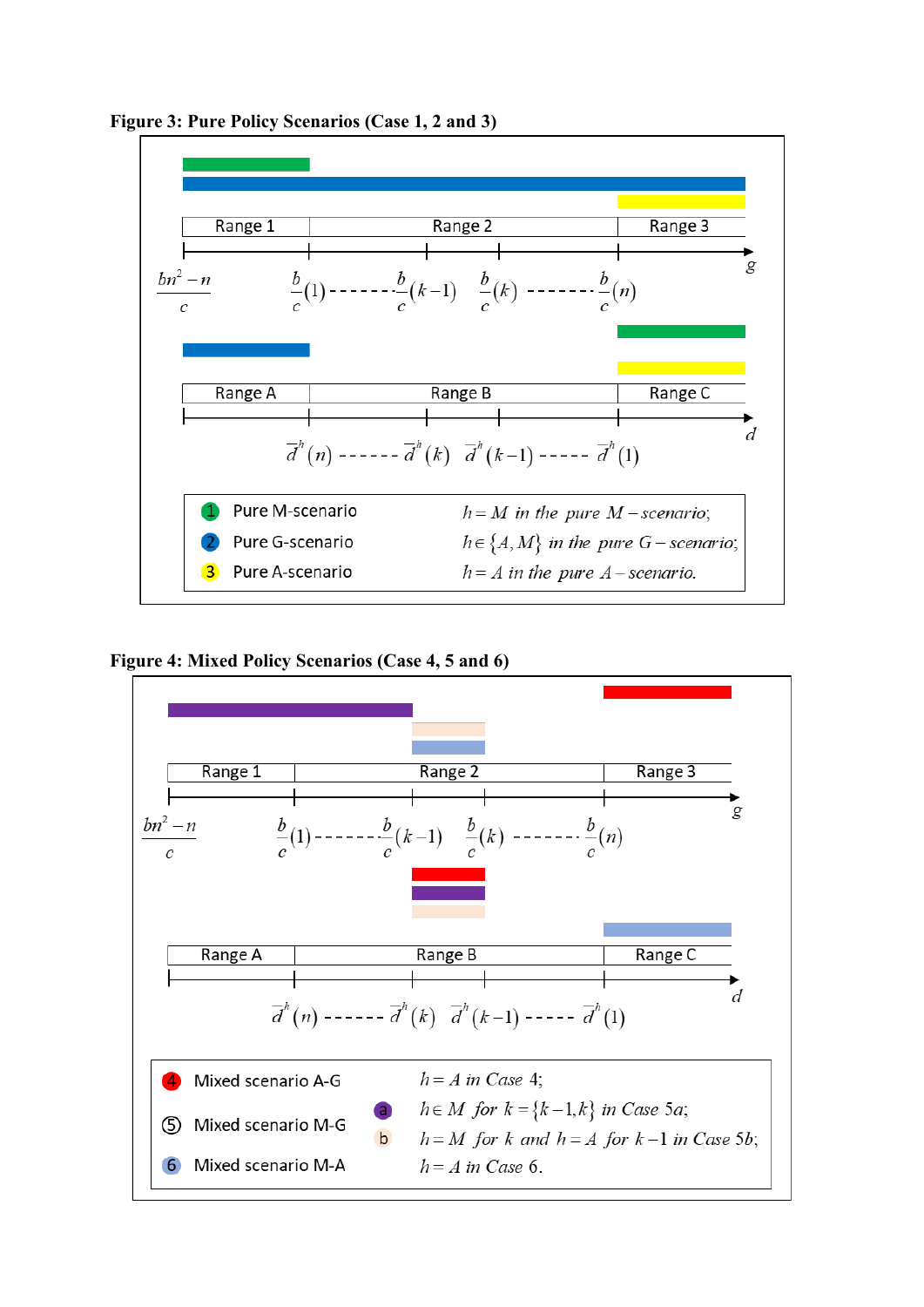**Figure 3: Pure Policy Scenarios (Case 1, 2 and 3)**

Range 1 | Range 2 | Range 3

$\frac{bn^2 - n}{c}$ $\quad \frac{b}{c}(1)$ ------- $\frac{b}{c}(k-1)$ $\quad \frac{b}{c}(k)$ ------- $\frac{b}{c}(n)$ $\quad g$

Range A | Range B | Range C

$\bar{d}^h(n)$ ------ $\bar{d}^h(k)$ $\quad \bar{d}^h(k-1)$ ----- $\bar{d}^h(1)$ $\quad d$

1. Pure M-scenario — $h = M$ *in the pure* $M$*-scenario;*
2. Pure G-scenario — $h \in \{A, M\}$ *in the pure* $G$*-scenario;*
3. Pure A-scenario — $h = A$ *in the pure* $A$*-scenario.*

**Figure 4: Mixed Policy Scenarios (Case 4, 5 and 6)**

Range 1 | Range 2 | Range 3

$\frac{bn^2 - n}{c}$ $\quad \frac{b}{c}(1)$ ------- $\frac{b}{c}(k-1)$ $\quad \frac{b}{c}(k)$ ------- $\frac{b}{c}(n)$ $\quad g$

Range A | Range B | Range C

$\bar{d}^h(n)$ ------ $\bar{d}^h(k)$ $\quad \bar{d}^h(k-1)$ ----- $\bar{d}^h(1)$ $\quad d$

4. Mixed scenario A-G — $h = A$ *in Case* 4;
5. Mixed scenario M-G — a: $h \in M$ *for* $k = \{k-1, k\}$ *in Case* 5a; b: $h = M$ *for* $k$ *and* $h = A$ *for* $k-1$ *in Case* 5b;
6. Mixed scenario M-A — $h = A$ *in Case* 6.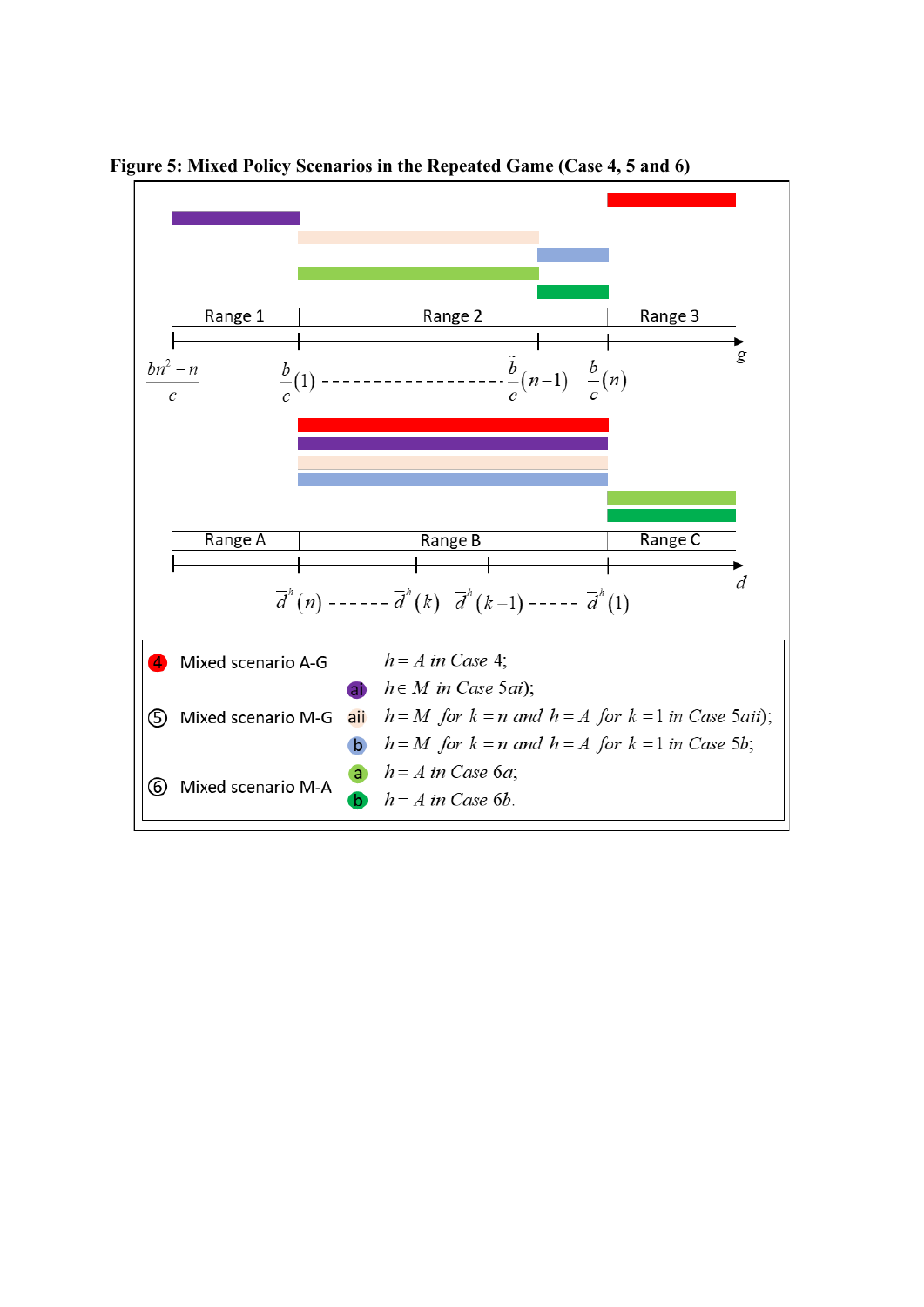**Figure 5: Mixed Policy Scenarios in the Repeated Game (Case 4, 5 and 6)**

Range 1 | Range 2 | Range 3

$g$

$\frac{bn^2 - n}{c}$ $\frac{b}{c}(1)$ ------------------ $\frac{\tilde{b}}{c}(n-1)$ $\frac{b}{c}(n)$

Range A | Range B | Range C

$d$

$\vec{d}^h(n)$ ------ $\vec{d}^h(k)$ $\vec{d}^h(k-1)$ ----- $\vec{d}^h(1)$

④ Mixed scenario A-G — $h = A$ in Case 4;

⑤ Mixed scenario M-G
- ai — $h \in M$ in Case 5ai);
- aii — $h = M$ for $k = n$ and $h = A$ for $k = 1$ in Case 5aii);
- b — $h = M$ for $k = n$ and $h = A$ for $k = 1$ in Case 5b;

⑥ Mixed scenario M-A
- a — $h = A$ in Case 6a;
- b — $h = A$ in Case 6b.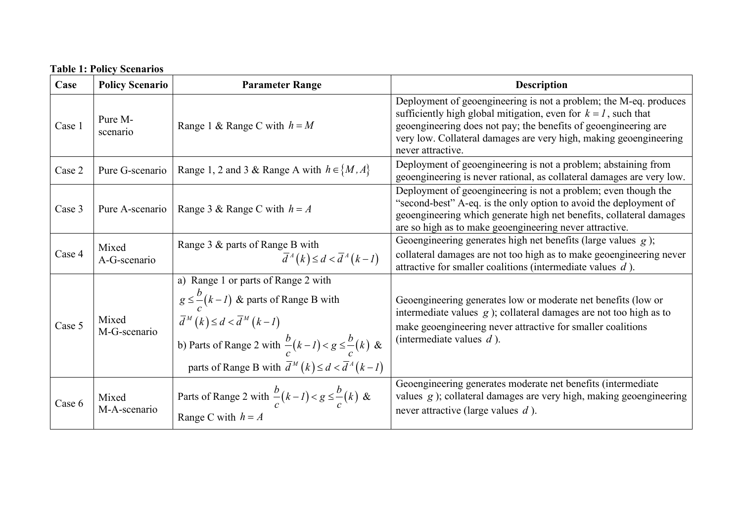**Table 1: Policy Scenarios**

| Case | Policy Scenario | Parameter Range | Description |
|---|---|---|---|
| Case 1 | Pure M-scenario | Range 1 & Range C with $h = M$ | Deployment of geoengineering is not a problem; the M-eq. produces sufficiently high global mitigation, even for $k = 1$, such that geoengineering does not pay; the benefits of geoengineering are very low. Collateral damages are very high, making geoengineering never attractive. |
| Case 2 | Pure G-scenario | Range 1, 2 and 3 & Range A with $h \in \{M, A\}$ | Deployment of geoengineering is not a problem; abstaining from geoengineering is never rational, as collateral damages are very low. |
| Case 3 | Pure A-scenario | Range 3 & Range C with $h = A$ | Deployment of geoengineering is not a problem; even though the "second-best" A-eq. is the only option to avoid the deployment of geoengineering which generate high net benefits, collateral damages are so high as to make geoengineering never attractive. |
| Case 4 | Mixed A-G-scenario | Range 3 & parts of Range B with $\bar{d}^A(k) \leq d < \bar{d}^A(k-1)$ | Geoengineering generates high net benefits (large values $g$); collateral damages are not too high as to make geoengineering never attractive for smaller coalitions (intermediate values $d$). |
| Case 5 | Mixed M-G-scenario | a) Range 1 or parts of Range 2 with $g \leq \frac{b}{c}(k-1)$ & parts of Range B with $\bar{d}^M(k) \leq d < \bar{d}^M(k-1)$ <br> b) Parts of Range 2 with $\frac{b}{c}(k-1) < g \leq \frac{b}{c}(k)$ & parts of Range B with $\bar{d}^M(k) \leq d < \bar{d}^A(k-1)$ | Geoengineering generates low or moderate net benefits (low or intermediate values $g$); collateral damages are not too high as to make geoengineering never attractive for smaller coalitions (intermediate values $d$). |
| Case 6 | Mixed M-A-scenario | Parts of Range 2 with $\frac{b}{c}(k-1) < g \leq \frac{b}{c}(k)$ & Range C with $h = A$ | Geoengineering generates moderate net benefits (intermediate values $g$); collateral damages are very high, making geoengineering never attractive (large values $d$). |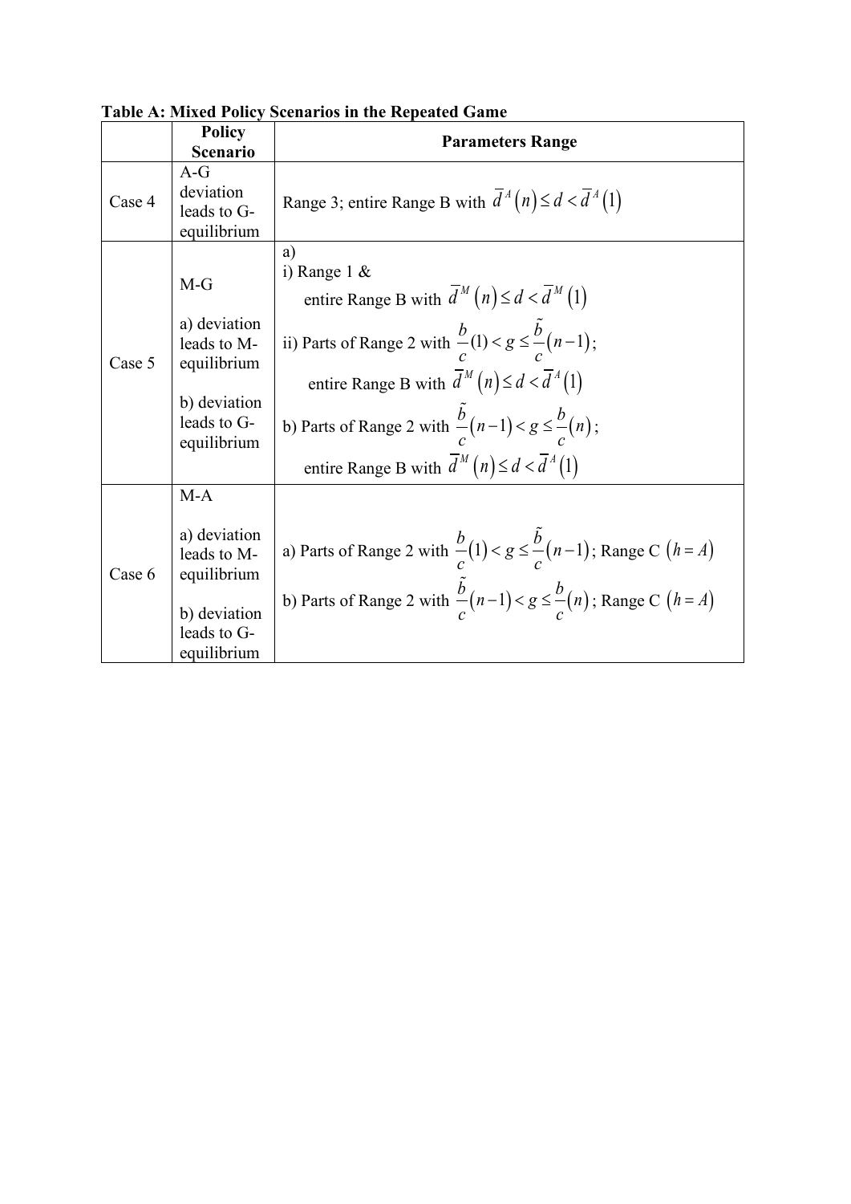**Table A: Mixed Policy Scenarios in the Repeated Game**

| | Policy Scenario | Parameters Range |
|---|---|---|
| Case 4 | A-G deviation leads to G-equilibrium | Range 3; entire Range B with $\overline{d}^{A}(n) \leq d < \overline{d}^{A}(1)$ |
| Case 5 | M-G<br><br>a) deviation leads to M-equilibrium<br><br>b) deviation leads to G-equilibrium | a)<br>i) Range 1 &<br>entire Range B with $\overline{d}^{M}(n) \leq d < \overline{d}^{M}(1)$<br>ii) Parts of Range 2 with $\frac{b}{c}(1) < g \leq \frac{\tilde{b}}{c}(n-1)$;<br>entire Range B with $\overline{d}^{M}(n) \leq d < \overline{d}^{A}(1)$<br>b) Parts of Range 2 with $\frac{\tilde{b}}{c}(n-1) < g \leq \frac{b}{c}(n)$;<br>entire Range B with $\overline{d}^{M}(n) \leq d < \overline{d}^{A}(1)$ |
| Case 6 | M-A<br><br>a) deviation leads to M-equilibrium<br><br>b) deviation leads to G-equilibrium | a) Parts of Range 2 with $\frac{b}{c}(1) < g \leq \frac{\tilde{b}}{c}(n-1)$; Range C $(h = A)$<br>b) Parts of Range 2 with $\frac{\tilde{b}}{c}(n-1) < g \leq \frac{b}{c}(n)$; Range C $(h = A)$ |